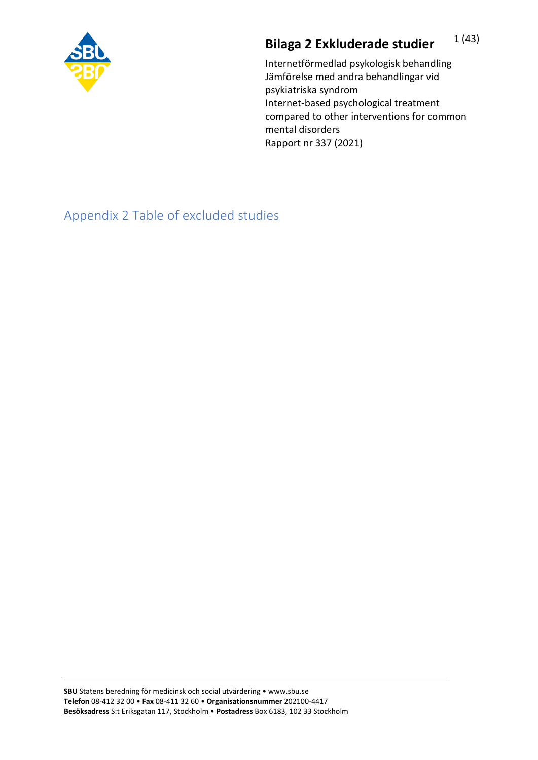# Bilaga 2 Exkluderade studier

Internetförmedlad psykologisk behandling
Jämförelse med andra behandlingar vid psykiatriska syndrom
Internet-based psychological treatment compared to other interventions for common mental disorders
Rapport nr 337 (2021)

## Appendix 2 Table of excluded studies

**SBU** Statens beredning för medicinsk och social utvärdering • www.sbu.se
**Telefon** 08-412 32 00 • **Fax** 08-411 32 60 • **Organisationsnummer** 202100-4417
**Besöksadress** S:t Eriksgatan 117, Stockholm • **Postadress** Box 6183, 102 33 Stockholm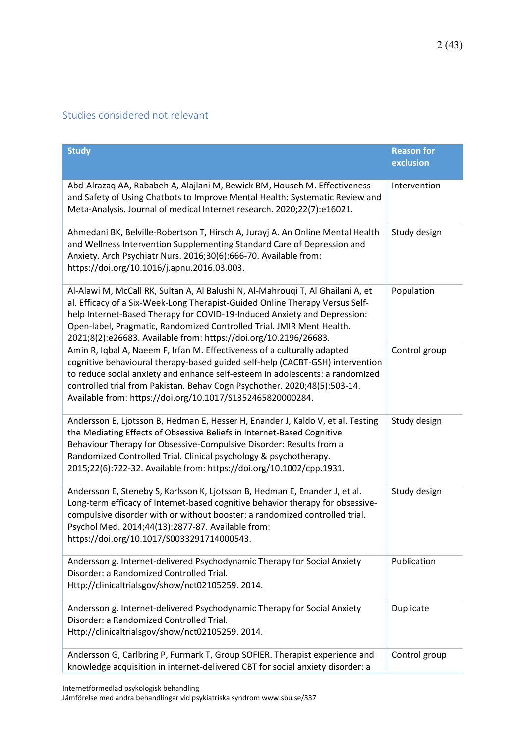## Studies considered not relevant

| Study | Reason for exclusion |
|---|---|
| Abd-Alrazaq AA, Rababeh A, Alajlani M, Bewick BM, Househ M. Effectiveness and Safety of Using Chatbots to Improve Mental Health: Systematic Review and Meta-Analysis. Journal of medical Internet research. 2020;22(7):e16021. | Intervention |
| Ahmedani BK, Belville-Robertson T, Hirsch A, Jurayj A. An Online Mental Health and Wellness Intervention Supplementing Standard Care of Depression and Anxiety. Arch Psychiatr Nurs. 2016;30(6):666-70. Available from: https://doi.org/10.1016/j.apnu.2016.03.003. | Study design |
| Al-Alawi M, McCall RK, Sultan A, Al Balushi N, Al-Mahrouqi T, Al Ghailani A, et al. Efficacy of a Six-Week-Long Therapist-Guided Online Therapy Versus Self-help Internet-Based Therapy for COVID-19-Induced Anxiety and Depression: Open-label, Pragmatic, Randomized Controlled Trial. JMIR Ment Health. 2021;8(2):e26683. Available from: https://doi.org/10.2196/26683. | Population |
| Amin R, Iqbal A, Naeem F, Irfan M. Effectiveness of a culturally adapted cognitive behavioural therapy-based guided self-help (CACBT-GSH) intervention to reduce social anxiety and enhance self-esteem in adolescents: a randomized controlled trial from Pakistan. Behav Cogn Psychother. 2020;48(5):503-14. Available from: https://doi.org/10.1017/S1352465820000284. | Control group |
| Andersson E, Ljotsson B, Hedman E, Hesser H, Enander J, Kaldo V, et al. Testing the Mediating Effects of Obsessive Beliefs in Internet-Based Cognitive Behaviour Therapy for Obsessive-Compulsive Disorder: Results from a Randomized Controlled Trial. Clinical psychology & psychotherapy. 2015;22(6):722-32. Available from: https://doi.org/10.1002/cpp.1931. | Study design |
| Andersson E, Steneby S, Karlsson K, Ljotsson B, Hedman E, Enander J, et al. Long-term efficacy of Internet-based cognitive behavior therapy for obsessive-compulsive disorder with or without booster: a randomized controlled trial. Psychol Med. 2014;44(13):2877-87. Available from: https://doi.org/10.1017/S0033291714000543. | Study design |
| Andersson g. Internet-delivered Psychodynamic Therapy for Social Anxiety Disorder: a Randomized Controlled Trial. Http://clinicaltrialsgov/show/nct02105259. 2014. | Publication |
| Andersson g. Internet-delivered Psychodynamic Therapy for Social Anxiety Disorder: a Randomized Controlled Trial. Http://clinicaltrialsgov/show/nct02105259. 2014. | Duplicate |
| Andersson G, Carlbring P, Furmark T, Group SOFIER. Therapist experience and knowledge acquisition in internet-delivered CBT for social anxiety disorder: a | Control group |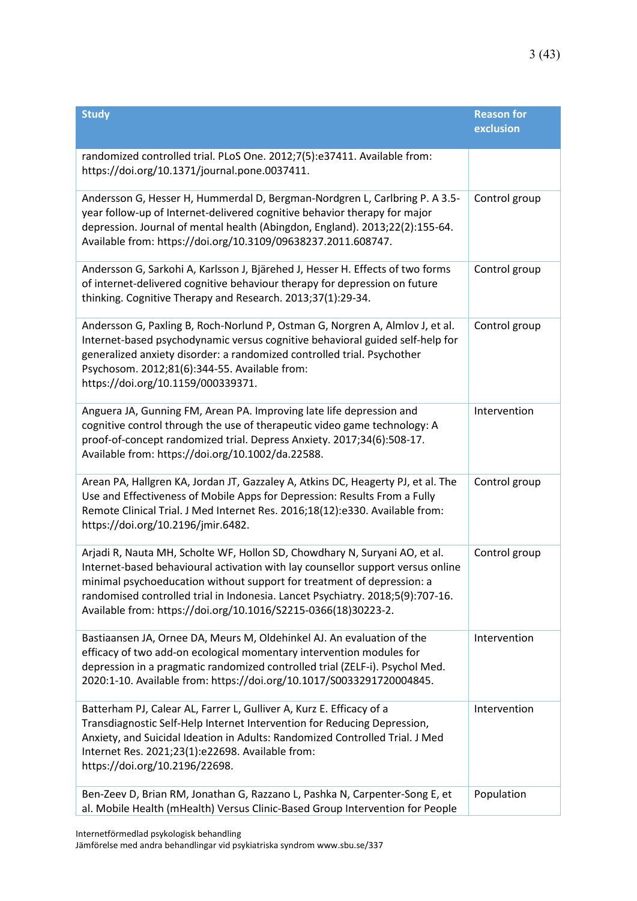| Study | Reason for exclusion |
|---|---|
| randomized controlled trial. PLoS One. 2012;7(5):e37411. Available from: https://doi.org/10.1371/journal.pone.0037411. | |
| Andersson G, Hesser H, Hummerdal D, Bergman-Nordgren L, Carlbring P. A 3.5-year follow-up of Internet-delivered cognitive behavior therapy for major depression. Journal of mental health (Abingdon, England). 2013;22(2):155-64. Available from: https://doi.org/10.3109/09638237.2011.608747. | Control group |
| Andersson G, Sarkohi A, Karlsson J, Bjärehed J, Hesser H. Effects of two forms of internet-delivered cognitive behaviour therapy for depression on future thinking. Cognitive Therapy and Research. 2013;37(1):29-34. | Control group |
| Andersson G, Paxling B, Roch-Norlund P, Ostman G, Norgren A, Almlov J, et al. Internet-based psychodynamic versus cognitive behavioral guided self-help for generalized anxiety disorder: a randomized controlled trial. Psychother Psychosom. 2012;81(6):344-55. Available from: https://doi.org/10.1159/000339371. | Control group |
| Anguera JA, Gunning FM, Arean PA. Improving late life depression and cognitive control through the use of therapeutic video game technology: A proof-of-concept randomized trial. Depress Anxiety. 2017;34(6):508-17. Available from: https://doi.org/10.1002/da.22588. | Intervention |
| Arean PA, Hallgren KA, Jordan JT, Gazzaley A, Atkins DC, Heagerty PJ, et al. The Use and Effectiveness of Mobile Apps for Depression: Results From a Fully Remote Clinical Trial. J Med Internet Res. 2016;18(12):e330. Available from: https://doi.org/10.2196/jmir.6482. | Control group |
| Arjadi R, Nauta MH, Scholte WF, Hollon SD, Chowdhary N, Suryani AO, et al. Internet-based behavioural activation with lay counsellor support versus online minimal psychoeducation without support for treatment of depression: a randomised controlled trial in Indonesia. Lancet Psychiatry. 2018;5(9):707-16. Available from: https://doi.org/10.1016/S2215-0366(18)30223-2. | Control group |
| Bastiaansen JA, Ornee DA, Meurs M, Oldehinkel AJ. An evaluation of the efficacy of two add-on ecological momentary intervention modules for depression in a pragmatic randomized controlled trial (ZELF-i). Psychol Med. 2020:1-10. Available from: https://doi.org/10.1017/S0033291720004845. | Intervention |
| Batterham PJ, Calear AL, Farrer L, Gulliver A, Kurz E. Efficacy of a Transdiagnostic Self-Help Internet Intervention for Reducing Depression, Anxiety, and Suicidal Ideation in Adults: Randomized Controlled Trial. J Med Internet Res. 2021;23(1):e22698. Available from: https://doi.org/10.2196/22698. | Intervention |
| Ben-Zeev D, Brian RM, Jonathan G, Razzano L, Pashka N, Carpenter-Song E, et al. Mobile Health (mHealth) Versus Clinic-Based Group Intervention for People | Population |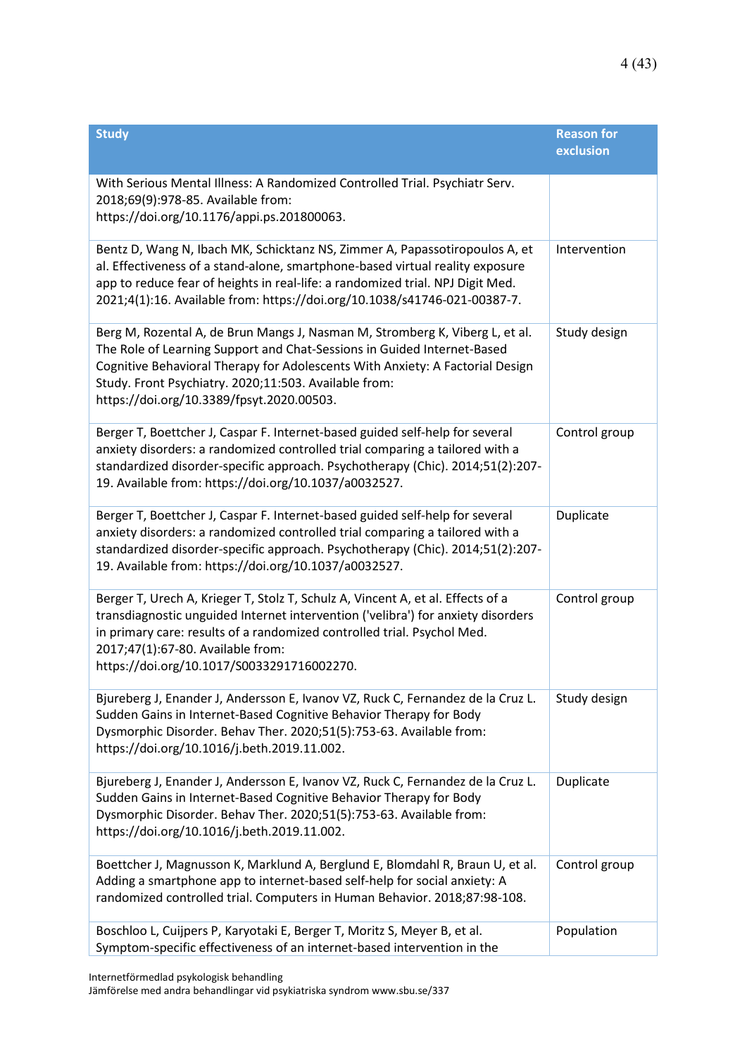| Study | Reason for exclusion |
| --- | --- |
| With Serious Mental Illness: A Randomized Controlled Trial. Psychiatr Serv. 2018;69(9):978-85. Available from: https://doi.org/10.1176/appi.ps.201800063. | |
| Bentz D, Wang N, Ibach MK, Schicktanz NS, Zimmer A, Papassotiropoulos A, et al. Effectiveness of a stand-alone, smartphone-based virtual reality exposure app to reduce fear of heights in real-life: a randomized trial. NPJ Digit Med. 2021;4(1):16. Available from: https://doi.org/10.1038/s41746-021-00387-7. | Intervention |
| Berg M, Rozental A, de Brun Mangs J, Nasman M, Stromberg K, Viberg L, et al. The Role of Learning Support and Chat-Sessions in Guided Internet-Based Cognitive Behavioral Therapy for Adolescents With Anxiety: A Factorial Design Study. Front Psychiatry. 2020;11:503. Available from: https://doi.org/10.3389/fpsyt.2020.00503. | Study design |
| Berger T, Boettcher J, Caspar F. Internet-based guided self-help for several anxiety disorders: a randomized controlled trial comparing a tailored with a standardized disorder-specific approach. Psychotherapy (Chic). 2014;51(2):207-19. Available from: https://doi.org/10.1037/a0032527. | Control group |
| Berger T, Boettcher J, Caspar F. Internet-based guided self-help for several anxiety disorders: a randomized controlled trial comparing a tailored with a standardized disorder-specific approach. Psychotherapy (Chic). 2014;51(2):207-19. Available from: https://doi.org/10.1037/a0032527. | Duplicate |
| Berger T, Urech A, Krieger T, Stolz T, Schulz A, Vincent A, et al. Effects of a transdiagnostic unguided Internet intervention ('velibra') for anxiety disorders in primary care: results of a randomized controlled trial. Psychol Med. 2017;47(1):67-80. Available from: https://doi.org/10.1017/S0033291716002270. | Control group |
| Bjureberg J, Enander J, Andersson E, Ivanov VZ, Ruck C, Fernandez de la Cruz L. Sudden Gains in Internet-Based Cognitive Behavior Therapy for Body Dysmorphic Disorder. Behav Ther. 2020;51(5):753-63. Available from: https://doi.org/10.1016/j.beth.2019.11.002. | Study design |
| Bjureberg J, Enander J, Andersson E, Ivanov VZ, Ruck C, Fernandez de la Cruz L. Sudden Gains in Internet-Based Cognitive Behavior Therapy for Body Dysmorphic Disorder. Behav Ther. 2020;51(5):753-63. Available from: https://doi.org/10.1016/j.beth.2019.11.002. | Duplicate |
| Boettcher J, Magnusson K, Marklund A, Berglund E, Blomdahl R, Braun U, et al. Adding a smartphone app to internet-based self-help for social anxiety: A randomized controlled trial. Computers in Human Behavior. 2018;87:98-108. | Control group |
| Boschloo L, Cuijpers P, Karyotaki E, Berger T, Moritz S, Meyer B, et al. Symptom-specific effectiveness of an internet-based intervention in the | Population |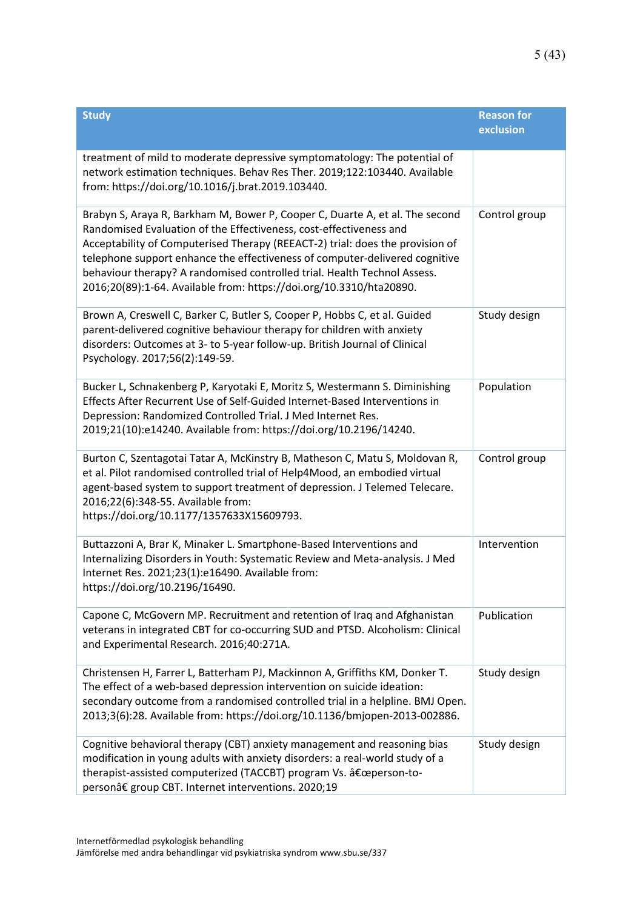| Study | Reason for exclusion |
| --- | --- |
| treatment of mild to moderate depressive symptomatology: The potential of network estimation techniques. Behav Res Ther. 2019;122:103440. Available from: https://doi.org/10.1016/j.brat.2019.103440. | |
| Brabyn S, Araya R, Barkham M, Bower P, Cooper C, Duarte A, et al. The second Randomised Evaluation of the Effectiveness, cost-effectiveness and Acceptability of Computerised Therapy (REEACT-2) trial: does the provision of telephone support enhance the effectiveness of computer-delivered cognitive behaviour therapy? A randomised controlled trial. Health Technol Assess. 2016;20(89):1-64. Available from: https://doi.org/10.3310/hta20890. | Control group |
| Brown A, Creswell C, Barker C, Butler S, Cooper P, Hobbs C, et al. Guided parent-delivered cognitive behaviour therapy for children with anxiety disorders: Outcomes at 3- to 5-year follow-up. British Journal of Clinical Psychology. 2017;56(2):149-59. | Study design |
| Bucker L, Schnakenberg P, Karyotaki E, Moritz S, Westermann S. Diminishing Effects After Recurrent Use of Self-Guided Internet-Based Interventions in Depression: Randomized Controlled Trial. J Med Internet Res. 2019;21(10):e14240. Available from: https://doi.org/10.2196/14240. | Population |
| Burton C, Szentagotai Tatar A, McKinstry B, Matheson C, Matu S, Moldovan R, et al. Pilot randomised controlled trial of Help4Mood, an embodied virtual agent-based system to support treatment of depression. J Telemed Telecare. 2016;22(6):348-55. Available from: https://doi.org/10.1177/1357633X15609793. | Control group |
| Buttazzoni A, Brar K, Minaker L. Smartphone-Based Interventions and Internalizing Disorders in Youth: Systematic Review and Meta-analysis. J Med Internet Res. 2021;23(1):e16490. Available from: https://doi.org/10.2196/16490. | Intervention |
| Capone C, McGovern MP. Recruitment and retention of Iraq and Afghanistan veterans in integrated CBT for co-occurring SUD and PTSD. Alcoholism: Clinical and Experimental Research. 2016;40:271A. | Publication |
| Christensen H, Farrer L, Batterham PJ, Mackinnon A, Griffiths KM, Donker T. The effect of a web-based depression intervention on suicide ideation: secondary outcome from a randomised controlled trial in a helpline. BMJ Open. 2013;3(6):28. Available from: https://doi.org/10.1136/bmjopen-2013-002886. | Study design |
| Cognitive behavioral therapy (CBT) anxiety management and reasoning bias modification in young adults with anxiety disorders: a real-world study of a therapist-assisted computerized (TACCBT) program Vs. â€œperson-to-personâ€ group CBT. Internet interventions. 2020;19 | Study design |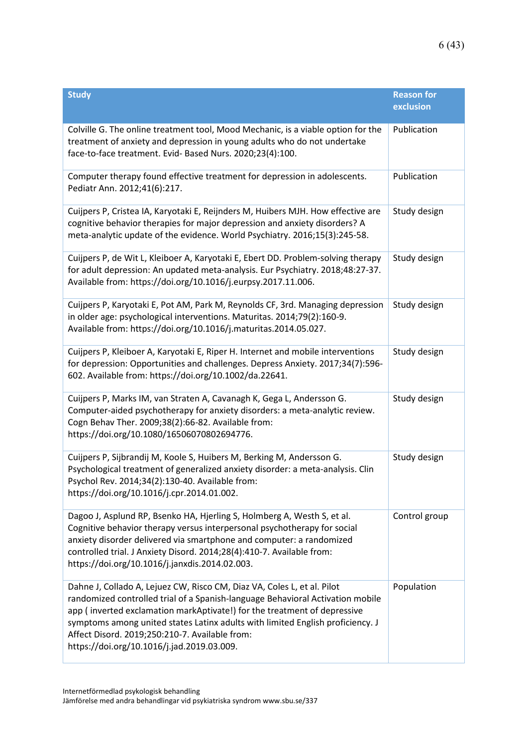| Study | Reason for exclusion |
|---|---|
| Colville G. The online treatment tool, Mood Mechanic, is a viable option for the treatment of anxiety and depression in young adults who do not undertake face-to-face treatment. Evid- Based Nurs. 2020;23(4):100. | Publication |
| Computer therapy found effective treatment for depression in adolescents. Pediatr Ann. 2012;41(6):217. | Publication |
| Cuijpers P, Cristea IA, Karyotaki E, Reijnders M, Huibers MJH. How effective are cognitive behavior therapies for major depression and anxiety disorders? A meta-analytic update of the evidence. World Psychiatry. 2016;15(3):245-58. | Study design |
| Cuijpers P, de Wit L, Kleiboer A, Karyotaki E, Ebert DD. Problem-solving therapy for adult depression: An updated meta-analysis. Eur Psychiatry. 2018;48:27-37. Available from: https://doi.org/10.1016/j.eurpsy.2017.11.006. | Study design |
| Cuijpers P, Karyotaki E, Pot AM, Park M, Reynolds CF, 3rd. Managing depression in older age: psychological interventions. Maturitas. 2014;79(2):160-9. Available from: https://doi.org/10.1016/j.maturitas.2014.05.027. | Study design |
| Cuijpers P, Kleiboer A, Karyotaki E, Riper H. Internet and mobile interventions for depression: Opportunities and challenges. Depress Anxiety. 2017;34(7):596-602. Available from: https://doi.org/10.1002/da.22641. | Study design |
| Cuijpers P, Marks IM, van Straten A, Cavanagh K, Gega L, Andersson G. Computer-aided psychotherapy for anxiety disorders: a meta-analytic review. Cogn Behav Ther. 2009;38(2):66-82. Available from: https://doi.org/10.1080/16506070802694776. | Study design |
| Cuijpers P, Sijbrandij M, Koole S, Huibers M, Berking M, Andersson G. Psychological treatment of generalized anxiety disorder: a meta-analysis. Clin Psychol Rev. 2014;34(2):130-40. Available from: https://doi.org/10.1016/j.cpr.2014.01.002. | Study design |
| Dagoo J, Asplund RP, Bsenko HA, Hjerling S, Holmberg A, Westh S, et al. Cognitive behavior therapy versus interpersonal psychotherapy for social anxiety disorder delivered via smartphone and computer: a randomized controlled trial. J Anxiety Disord. 2014;28(4):410-7. Available from: https://doi.org/10.1016/j.janxdis.2014.02.003. | Control group |
| Dahne J, Collado A, Lejuez CW, Risco CM, Diaz VA, Coles L, et al. Pilot randomized controlled trial of a Spanish-language Behavioral Activation mobile app ( inverted exclamation markAptivate!) for the treatment of depressive symptoms among united states Latinx adults with limited English proficiency. J Affect Disord. 2019;250:210-7. Available from: https://doi.org/10.1016/j.jad.2019.03.009. | Population |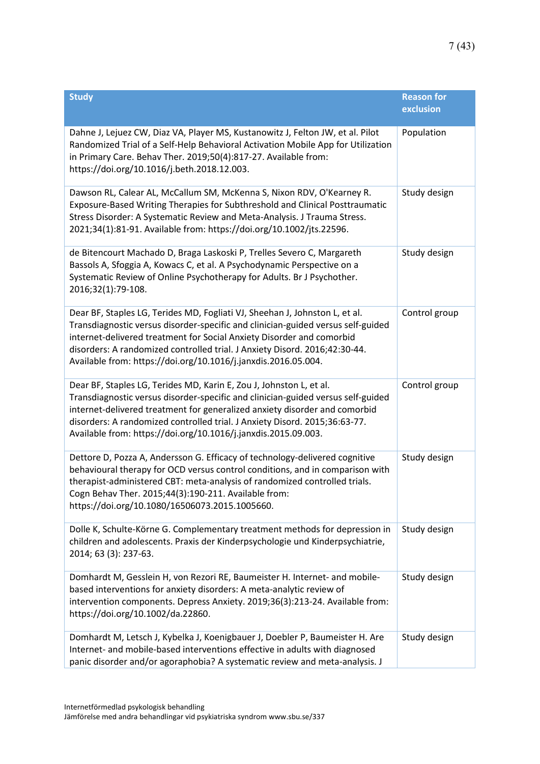| Study | Reason for exclusion |
|---|---|
| Dahne J, Lejuez CW, Diaz VA, Player MS, Kustanowitz J, Felton JW, et al. Pilot Randomized Trial of a Self-Help Behavioral Activation Mobile App for Utilization in Primary Care. Behav Ther. 2019;50(4):817-27. Available from: https://doi.org/10.1016/j.beth.2018.12.003. | Population |
| Dawson RL, Calear AL, McCallum SM, McKenna S, Nixon RDV, O'Kearney R. Exposure-Based Writing Therapies for Subthreshold and Clinical Posttraumatic Stress Disorder: A Systematic Review and Meta-Analysis. J Trauma Stress. 2021;34(1):81-91. Available from: https://doi.org/10.1002/jts.22596. | Study design |
| de Bitencourt Machado D, Braga Laskoski P, Trelles Severo C, Margareth Bassols A, Sfoggia A, Kowacs C, et al. A Psychodynamic Perspective on a Systematic Review of Online Psychotherapy for Adults. Br J Psychother. 2016;32(1):79-108. | Study design |
| Dear BF, Staples LG, Terides MD, Fogliati VJ, Sheehan J, Johnston L, et al. Transdiagnostic versus disorder-specific and clinician-guided versus self-guided internet-delivered treatment for Social Anxiety Disorder and comorbid disorders: A randomized controlled trial. J Anxiety Disord. 2016;42:30-44. Available from: https://doi.org/10.1016/j.janxdis.2016.05.004. | Control group |
| Dear BF, Staples LG, Terides MD, Karin E, Zou J, Johnston L, et al. Transdiagnostic versus disorder-specific and clinician-guided versus self-guided internet-delivered treatment for generalized anxiety disorder and comorbid disorders: A randomized controlled trial. J Anxiety Disord. 2015;36:63-77. Available from: https://doi.org/10.1016/j.janxdis.2015.09.003. | Control group |
| Dettore D, Pozza A, Andersson G. Efficacy of technology-delivered cognitive behavioural therapy for OCD versus control conditions, and in comparison with therapist-administered CBT: meta-analysis of randomized controlled trials. Cogn Behav Ther. 2015;44(3):190-211. Available from: https://doi.org/10.1080/16506073.2015.1005660. | Study design |
| Dolle K, Schulte-Körne G. Complementary treatment methods for depression in children and adolescents. Praxis der Kinderpsychologie und Kinderpsychiatrie, 2014; 63 (3): 237-63. | Study design |
| Domhardt M, Gesslein H, von Rezori RE, Baumeister H. Internet- and mobile-based interventions for anxiety disorders: A meta-analytic review of intervention components. Depress Anxiety. 2019;36(3):213-24. Available from: https://doi.org/10.1002/da.22860. | Study design |
| Domhardt M, Letsch J, Kybelka J, Koenigbauer J, Doebler P, Baumeister H. Are Internet- and mobile-based interventions effective in adults with diagnosed panic disorder and/or agoraphobia? A systematic review and meta-analysis. J | Study design |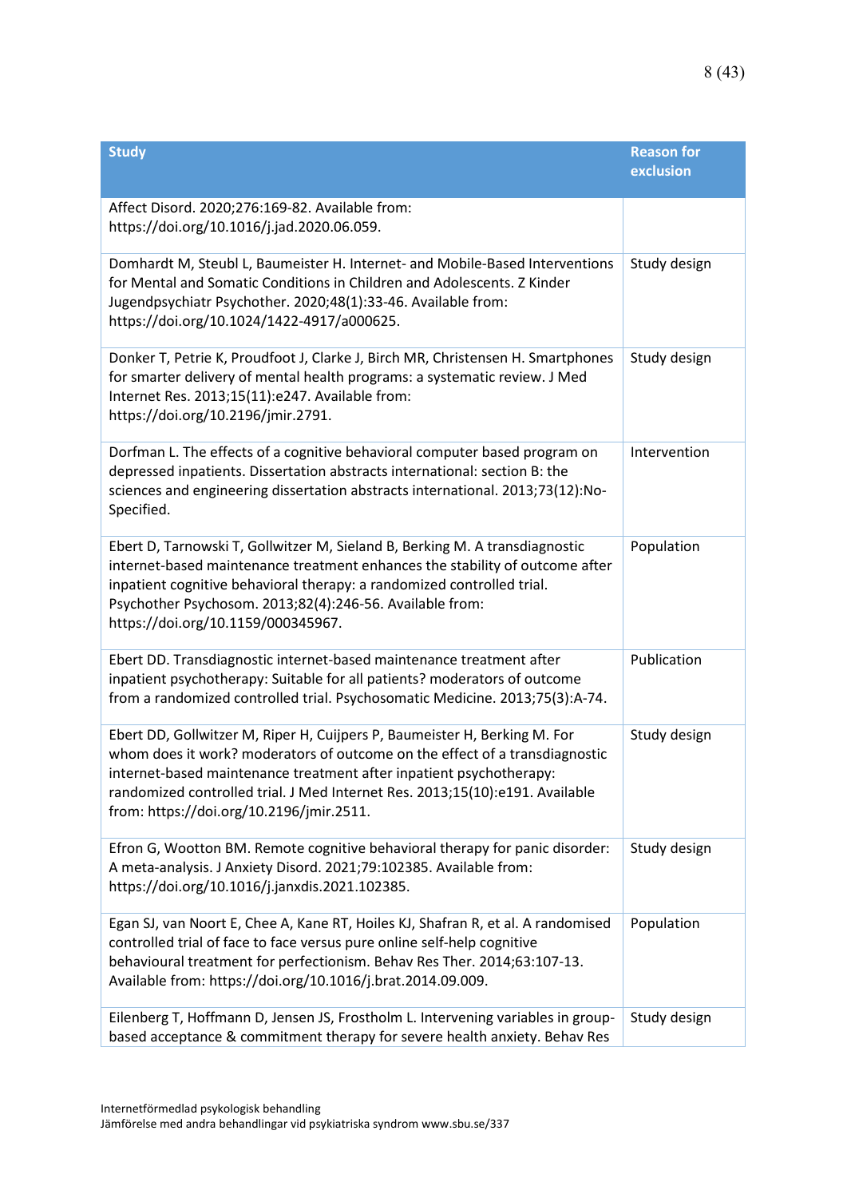| Study | Reason for exclusion |
|---|---|
| Affect Disord. 2020;276:169-82. Available from: https://doi.org/10.1016/j.jad.2020.06.059. | |
| Domhardt M, Steubl L, Baumeister H. Internet- and Mobile-Based Interventions for Mental and Somatic Conditions in Children and Adolescents. Z Kinder Jugendpsychiatr Psychother. 2020;48(1):33-46. Available from: https://doi.org/10.1024/1422-4917/a000625. | Study design |
| Donker T, Petrie K, Proudfoot J, Clarke J, Birch MR, Christensen H. Smartphones for smarter delivery of mental health programs: a systematic review. J Med Internet Res. 2013;15(11):e247. Available from: https://doi.org/10.2196/jmir.2791. | Study design |
| Dorfman L. The effects of a cognitive behavioral computer based program on depressed inpatients. Dissertation abstracts international: section B: the sciences and engineering dissertation abstracts international. 2013;73(12):No-Specified. | Intervention |
| Ebert D, Tarnowski T, Gollwitzer M, Sieland B, Berking M. A transdiagnostic internet-based maintenance treatment enhances the stability of outcome after inpatient cognitive behavioral therapy: a randomized controlled trial. Psychother Psychosom. 2013;82(4):246-56. Available from: https://doi.org/10.1159/000345967. | Population |
| Ebert DD. Transdiagnostic internet-based maintenance treatment after inpatient psychotherapy: Suitable for all patients? moderators of outcome from a randomized controlled trial. Psychosomatic Medicine. 2013;75(3):A-74. | Publication |
| Ebert DD, Gollwitzer M, Riper H, Cuijpers P, Baumeister H, Berking M. For whom does it work? moderators of outcome on the effect of a transdiagnostic internet-based maintenance treatment after inpatient psychotherapy: randomized controlled trial. J Med Internet Res. 2013;15(10):e191. Available from: https://doi.org/10.2196/jmir.2511. | Study design |
| Efron G, Wootton BM. Remote cognitive behavioral therapy for panic disorder: A meta-analysis. J Anxiety Disord. 2021;79:102385. Available from: https://doi.org/10.1016/j.janxdis.2021.102385. | Study design |
| Egan SJ, van Noort E, Chee A, Kane RT, Hoiles KJ, Shafran R, et al. A randomised controlled trial of face to face versus pure online self-help cognitive behavioural treatment for perfectionism. Behav Res Ther. 2014;63:107-13. Available from: https://doi.org/10.1016/j.brat.2014.09.009. | Population |
| Eilenberg T, Hoffmann D, Jensen JS, Frostholm L. Intervening variables in group-based acceptance & commitment therapy for severe health anxiety. Behav Res | Study design |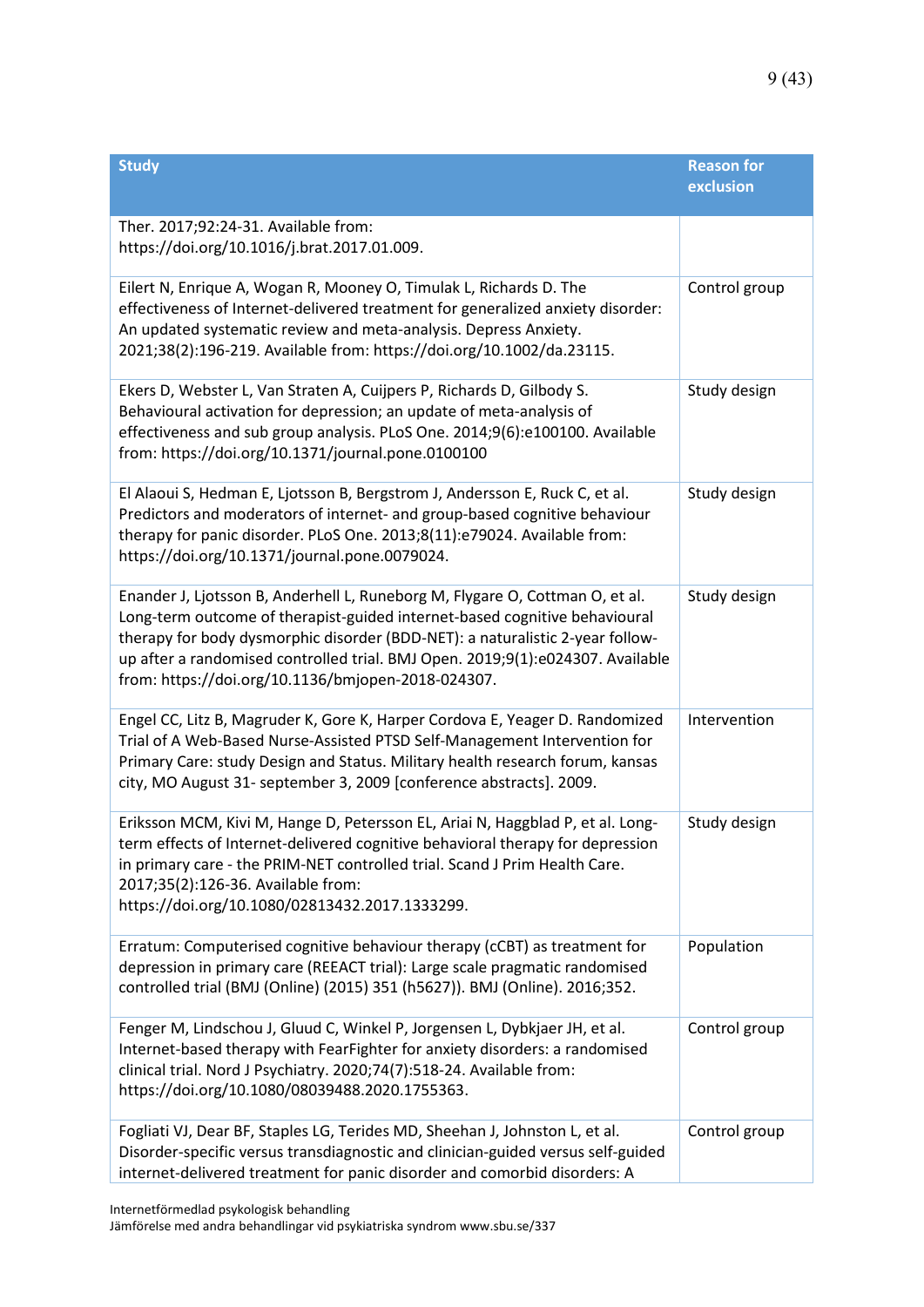| Study | Reason for exclusion |
|---|---|
| Ther. 2017;92:24-31. Available from: https://doi.org/10.1016/j.brat.2017.01.009. | |
| Eilert N, Enrique A, Wogan R, Mooney O, Timulak L, Richards D. The effectiveness of Internet-delivered treatment for generalized anxiety disorder: An updated systematic review and meta-analysis. Depress Anxiety. 2021;38(2):196-219. Available from: https://doi.org/10.1002/da.23115. | Control group |
| Ekers D, Webster L, Van Straten A, Cuijpers P, Richards D, Gilbody S. Behavioural activation for depression; an update of meta-analysis of effectiveness and sub group analysis. PLoS One. 2014;9(6):e100100. Available from: https://doi.org/10.1371/journal.pone.0100100 | Study design |
| El Alaoui S, Hedman E, Ljotsson B, Bergstrom J, Andersson E, Ruck C, et al. Predictors and moderators of internet- and group-based cognitive behaviour therapy for panic disorder. PLoS One. 2013;8(11):e79024. Available from: https://doi.org/10.1371/journal.pone.0079024. | Study design |
| Enander J, Ljotsson B, Anderhell L, Runeborg M, Flygare O, Cottman O, et al. Long-term outcome of therapist-guided internet-based cognitive behavioural therapy for body dysmorphic disorder (BDD-NET): a naturalistic 2-year follow-up after a randomised controlled trial. BMJ Open. 2019;9(1):e024307. Available from: https://doi.org/10.1136/bmjopen-2018-024307. | Study design |
| Engel CC, Litz B, Magruder K, Gore K, Harper Cordova E, Yeager D. Randomized Trial of A Web-Based Nurse-Assisted PTSD Self-Management Intervention for Primary Care: study Design and Status. Military health research forum, kansas city, MO August 31- september 3, 2009 [conference abstracts]. 2009. | Intervention |
| Eriksson MCM, Kivi M, Hange D, Petersson EL, Ariai N, Haggblad P, et al. Long-term effects of Internet-delivered cognitive behavioral therapy for depression in primary care - the PRIM-NET controlled trial. Scand J Prim Health Care. 2017;35(2):126-36. Available from: https://doi.org/10.1080/02813432.2017.1333299. | Study design |
| Erratum: Computerised cognitive behaviour therapy (cCBT) as treatment for depression in primary care (REEACT trial): Large scale pragmatic randomised controlled trial (BMJ (Online) (2015) 351 (h5627)). BMJ (Online). 2016;352. | Population |
| Fenger M, Lindschou J, Gluud C, Winkel P, Jorgensen L, Dybkjaer JH, et al. Internet-based therapy with FearFighter for anxiety disorders: a randomised clinical trial. Nord J Psychiatry. 2020;74(7):518-24. Available from: https://doi.org/10.1080/08039488.2020.1755363. | Control group |
| Fogliati VJ, Dear BF, Staples LG, Terides MD, Sheehan J, Johnston L, et al. Disorder-specific versus transdiagnostic and clinician-guided versus self-guided internet-delivered treatment for panic disorder and comorbid disorders: A | Control group |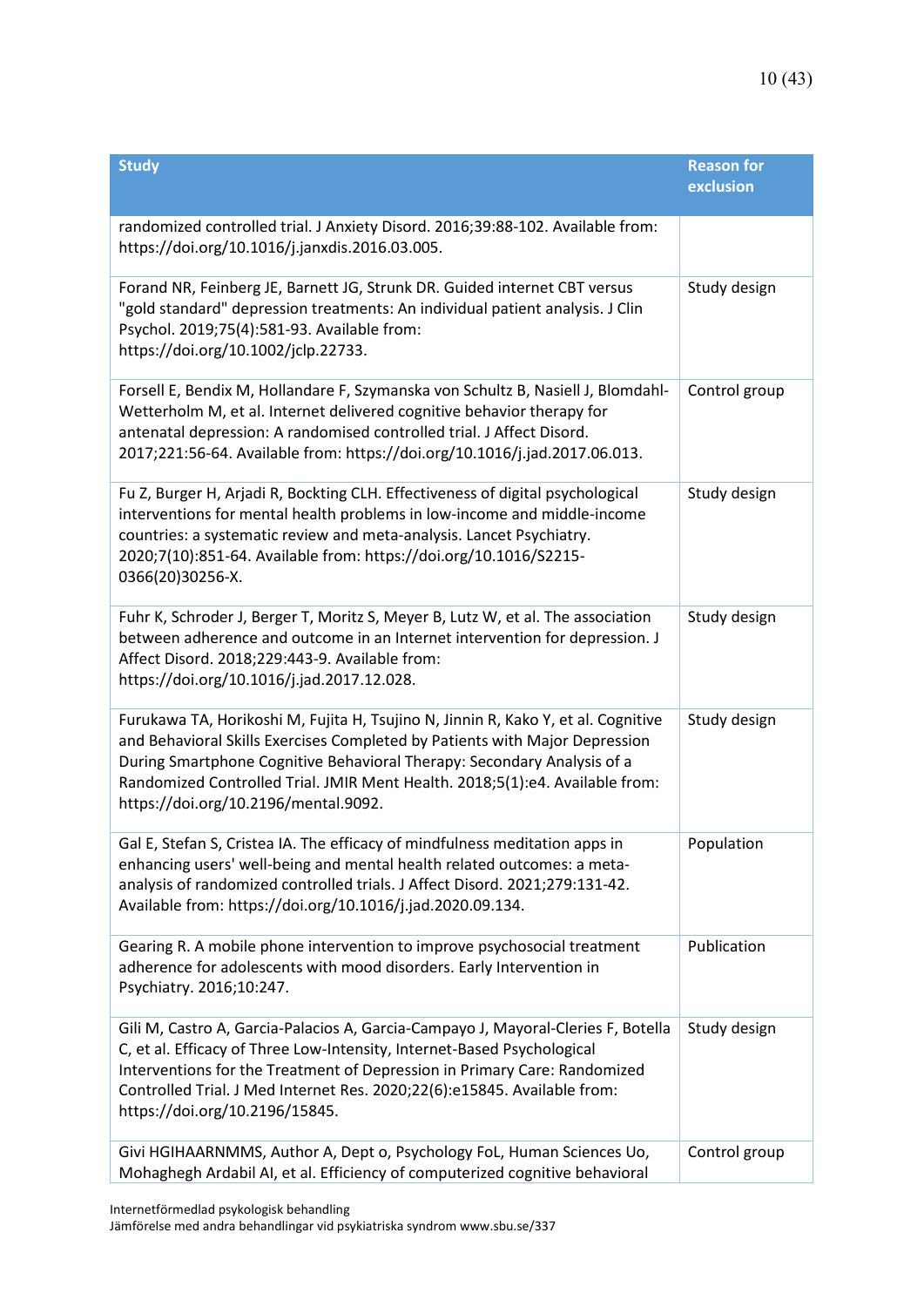| Study | Reason for exclusion |
|---|---|
| randomized controlled trial. J Anxiety Disord. 2016;39:88-102. Available from: https://doi.org/10.1016/j.janxdis.2016.03.005. | |
| Forand NR, Feinberg JE, Barnett JG, Strunk DR. Guided internet CBT versus "gold standard" depression treatments: An individual patient analysis. J Clin Psychol. 2019;75(4):581-93. Available from: https://doi.org/10.1002/jclp.22733. | Study design |
| Forsell E, Bendix M, Hollandare F, Szymanska von Schultz B, Nasiell J, Blomdahl-Wetterholm M, et al. Internet delivered cognitive behavior therapy for antenatal depression: A randomised controlled trial. J Affect Disord. 2017;221:56-64. Available from: https://doi.org/10.1016/j.jad.2017.06.013. | Control group |
| Fu Z, Burger H, Arjadi R, Bockting CLH. Effectiveness of digital psychological interventions for mental health problems in low-income and middle-income countries: a systematic review and meta-analysis. Lancet Psychiatry. 2020;7(10):851-64. Available from: https://doi.org/10.1016/S2215-0366(20)30256-X. | Study design |
| Fuhr K, Schroder J, Berger T, Moritz S, Meyer B, Lutz W, et al. The association between adherence and outcome in an Internet intervention for depression. J Affect Disord. 2018;229:443-9. Available from: https://doi.org/10.1016/j.jad.2017.12.028. | Study design |
| Furukawa TA, Horikoshi M, Fujita H, Tsujino N, Jinnin R, Kako Y, et al. Cognitive and Behavioral Skills Exercises Completed by Patients with Major Depression During Smartphone Cognitive Behavioral Therapy: Secondary Analysis of a Randomized Controlled Trial. JMIR Ment Health. 2018;5(1):e4. Available from: https://doi.org/10.2196/mental.9092. | Study design |
| Gal E, Stefan S, Cristea IA. The efficacy of mindfulness meditation apps in enhancing users' well-being and mental health related outcomes: a meta-analysis of randomized controlled trials. J Affect Disord. 2021;279:131-42. Available from: https://doi.org/10.1016/j.jad.2020.09.134. | Population |
| Gearing R. A mobile phone intervention to improve psychosocial treatment adherence for adolescents with mood disorders. Early Intervention in Psychiatry. 2016;10:247. | Publication |
| Gili M, Castro A, Garcia-Palacios A, Garcia-Campayo J, Mayoral-Cleries F, Botella C, et al. Efficacy of Three Low-Intensity, Internet-Based Psychological Interventions for the Treatment of Depression in Primary Care: Randomized Controlled Trial. J Med Internet Res. 2020;22(6):e15845. Available from: https://doi.org/10.2196/15845. | Study design |
| Givi HGIHAARNMMS, Author A, Dept o, Psychology FoL, Human Sciences Uo, Mohaghegh Ardabil AI, et al. Efficiency of computerized cognitive behavioral | Control group |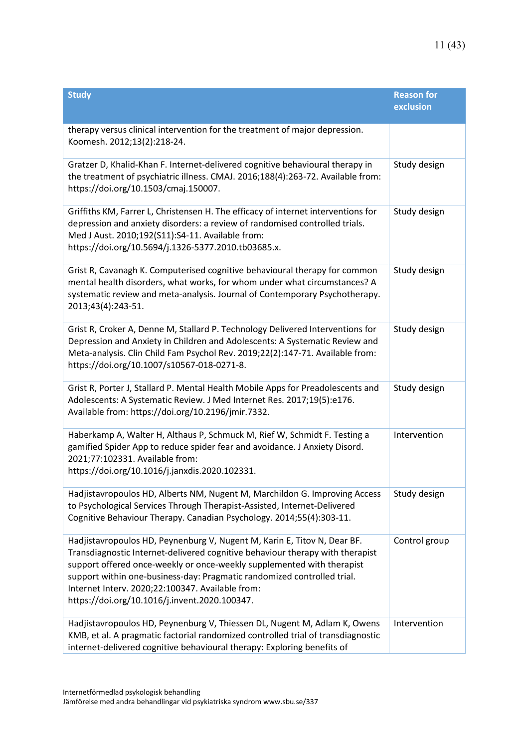| Study | Reason for exclusion |
| --- | --- |
| therapy versus clinical intervention for the treatment of major depression. Koomesh. 2012;13(2):218-24. | |
| Gratzer D, Khalid-Khan F. Internet-delivered cognitive behavioural therapy in the treatment of psychiatric illness. CMAJ. 2016;188(4):263-72. Available from: https://doi.org/10.1503/cmaj.150007. | Study design |
| Griffiths KM, Farrer L, Christensen H. The efficacy of internet interventions for depression and anxiety disorders: a review of randomised controlled trials. Med J Aust. 2010;192(S11):S4-11. Available from: https://doi.org/10.5694/j.1326-5377.2010.tb03685.x. | Study design |
| Grist R, Cavanagh K. Computerised cognitive behavioural therapy for common mental health disorders, what works, for whom under what circumstances? A systematic review and meta-analysis. Journal of Contemporary Psychotherapy. 2013;43(4):243-51. | Study design |
| Grist R, Croker A, Denne M, Stallard P. Technology Delivered Interventions for Depression and Anxiety in Children and Adolescents: A Systematic Review and Meta-analysis. Clin Child Fam Psychol Rev. 2019;22(2):147-71. Available from: https://doi.org/10.1007/s10567-018-0271-8. | Study design |
| Grist R, Porter J, Stallard P. Mental Health Mobile Apps for Preadolescents and Adolescents: A Systematic Review. J Med Internet Res. 2017;19(5):e176. Available from: https://doi.org/10.2196/jmir.7332. | Study design |
| Haberkamp A, Walter H, Althaus P, Schmuck M, Rief W, Schmidt F. Testing a gamified Spider App to reduce spider fear and avoidance. J Anxiety Disord. 2021;77:102331. Available from: https://doi.org/10.1016/j.janxdis.2020.102331. | Intervention |
| Hadjistavropoulos HD, Alberts NM, Nugent M, Marchildon G. Improving Access to Psychological Services Through Therapist-Assisted, Internet-Delivered Cognitive Behaviour Therapy. Canadian Psychology. 2014;55(4):303-11. | Study design |
| Hadjistavropoulos HD, Peynenburg V, Nugent M, Karin E, Titov N, Dear BF. Transdiagnostic Internet-delivered cognitive behaviour therapy with therapist support offered once-weekly or once-weekly supplemented with therapist support within one-business-day: Pragmatic randomized controlled trial. Internet Interv. 2020;22:100347. Available from: https://doi.org/10.1016/j.invent.2020.100347. | Control group |
| Hadjistavropoulos HD, Peynenburg V, Thiessen DL, Nugent M, Adlam K, Owens KMB, et al. A pragmatic factorial randomized controlled trial of transdiagnostic internet-delivered cognitive behavioural therapy: Exploring benefits of | Intervention |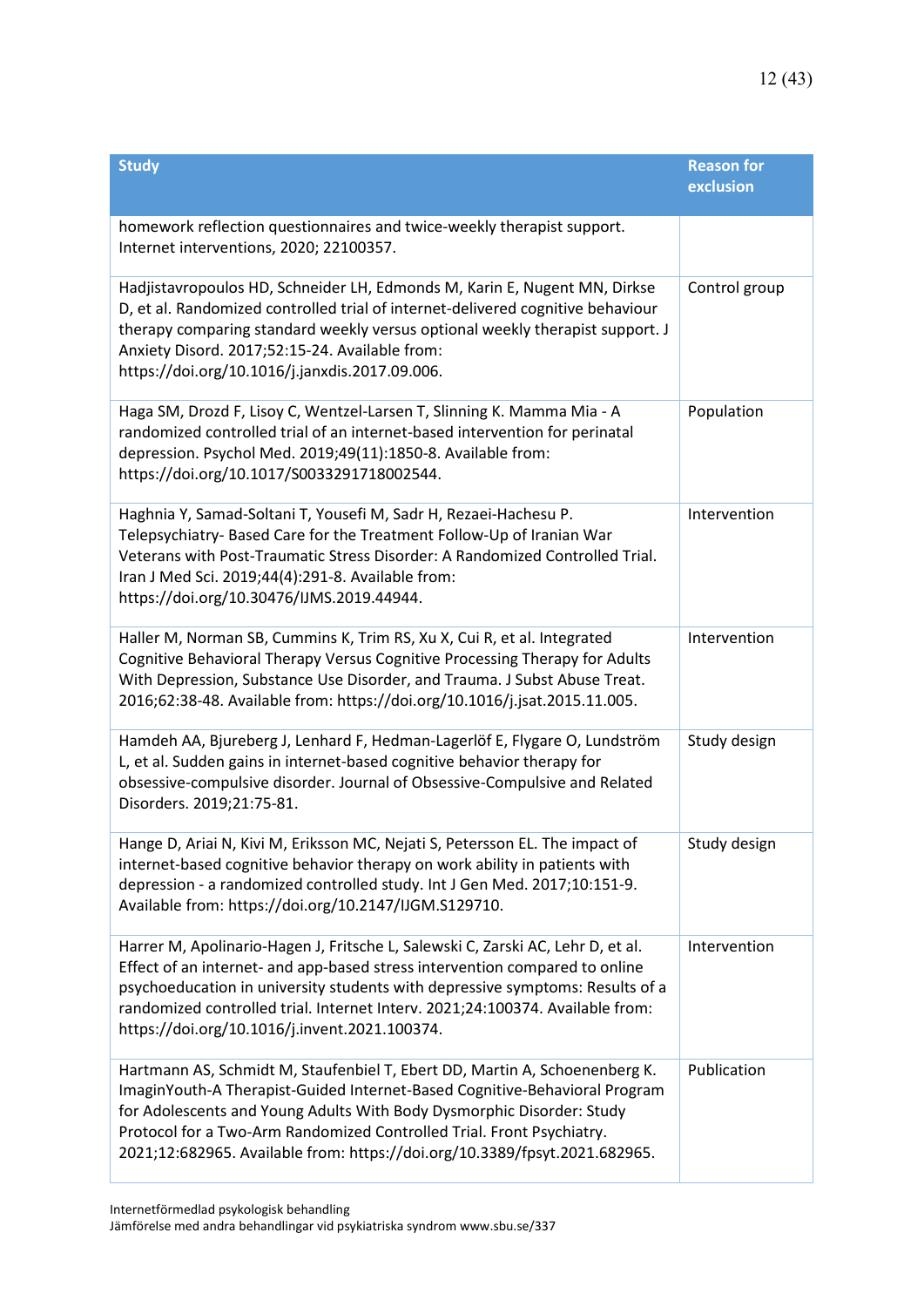| Study | Reason for exclusion |
|---|---|
| homework reflection questionnaires and twice-weekly therapist support. Internet interventions, 2020; 22100357. | |
| Hadjistavropoulos HD, Schneider LH, Edmonds M, Karin E, Nugent MN, Dirkse D, et al. Randomized controlled trial of internet-delivered cognitive behaviour therapy comparing standard weekly versus optional weekly therapist support. J Anxiety Disord. 2017;52:15-24. Available from: https://doi.org/10.1016/j.janxdis.2017.09.006. | Control group |
| Haga SM, Drozd F, Lisoy C, Wentzel-Larsen T, Slinning K. Mamma Mia - A randomized controlled trial of an internet-based intervention for perinatal depression. Psychol Med. 2019;49(11):1850-8. Available from: https://doi.org/10.1017/S0033291718002544. | Population |
| Haghnia Y, Samad-Soltani T, Yousefi M, Sadr H, Rezaei-Hachesu P. Telepsychiatry- Based Care for the Treatment Follow-Up of Iranian War Veterans with Post-Traumatic Stress Disorder: A Randomized Controlled Trial. Iran J Med Sci. 2019;44(4):291-8. Available from: https://doi.org/10.30476/IJMS.2019.44944. | Intervention |
| Haller M, Norman SB, Cummins K, Trim RS, Xu X, Cui R, et al. Integrated Cognitive Behavioral Therapy Versus Cognitive Processing Therapy for Adults With Depression, Substance Use Disorder, and Trauma. J Subst Abuse Treat. 2016;62:38-48. Available from: https://doi.org/10.1016/j.jsat.2015.11.005. | Intervention |
| Hamdeh AA, Bjureberg J, Lenhard F, Hedman-Lagerlöf E, Flygare O, Lundström L, et al. Sudden gains in internet-based cognitive behavior therapy for obsessive-compulsive disorder. Journal of Obsessive-Compulsive and Related Disorders. 2019;21:75-81. | Study design |
| Hange D, Ariai N, Kivi M, Eriksson MC, Nejati S, Petersson EL. The impact of internet-based cognitive behavior therapy on work ability in patients with depression - a randomized controlled study. Int J Gen Med. 2017;10:151-9. Available from: https://doi.org/10.2147/IJGM.S129710. | Study design |
| Harrer M, Apolinario-Hagen J, Fritsche L, Salewski C, Zarski AC, Lehr D, et al. Effect of an internet- and app-based stress intervention compared to online psychoeducation in university students with depressive symptoms: Results of a randomized controlled trial. Internet Interv. 2021;24:100374. Available from: https://doi.org/10.1016/j.invent.2021.100374. | Intervention |
| Hartmann AS, Schmidt M, Staufenbiel T, Ebert DD, Martin A, Schoenenberg K. ImaginYouth-A Therapist-Guided Internet-Based Cognitive-Behavioral Program for Adolescents and Young Adults With Body Dysmorphic Disorder: Study Protocol for a Two-Arm Randomized Controlled Trial. Front Psychiatry. 2021;12:682965. Available from: https://doi.org/10.3389/fpsyt.2021.682965. | Publication |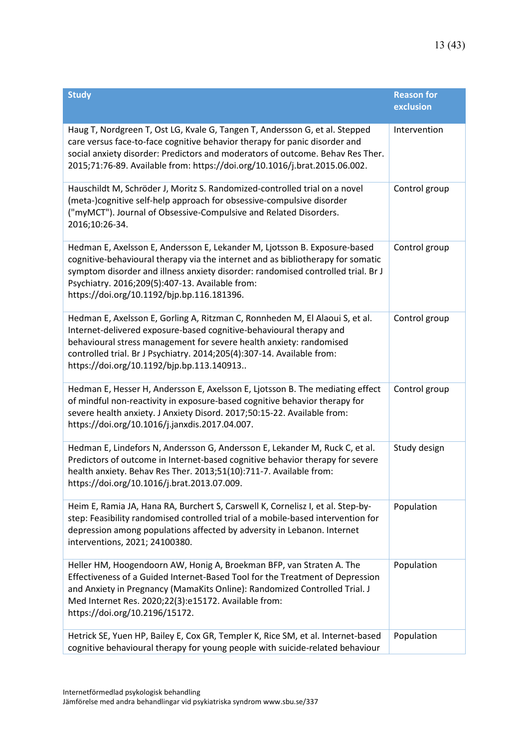| Study | Reason for exclusion |
| --- | --- |
| Haug T, Nordgreen T, Ost LG, Kvale G, Tangen T, Andersson G, et al. Stepped care versus face-to-face cognitive behavior therapy for panic disorder and social anxiety disorder: Predictors and moderators of outcome. Behav Res Ther. 2015;71:76-89. Available from: https://doi.org/10.1016/j.brat.2015.06.002. | Intervention |
| Hauschildt M, Schröder J, Moritz S. Randomized-controlled trial on a novel (meta-)cognitive self-help approach for obsessive-compulsive disorder ("myMCT"). Journal of Obsessive-Compulsive and Related Disorders. 2016;10:26-34. | Control group |
| Hedman E, Axelsson E, Andersson E, Lekander M, Ljotsson B. Exposure-based cognitive-behavioural therapy via the internet and as bibliotherapy for somatic symptom disorder and illness anxiety disorder: randomised controlled trial. Br J Psychiatry. 2016;209(5):407-13. Available from: https://doi.org/10.1192/bjp.bp.116.181396. | Control group |
| Hedman E, Axelsson E, Gorling A, Ritzman C, Ronnheden M, El Alaoui S, et al. Internet-delivered exposure-based cognitive-behavioural therapy and behavioural stress management for severe health anxiety: randomised controlled trial. Br J Psychiatry. 2014;205(4):307-14. Available from: https://doi.org/10.1192/bjp.bp.113.140913.. | Control group |
| Hedman E, Hesser H, Andersson E, Axelsson E, Ljotsson B. The mediating effect of mindful non-reactivity in exposure-based cognitive behavior therapy for severe health anxiety. J Anxiety Disord. 2017;50:15-22. Available from: https://doi.org/10.1016/j.janxdis.2017.04.007. | Control group |
| Hedman E, Lindefors N, Andersson G, Andersson E, Lekander M, Ruck C, et al. Predictors of outcome in Internet-based cognitive behavior therapy for severe health anxiety. Behav Res Ther. 2013;51(10):711-7. Available from: https://doi.org/10.1016/j.brat.2013.07.009. | Study design |
| Heim E, Ramia JA, Hana RA, Burchert S, Carswell K, Cornelisz I, et al. Step-by-step: Feasibility randomised controlled trial of a mobile-based intervention for depression among populations affected by adversity in Lebanon. Internet interventions, 2021; 24100380. | Population |
| Heller HM, Hoogendoorn AW, Honig A, Broekman BFP, van Straten A. The Effectiveness of a Guided Internet-Based Tool for the Treatment of Depression and Anxiety in Pregnancy (MamaKits Online): Randomized Controlled Trial. J Med Internet Res. 2020;22(3):e15172. Available from: https://doi.org/10.2196/15172. | Population |
| Hetrick SE, Yuen HP, Bailey E, Cox GR, Templer K, Rice SM, et al. Internet-based cognitive behavioural therapy for young people with suicide-related behaviour | Population |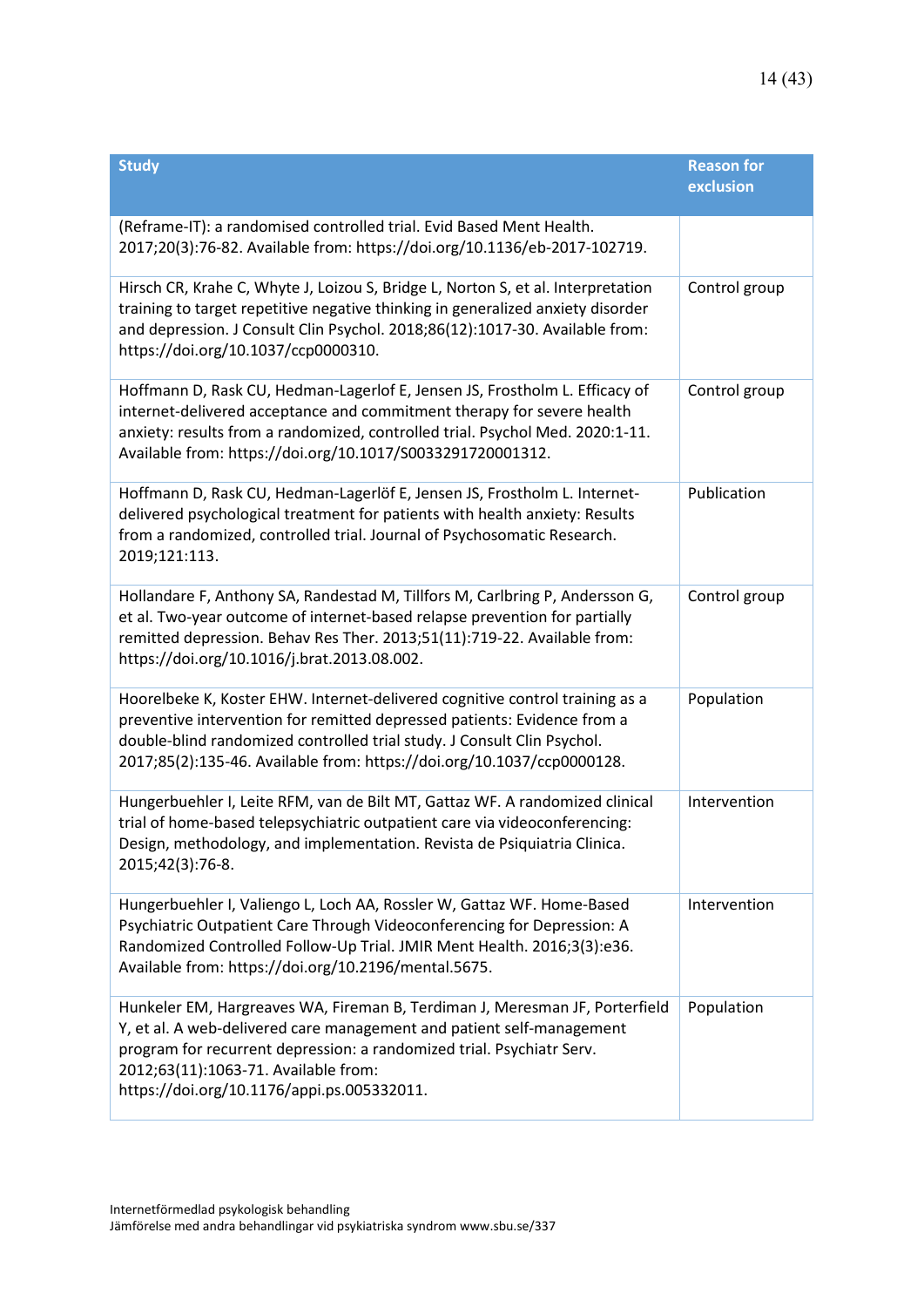| Study | Reason for exclusion |
|---|---|
| (Reframe-IT): a randomised controlled trial. Evid Based Ment Health. 2017;20(3):76-82. Available from: https://doi.org/10.1136/eb-2017-102719. | |
| Hirsch CR, Krahe C, Whyte J, Loizou S, Bridge L, Norton S, et al. Interpretation training to target repetitive negative thinking in generalized anxiety disorder and depression. J Consult Clin Psychol. 2018;86(12):1017-30. Available from: https://doi.org/10.1037/ccp0000310. | Control group |
| Hoffmann D, Rask CU, Hedman-Lagerlof E, Jensen JS, Frostholm L. Efficacy of internet-delivered acceptance and commitment therapy for severe health anxiety: results from a randomized, controlled trial. Psychol Med. 2020:1-11. Available from: https://doi.org/10.1017/S0033291720001312. | Control group |
| Hoffmann D, Rask CU, Hedman-Lagerlöf E, Jensen JS, Frostholm L. Internet-delivered psychological treatment for patients with health anxiety: Results from a randomized, controlled trial. Journal of Psychosomatic Research. 2019;121:113. | Publication |
| Hollandare F, Anthony SA, Randestad M, Tillfors M, Carlbring P, Andersson G, et al. Two-year outcome of internet-based relapse prevention for partially remitted depression. Behav Res Ther. 2013;51(11):719-22. Available from: https://doi.org/10.1016/j.brat.2013.08.002. | Control group |
| Hoorelbeke K, Koster EHW. Internet-delivered cognitive control training as a preventive intervention for remitted depressed patients: Evidence from a double-blind randomized controlled trial study. J Consult Clin Psychol. 2017;85(2):135-46. Available from: https://doi.org/10.1037/ccp0000128. | Population |
| Hungerbuehler I, Leite RFM, van de Bilt MT, Gattaz WF. A randomized clinical trial of home-based telepsychiatric outpatient care via videoconferencing: Design, methodology, and implementation. Revista de Psiquiatria Clinica. 2015;42(3):76-8. | Intervention |
| Hungerbuehler I, Valiengo L, Loch AA, Rossler W, Gattaz WF. Home-Based Psychiatric Outpatient Care Through Videoconferencing for Depression: A Randomized Controlled Follow-Up Trial. JMIR Ment Health. 2016;3(3):e36. Available from: https://doi.org/10.2196/mental.5675. | Intervention |
| Hunkeler EM, Hargreaves WA, Fireman B, Terdiman J, Meresman JF, Porterfield Y, et al. A web-delivered care management and patient self-management program for recurrent depression: a randomized trial. Psychiatr Serv. 2012;63(11):1063-71. Available from: https://doi.org/10.1176/appi.ps.005332011. | Population |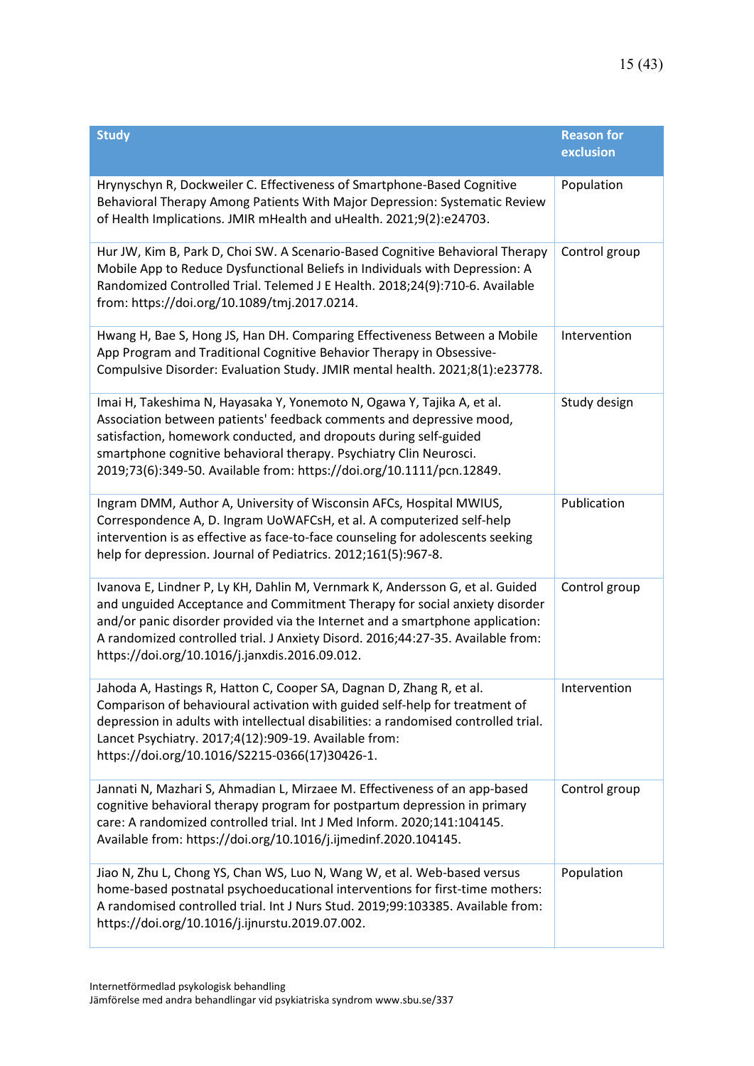| Study | Reason for exclusion |
|---|---|
| Hrynyschyn R, Dockweiler C. Effectiveness of Smartphone-Based Cognitive Behavioral Therapy Among Patients With Major Depression: Systematic Review of Health Implications. JMIR mHealth and uHealth. 2021;9(2):e24703. | Population |
| Hur JW, Kim B, Park D, Choi SW. A Scenario-Based Cognitive Behavioral Therapy Mobile App to Reduce Dysfunctional Beliefs in Individuals with Depression: A Randomized Controlled Trial. Telemed J E Health. 2018;24(9):710-6. Available from: https://doi.org/10.1089/tmj.2017.0214. | Control group |
| Hwang H, Bae S, Hong JS, Han DH. Comparing Effectiveness Between a Mobile App Program and Traditional Cognitive Behavior Therapy in Obsessive-Compulsive Disorder: Evaluation Study. JMIR mental health. 2021;8(1):e23778. | Intervention |
| Imai H, Takeshima N, Hayasaka Y, Yonemoto N, Ogawa Y, Tajika A, et al. Association between patients' feedback comments and depressive mood, satisfaction, homework conducted, and dropouts during self-guided smartphone cognitive behavioral therapy. Psychiatry Clin Neurosci. 2019;73(6):349-50. Available from: https://doi.org/10.1111/pcn.12849. | Study design |
| Ingram DMM, Author A, University of Wisconsin AFCs, Hospital MWIUS, Correspondence A, D. Ingram UoWAFCsH, et al. A computerized self-help intervention is as effective as face-to-face counseling for adolescents seeking help for depression. Journal of Pediatrics. 2012;161(5):967-8. | Publication |
| Ivanova E, Lindner P, Ly KH, Dahlin M, Vernmark K, Andersson G, et al. Guided and unguided Acceptance and Commitment Therapy for social anxiety disorder and/or panic disorder provided via the Internet and a smartphone application: A randomized controlled trial. J Anxiety Disord. 2016;44:27-35. Available from: https://doi.org/10.1016/j.janxdis.2016.09.012. | Control group |
| Jahoda A, Hastings R, Hatton C, Cooper SA, Dagnan D, Zhang R, et al. Comparison of behavioural activation with guided self-help for treatment of depression in adults with intellectual disabilities: a randomised controlled trial. Lancet Psychiatry. 2017;4(12):909-19. Available from: https://doi.org/10.1016/S2215-0366(17)30426-1. | Intervention |
| Jannati N, Mazhari S, Ahmadian L, Mirzaee M. Effectiveness of an app-based cognitive behavioral therapy program for postpartum depression in primary care: A randomized controlled trial. Int J Med Inform. 2020;141:104145. Available from: https://doi.org/10.1016/j.ijmedinf.2020.104145. | Control group |
| Jiao N, Zhu L, Chong YS, Chan WS, Luo N, Wang W, et al. Web-based versus home-based postnatal psychoeducational interventions for first-time mothers: A randomised controlled trial. Int J Nurs Stud. 2019;99:103385. Available from: https://doi.org/10.1016/j.ijnurstu.2019.07.002. | Population |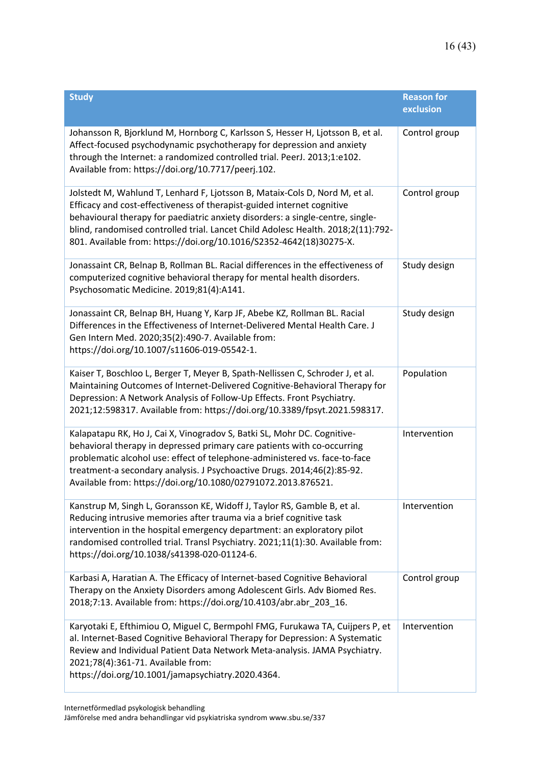| Study | Reason for exclusion |
|---|---|
| Johansson R, Bjorklund M, Hornborg C, Karlsson S, Hesser H, Ljotsson B, et al. Affect-focused psychodynamic psychotherapy for depression and anxiety through the Internet: a randomized controlled trial. PeerJ. 2013;1:e102. Available from: https://doi.org/10.7717/peerj.102. | Control group |
| Jolstedt M, Wahlund T, Lenhard F, Ljotsson B, Mataix-Cols D, Nord M, et al. Efficacy and cost-effectiveness of therapist-guided internet cognitive behavioural therapy for paediatric anxiety disorders: a single-centre, single-blind, randomised controlled trial. Lancet Child Adolesc Health. 2018;2(11):792-801. Available from: https://doi.org/10.1016/S2352-4642(18)30275-X. | Control group |
| Jonassaint CR, Belnap B, Rollman BL. Racial differences in the effectiveness of computerized cognitive behavioral therapy for mental health disorders. Psychosomatic Medicine. 2019;81(4):A141. | Study design |
| Jonassaint CR, Belnap BH, Huang Y, Karp JF, Abebe KZ, Rollman BL. Racial Differences in the Effectiveness of Internet-Delivered Mental Health Care. J Gen Intern Med. 2020;35(2):490-7. Available from: https://doi.org/10.1007/s11606-019-05542-1. | Study design |
| Kaiser T, Boschloo L, Berger T, Meyer B, Spath-Nellissen C, Schroder J, et al. Maintaining Outcomes of Internet-Delivered Cognitive-Behavioral Therapy for Depression: A Network Analysis of Follow-Up Effects. Front Psychiatry. 2021;12:598317. Available from: https://doi.org/10.3389/fpsyt.2021.598317. | Population |
| Kalapatapu RK, Ho J, Cai X, Vinogradov S, Batki SL, Mohr DC. Cognitive-behavioral therapy in depressed primary care patients with co-occurring problematic alcohol use: effect of telephone-administered vs. face-to-face treatment-a secondary analysis. J Psychoactive Drugs. 2014;46(2):85-92. Available from: https://doi.org/10.1080/02791072.2013.876521. | Intervention |
| Kanstrup M, Singh L, Goransson KE, Widoff J, Taylor RS, Gamble B, et al. Reducing intrusive memories after trauma via a brief cognitive task intervention in the hospital emergency department: an exploratory pilot randomised controlled trial. Transl Psychiatry. 2021;11(1):30. Available from: https://doi.org/10.1038/s41398-020-01124-6. | Intervention |
| Karbasi A, Haratian A. The Efficacy of Internet-based Cognitive Behavioral Therapy on the Anxiety Disorders among Adolescent Girls. Adv Biomed Res. 2018;7:13. Available from: https://doi.org/10.4103/abr.abr_203_16. | Control group |
| Karyotaki E, Efthimiou O, Miguel C, Bermpohl FMG, Furukawa TA, Cuijpers P, et al. Internet-Based Cognitive Behavioral Therapy for Depression: A Systematic Review and Individual Patient Data Network Meta-analysis. JAMA Psychiatry. 2021;78(4):361-71. Available from: https://doi.org/10.1001/jamapsychiatry.2020.4364. | Intervention |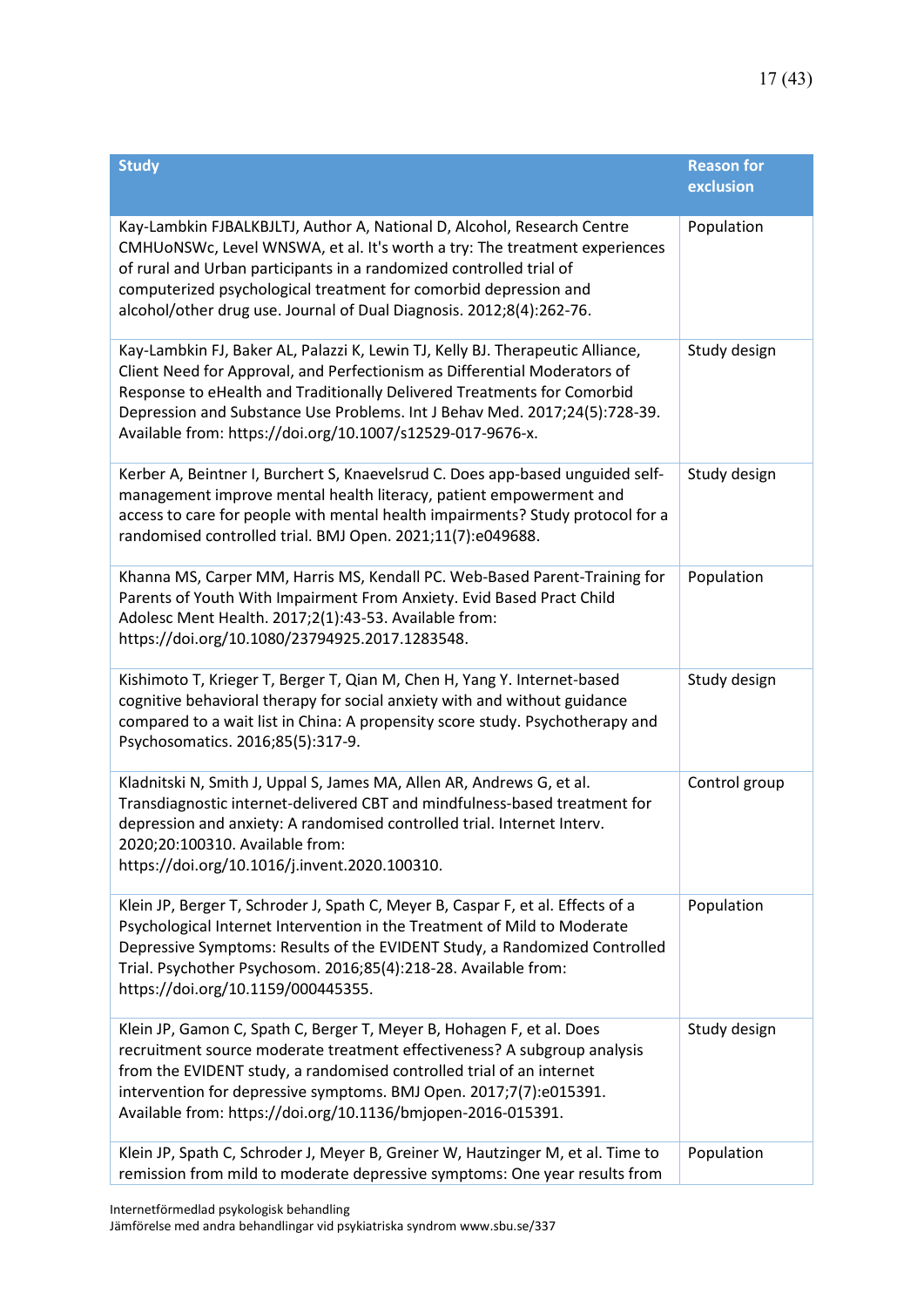| Study | Reason for exclusion |
| --- | --- |
| Kay-Lambkin FJBALKBJLTJ, Author A, National D, Alcohol, Research Centre CMHUoNSWc, Level WNSWA, et al. It's worth a try: The treatment experiences of rural and Urban participants in a randomized controlled trial of computerized psychological treatment for comorbid depression and alcohol/other drug use. Journal of Dual Diagnosis. 2012;8(4):262-76. | Population |
| Kay-Lambkin FJ, Baker AL, Palazzi K, Lewin TJ, Kelly BJ. Therapeutic Alliance, Client Need for Approval, and Perfectionism as Differential Moderators of Response to eHealth and Traditionally Delivered Treatments for Comorbid Depression and Substance Use Problems. Int J Behav Med. 2017;24(5):728-39. Available from: https://doi.org/10.1007/s12529-017-9676-x. | Study design |
| Kerber A, Beintner I, Burchert S, Knaevelsrud C. Does app-based unguided self-management improve mental health literacy, patient empowerment and access to care for people with mental health impairments? Study protocol for a randomised controlled trial. BMJ Open. 2021;11(7):e049688. | Study design |
| Khanna MS, Carper MM, Harris MS, Kendall PC. Web-Based Parent-Training for Parents of Youth With Impairment From Anxiety. Evid Based Pract Child Adolesc Ment Health. 2017;2(1):43-53. Available from: https://doi.org/10.1080/23794925.2017.1283548. | Population |
| Kishimoto T, Krieger T, Berger T, Qian M, Chen H, Yang Y. Internet-based cognitive behavioral therapy for social anxiety with and without guidance compared to a wait list in China: A propensity score study. Psychotherapy and Psychosomatics. 2016;85(5):317-9. | Study design |
| Kladnitski N, Smith J, Uppal S, James MA, Allen AR, Andrews G, et al. Transdiagnostic internet-delivered CBT and mindfulness-based treatment for depression and anxiety: A randomised controlled trial. Internet Interv. 2020;20:100310. Available from: https://doi.org/10.1016/j.invent.2020.100310. | Control group |
| Klein JP, Berger T, Schroder J, Spath C, Meyer B, Caspar F, et al. Effects of a Psychological Internet Intervention in the Treatment of Mild to Moderate Depressive Symptoms: Results of the EVIDENT Study, a Randomized Controlled Trial. Psychother Psychosom. 2016;85(4):218-28. Available from: https://doi.org/10.1159/000445355. | Population |
| Klein JP, Gamon C, Spath C, Berger T, Meyer B, Hohagen F, et al. Does recruitment source moderate treatment effectiveness? A subgroup analysis from the EVIDENT study, a randomised controlled trial of an internet intervention for depressive symptoms. BMJ Open. 2017;7(7):e015391. Available from: https://doi.org/10.1136/bmjopen-2016-015391. | Study design |
| Klein JP, Spath C, Schroder J, Meyer B, Greiner W, Hautzinger M, et al. Time to remission from mild to moderate depressive symptoms: One year results from | Population |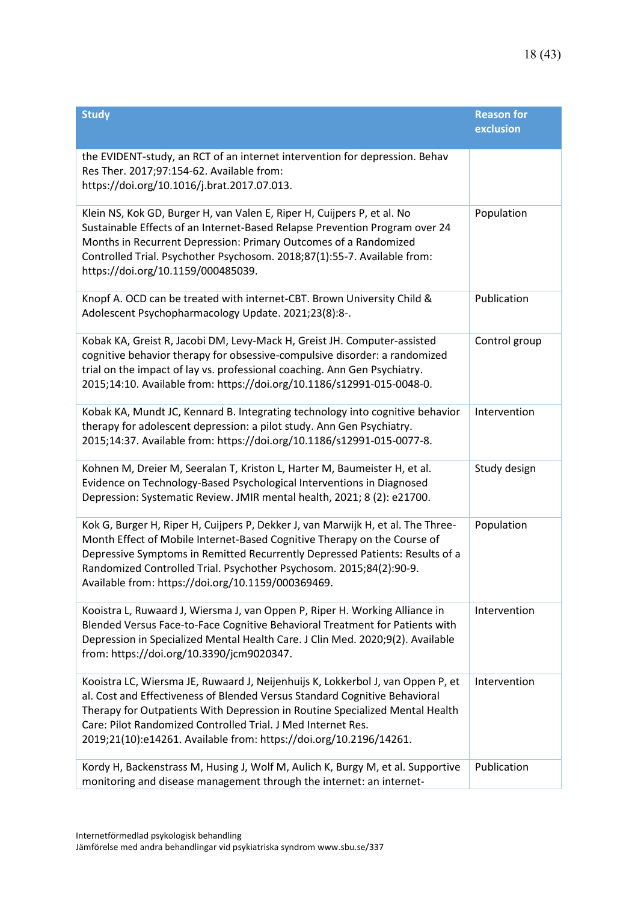| Study | Reason for exclusion |
|---|---|
| the EVIDENT-study, an RCT of an internet intervention for depression. Behav Res Ther. 2017;97:154-62. Available from: https://doi.org/10.1016/j.brat.2017.07.013. | |
| Klein NS, Kok GD, Burger H, van Valen E, Riper H, Cuijpers P, et al. No Sustainable Effects of an Internet-Based Relapse Prevention Program over 24 Months in Recurrent Depression: Primary Outcomes of a Randomized Controlled Trial. Psychother Psychosom. 2018;87(1):55-7. Available from: https://doi.org/10.1159/000485039. | Population |
| Knopf A. OCD can be treated with internet-CBT. Brown University Child & Adolescent Psychopharmacology Update. 2021;23(8):8-. | Publication |
| Kobak KA, Greist R, Jacobi DM, Levy-Mack H, Greist JH. Computer-assisted cognitive behavior therapy for obsessive-compulsive disorder: a randomized trial on the impact of lay vs. professional coaching. Ann Gen Psychiatry. 2015;14:10. Available from: https://doi.org/10.1186/s12991-015-0048-0. | Control group |
| Kobak KA, Mundt JC, Kennard B. Integrating technology into cognitive behavior therapy for adolescent depression: a pilot study. Ann Gen Psychiatry. 2015;14:37. Available from: https://doi.org/10.1186/s12991-015-0077-8. | Intervention |
| Kohnen M, Dreier M, Seeralan T, Kriston L, Harter M, Baumeister H, et al. Evidence on Technology-Based Psychological Interventions in Diagnosed Depression: Systematic Review. JMIR mental health, 2021; 8 (2): e21700. | Study design |
| Kok G, Burger H, Riper H, Cuijpers P, Dekker J, van Marwijk H, et al. The Three-Month Effect of Mobile Internet-Based Cognitive Therapy on the Course of Depressive Symptoms in Remitted Recurrently Depressed Patients: Results of a Randomized Controlled Trial. Psychother Psychosom. 2015;84(2):90-9. Available from: https://doi.org/10.1159/000369469. | Population |
| Kooistra L, Ruwaard J, Wiersma J, van Oppen P, Riper H. Working Alliance in Blended Versus Face-to-Face Cognitive Behavioral Treatment for Patients with Depression in Specialized Mental Health Care. J Clin Med. 2020;9(2). Available from: https://doi.org/10.3390/jcm9020347. | Intervention |
| Kooistra LC, Wiersma JE, Ruwaard J, Neijenhuijs K, Lokkerbol J, van Oppen P, et al. Cost and Effectiveness of Blended Versus Standard Cognitive Behavioral Therapy for Outpatients With Depression in Routine Specialized Mental Health Care: Pilot Randomized Controlled Trial. J Med Internet Res. 2019;21(10):e14261. Available from: https://doi.org/10.2196/14261. | Intervention |
| Kordy H, Backenstrass M, Husing J, Wolf M, Aulich K, Burgy M, et al. Supportive monitoring and disease management through the internet: an internet- | Publication |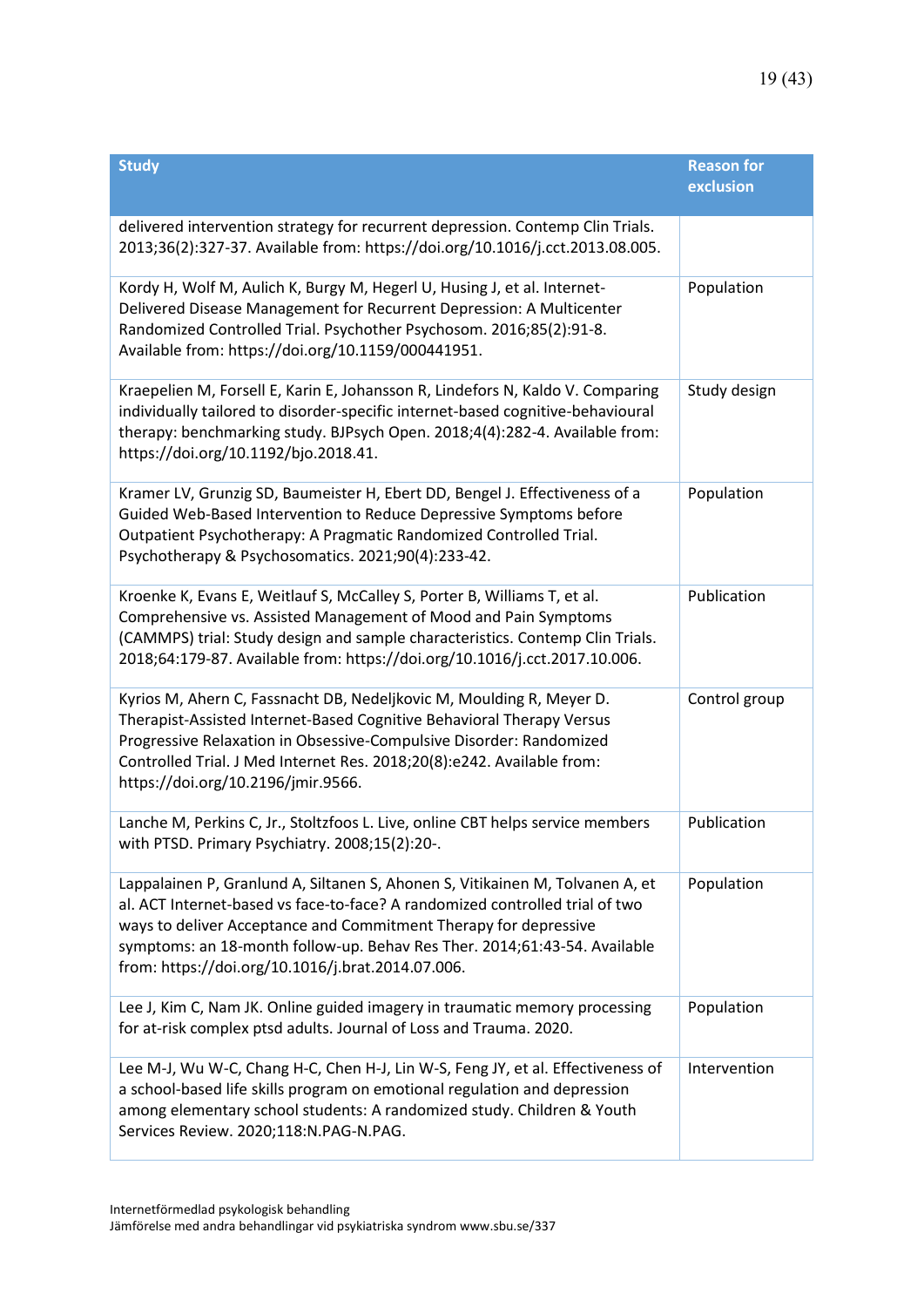| Study | Reason for exclusion |
|---|---|
| delivered intervention strategy for recurrent depression. Contemp Clin Trials. 2013;36(2):327-37. Available from: https://doi.org/10.1016/j.cct.2013.08.005. | |
| Kordy H, Wolf M, Aulich K, Burgy M, Hegerl U, Husing J, et al. Internet-Delivered Disease Management for Recurrent Depression: A Multicenter Randomized Controlled Trial. Psychother Psychosom. 2016;85(2):91-8. Available from: https://doi.org/10.1159/000441951. | Population |
| Kraepelien M, Forsell E, Karin E, Johansson R, Lindefors N, Kaldo V. Comparing individually tailored to disorder-specific internet-based cognitive-behavioural therapy: benchmarking study. BJPsych Open. 2018;4(4):282-4. Available from: https://doi.org/10.1192/bjo.2018.41. | Study design |
| Kramer LV, Grunzig SD, Baumeister H, Ebert DD, Bengel J. Effectiveness of a Guided Web-Based Intervention to Reduce Depressive Symptoms before Outpatient Psychotherapy: A Pragmatic Randomized Controlled Trial. Psychotherapy & Psychosomatics. 2021;90(4):233-42. | Population |
| Kroenke K, Evans E, Weitlauf S, McCalley S, Porter B, Williams T, et al. Comprehensive vs. Assisted Management of Mood and Pain Symptoms (CAMMPS) trial: Study design and sample characteristics. Contemp Clin Trials. 2018;64:179-87. Available from: https://doi.org/10.1016/j.cct.2017.10.006. | Publication |
| Kyrios M, Ahern C, Fassnacht DB, Nedeljkovic M, Moulding R, Meyer D. Therapist-Assisted Internet-Based Cognitive Behavioral Therapy Versus Progressive Relaxation in Obsessive-Compulsive Disorder: Randomized Controlled Trial. J Med Internet Res. 2018;20(8):e242. Available from: https://doi.org/10.2196/jmir.9566. | Control group |
| Lanche M, Perkins C, Jr., Stoltzfoos L. Live, online CBT helps service members with PTSD. Primary Psychiatry. 2008;15(2):20-. | Publication |
| Lappalainen P, Granlund A, Siltanen S, Ahonen S, Vitikainen M, Tolvanen A, et al. ACT Internet-based vs face-to-face? A randomized controlled trial of two ways to deliver Acceptance and Commitment Therapy for depressive symptoms: an 18-month follow-up. Behav Res Ther. 2014;61:43-54. Available from: https://doi.org/10.1016/j.brat.2014.07.006. | Population |
| Lee J, Kim C, Nam JK. Online guided imagery in traumatic memory processing for at-risk complex ptsd adults. Journal of Loss and Trauma. 2020. | Population |
| Lee M-J, Wu W-C, Chang H-C, Chen H-J, Lin W-S, Feng JY, et al. Effectiveness of a school-based life skills program on emotional regulation and depression among elementary school students: A randomized study. Children & Youth Services Review. 2020;118:N.PAG-N.PAG. | Intervention |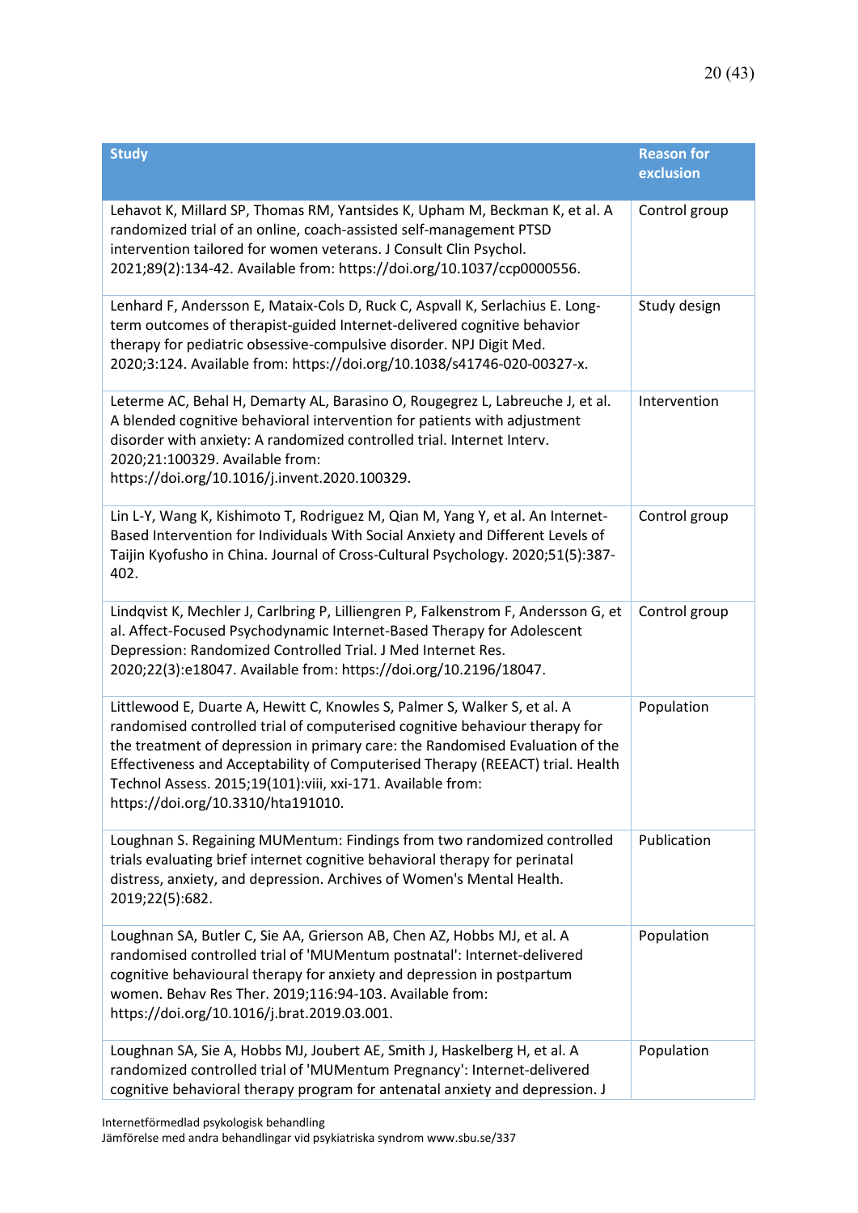| Study | Reason for exclusion |
|---|---|
| Lehavot K, Millard SP, Thomas RM, Yantsides K, Upham M, Beckman K, et al. A randomized trial of an online, coach-assisted self-management PTSD intervention tailored for women veterans. J Consult Clin Psychol. 2021;89(2):134-42. Available from: https://doi.org/10.1037/ccp0000556. | Control group |
| Lenhard F, Andersson E, Mataix-Cols D, Ruck C, Aspvall K, Serlachius E. Long-term outcomes of therapist-guided Internet-delivered cognitive behavior therapy for pediatric obsessive-compulsive disorder. NPJ Digit Med. 2020;3:124. Available from: https://doi.org/10.1038/s41746-020-00327-x. | Study design |
| Leterme AC, Behal H, Demarty AL, Barasino O, Rougegrez L, Labreuche J, et al. A blended cognitive behavioral intervention for patients with adjustment disorder with anxiety: A randomized controlled trial. Internet Interv. 2020;21:100329. Available from: https://doi.org/10.1016/j.invent.2020.100329. | Intervention |
| Lin L-Y, Wang K, Kishimoto T, Rodriguez M, Qian M, Yang Y, et al. An Internet-Based Intervention for Individuals With Social Anxiety and Different Levels of Taijin Kyofusho in China. Journal of Cross-Cultural Psychology. 2020;51(5):387-402. | Control group |
| Lindqvist K, Mechler J, Carlbring P, Lilliengren P, Falkenstrom F, Andersson G, et al. Affect-Focused Psychodynamic Internet-Based Therapy for Adolescent Depression: Randomized Controlled Trial. J Med Internet Res. 2020;22(3):e18047. Available from: https://doi.org/10.2196/18047. | Control group |
| Littlewood E, Duarte A, Hewitt C, Knowles S, Palmer S, Walker S, et al. A randomised controlled trial of computerised cognitive behaviour therapy for the treatment of depression in primary care: the Randomised Evaluation of the Effectiveness and Acceptability of Computerised Therapy (REEACT) trial. Health Technol Assess. 2015;19(101):viii, xxi-171. Available from: https://doi.org/10.3310/hta191010. | Population |
| Loughnan S. Regaining MUMentum: Findings from two randomized controlled trials evaluating brief internet cognitive behavioral therapy for perinatal distress, anxiety, and depression. Archives of Women's Mental Health. 2019;22(5):682. | Publication |
| Loughnan SA, Butler C, Sie AA, Grierson AB, Chen AZ, Hobbs MJ, et al. A randomised controlled trial of 'MUMentum postnatal': Internet-delivered cognitive behavioural therapy for anxiety and depression in postpartum women. Behav Res Ther. 2019;116:94-103. Available from: https://doi.org/10.1016/j.brat.2019.03.001. | Population |
| Loughnan SA, Sie A, Hobbs MJ, Joubert AE, Smith J, Haskelberg H, et al. A randomized controlled trial of 'MUMentum Pregnancy': Internet-delivered cognitive behavioral therapy program for antenatal anxiety and depression. J | Population |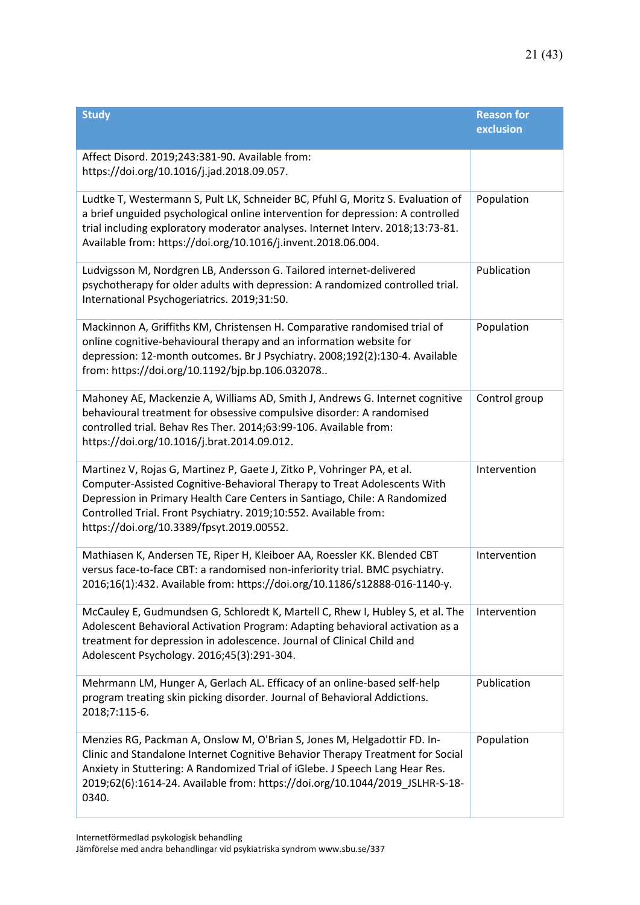| Study | Reason for exclusion |
| --- | --- |
| Affect Disord. 2019;243:381-90. Available from: https://doi.org/10.1016/j.jad.2018.09.057. | |
| Ludtke T, Westermann S, Pult LK, Schneider BC, Pfuhl G, Moritz S. Evaluation of a brief unguided psychological online intervention for depression: A controlled trial including exploratory moderator analyses. Internet Interv. 2018;13:73-81. Available from: https://doi.org/10.1016/j.invent.2018.06.004. | Population |
| Ludvigsson M, Nordgren LB, Andersson G. Tailored internet-delivered psychotherapy for older adults with depression: A randomized controlled trial. International Psychogeriatrics. 2019;31:50. | Publication |
| Mackinnon A, Griffiths KM, Christensen H. Comparative randomised trial of online cognitive-behavioural therapy and an information website for depression: 12-month outcomes. Br J Psychiatry. 2008;192(2):130-4. Available from: https://doi.org/10.1192/bjp.bp.106.032078.. | Population |
| Mahoney AE, Mackenzie A, Williams AD, Smith J, Andrews G. Internet cognitive behavioural treatment for obsessive compulsive disorder: A randomised controlled trial. Behav Res Ther. 2014;63:99-106. Available from: https://doi.org/10.1016/j.brat.2014.09.012. | Control group |
| Martinez V, Rojas G, Martinez P, Gaete J, Zitko P, Vohringer PA, et al. Computer-Assisted Cognitive-Behavioral Therapy to Treat Adolescents With Depression in Primary Health Care Centers in Santiago, Chile: A Randomized Controlled Trial. Front Psychiatry. 2019;10:552. Available from: https://doi.org/10.3389/fpsyt.2019.00552. | Intervention |
| Mathiasen K, Andersen TE, Riper H, Kleiboer AA, Roessler KK. Blended CBT versus face-to-face CBT: a randomised non-inferiority trial. BMC psychiatry. 2016;16(1):432. Available from: https://doi.org/10.1186/s12888-016-1140-y. | Intervention |
| McCauley E, Gudmundsen G, Schloredt K, Martell C, Rhew I, Hubley S, et al. The Adolescent Behavioral Activation Program: Adapting behavioral activation as a treatment for depression in adolescence. Journal of Clinical Child and Adolescent Psychology. 2016;45(3):291-304. | Intervention |
| Mehrmann LM, Hunger A, Gerlach AL. Efficacy of an online-based self-help program treating skin picking disorder. Journal of Behavioral Addictions. 2018;7:115-6. | Publication |
| Menzies RG, Packman A, Onslow M, O'Brian S, Jones M, Helgadottir FD. In-Clinic and Standalone Internet Cognitive Behavior Therapy Treatment for Social Anxiety in Stuttering: A Randomized Trial of iGlebe. J Speech Lang Hear Res. 2019;62(6):1614-24. Available from: https://doi.org/10.1044/2019_JSLHR-S-18-0340. | Population |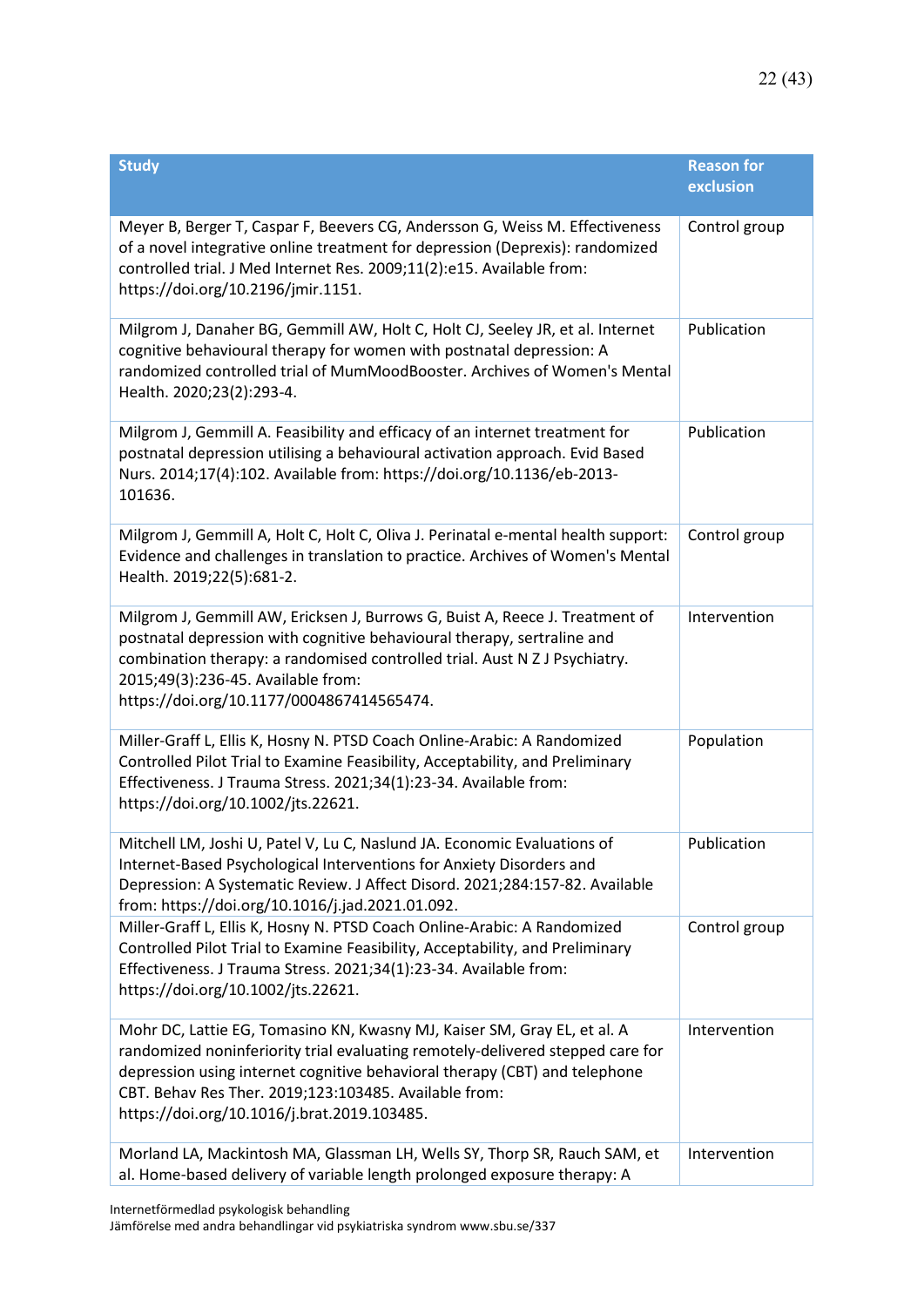| Study | Reason for exclusion |
|---|---|
| Meyer B, Berger T, Caspar F, Beevers CG, Andersson G, Weiss M. Effectiveness of a novel integrative online treatment for depression (Deprexis): randomized controlled trial. J Med Internet Res. 2009;11(2):e15. Available from: https://doi.org/10.2196/jmir.1151. | Control group |
| Milgrom J, Danaher BG, Gemmill AW, Holt C, Holt CJ, Seeley JR, et al. Internet cognitive behavioural therapy for women with postnatal depression: A randomized controlled trial of MumMoodBooster. Archives of Women's Mental Health. 2020;23(2):293-4. | Publication |
| Milgrom J, Gemmill A. Feasibility and efficacy of an internet treatment for postnatal depression utilising a behavioural activation approach. Evid Based Nurs. 2014;17(4):102. Available from: https://doi.org/10.1136/eb-2013-101636. | Publication |
| Milgrom J, Gemmill A, Holt C, Holt C, Oliva J. Perinatal e-mental health support: Evidence and challenges in translation to practice. Archives of Women's Mental Health. 2019;22(5):681-2. | Control group |
| Milgrom J, Gemmill AW, Ericksen J, Burrows G, Buist A, Reece J. Treatment of postnatal depression with cognitive behavioural therapy, sertraline and combination therapy: a randomised controlled trial. Aust N Z J Psychiatry. 2015;49(3):236-45. Available from: https://doi.org/10.1177/0004867414565474. | Intervention |
| Miller-Graff L, Ellis K, Hosny N. PTSD Coach Online-Arabic: A Randomized Controlled Pilot Trial to Examine Feasibility, Acceptability, and Preliminary Effectiveness. J Trauma Stress. 2021;34(1):23-34. Available from: https://doi.org/10.1002/jts.22621. | Population |
| Mitchell LM, Joshi U, Patel V, Lu C, Naslund JA. Economic Evaluations of Internet-Based Psychological Interventions for Anxiety Disorders and Depression: A Systematic Review. J Affect Disord. 2021;284:157-82. Available from: https://doi.org/10.1016/j.jad.2021.01.092. | Publication |
| Miller-Graff L, Ellis K, Hosny N. PTSD Coach Online-Arabic: A Randomized Controlled Pilot Trial to Examine Feasibility, Acceptability, and Preliminary Effectiveness. J Trauma Stress. 2021;34(1):23-34. Available from: https://doi.org/10.1002/jts.22621. | Control group |
| Mohr DC, Lattie EG, Tomasino KN, Kwasny MJ, Kaiser SM, Gray EL, et al. A randomized noninferiority trial evaluating remotely-delivered stepped care for depression using internet cognitive behavioral therapy (CBT) and telephone CBT. Behav Res Ther. 2019;123:103485. Available from: https://doi.org/10.1016/j.brat.2019.103485. | Intervention |
| Morland LA, Mackintosh MA, Glassman LH, Wells SY, Thorp SR, Rauch SAM, et al. Home-based delivery of variable length prolonged exposure therapy: A | Intervention |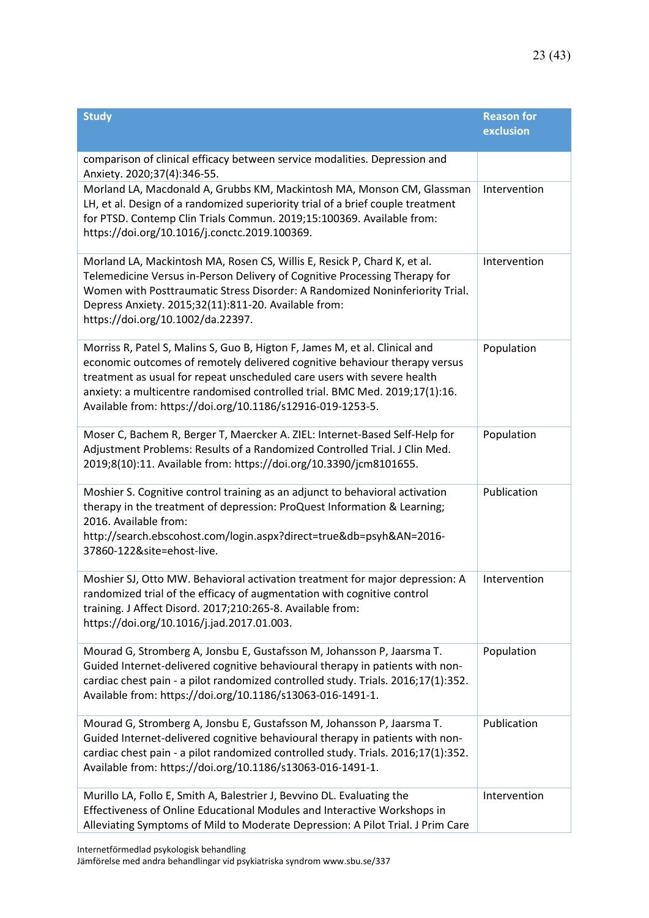| Study | Reason for exclusion |
| --- | --- |
| comparison of clinical efficacy between service modalities. Depression and Anxiety. 2020;37(4):346-55. | |
| Morland LA, Macdonald A, Grubbs KM, Mackintosh MA, Monson CM, Glassman LH, et al. Design of a randomized superiority trial of a brief couple treatment for PTSD. Contemp Clin Trials Commun. 2019;15:100369. Available from: https://doi.org/10.1016/j.conctc.2019.100369. | Intervention |
| Morland LA, Mackintosh MA, Rosen CS, Willis E, Resick P, Chard K, et al. Telemedicine Versus in-Person Delivery of Cognitive Processing Therapy for Women with Posttraumatic Stress Disorder: A Randomized Noninferiority Trial. Depress Anxiety. 2015;32(11):811-20. Available from: https://doi.org/10.1002/da.22397. | Intervention |
| Morriss R, Patel S, Malins S, Guo B, Higton F, James M, et al. Clinical and economic outcomes of remotely delivered cognitive behaviour therapy versus treatment as usual for repeat unscheduled care users with severe health anxiety: a multicentre randomised controlled trial. BMC Med. 2019;17(1):16. Available from: https://doi.org/10.1186/s12916-019-1253-5. | Population |
| Moser C, Bachem R, Berger T, Maercker A. ZIEL: Internet-Based Self-Help for Adjustment Problems: Results of a Randomized Controlled Trial. J Clin Med. 2019;8(10):11. Available from: https://doi.org/10.3390/jcm8101655. | Population |
| Moshier S. Cognitive control training as an adjunct to behavioral activation therapy in the treatment of depression: ProQuest Information & Learning; 2016. Available from: http://search.ebscohost.com/login.aspx?direct=true&db=psyh&AN=2016-37860-122&site=ehost-live. | Publication |
| Moshier SJ, Otto MW. Behavioral activation treatment for major depression: A randomized trial of the efficacy of augmentation with cognitive control training. J Affect Disord. 2017;210:265-8. Available from: https://doi.org/10.1016/j.jad.2017.01.003. | Intervention |
| Mourad G, Stromberg A, Jonsbu E, Gustafsson M, Johansson P, Jaarsma T. Guided Internet-delivered cognitive behavioural therapy in patients with non-cardiac chest pain - a pilot randomized controlled study. Trials. 2016;17(1):352. Available from: https://doi.org/10.1186/s13063-016-1491-1. | Population |
| Mourad G, Stromberg A, Jonsbu E, Gustafsson M, Johansson P, Jaarsma T. Guided Internet-delivered cognitive behavioural therapy in patients with non-cardiac chest pain - a pilot randomized controlled study. Trials. 2016;17(1):352. Available from: https://doi.org/10.1186/s13063-016-1491-1. | Publication |
| Murillo LA, Follo E, Smith A, Balestrier J, Bevvino DL. Evaluating the Effectiveness of Online Educational Modules and Interactive Workshops in Alleviating Symptoms of Mild to Moderate Depression: A Pilot Trial. J Prim Care | Intervention |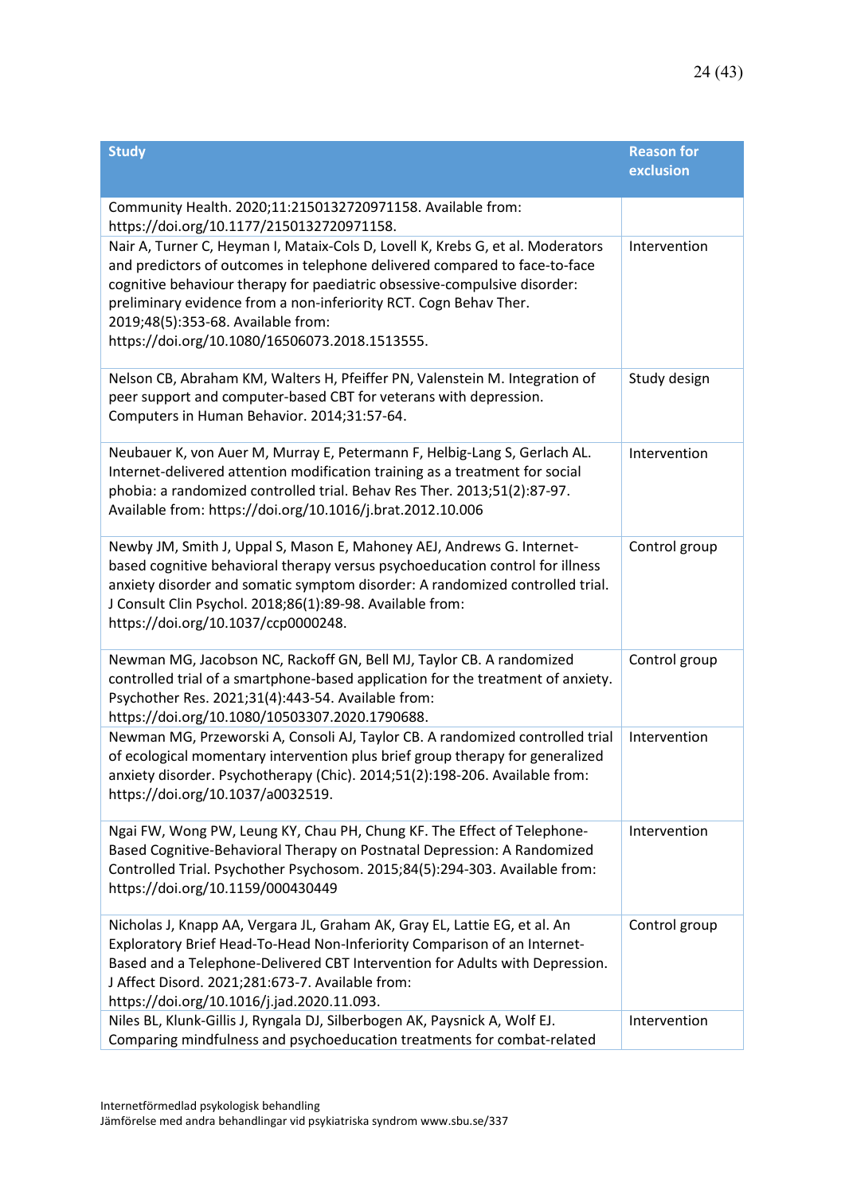| Study | Reason for exclusion |
| --- | --- |
| Community Health. 2020;11:2150132720971158. Available from: https://doi.org/10.1177/2150132720971158. | |
| Nair A, Turner C, Heyman I, Mataix-Cols D, Lovell K, Krebs G, et al. Moderators and predictors of outcomes in telephone delivered compared to face-to-face cognitive behaviour therapy for paediatric obsessive-compulsive disorder: preliminary evidence from a non-inferiority RCT. Cogn Behav Ther. 2019;48(5):353-68. Available from: https://doi.org/10.1080/16506073.2018.1513555. | Intervention |
| Nelson CB, Abraham KM, Walters H, Pfeiffer PN, Valenstein M. Integration of peer support and computer-based CBT for veterans with depression. Computers in Human Behavior. 2014;31:57-64. | Study design |
| Neubauer K, von Auer M, Murray E, Petermann F, Helbig-Lang S, Gerlach AL. Internet-delivered attention modification training as a treatment for social phobia: a randomized controlled trial. Behav Res Ther. 2013;51(2):87-97. Available from: https://doi.org/10.1016/j.brat.2012.10.006 | Intervention |
| Newby JM, Smith J, Uppal S, Mason E, Mahoney AEJ, Andrews G. Internet-based cognitive behavioral therapy versus psychoeducation control for illness anxiety disorder and somatic symptom disorder: A randomized controlled trial. J Consult Clin Psychol. 2018;86(1):89-98. Available from: https://doi.org/10.1037/ccp0000248. | Control group |
| Newman MG, Jacobson NC, Rackoff GN, Bell MJ, Taylor CB. A randomized controlled trial of a smartphone-based application for the treatment of anxiety. Psychother Res. 2021;31(4):443-54. Available from: https://doi.org/10.1080/10503307.2020.1790688. | Control group |
| Newman MG, Przeworski A, Consoli AJ, Taylor CB. A randomized controlled trial of ecological momentary intervention plus brief group therapy for generalized anxiety disorder. Psychotherapy (Chic). 2014;51(2):198-206. Available from: https://doi.org/10.1037/a0032519. | Intervention |
| Ngai FW, Wong PW, Leung KY, Chau PH, Chung KF. The Effect of Telephone-Based Cognitive-Behavioral Therapy on Postnatal Depression: A Randomized Controlled Trial. Psychother Psychosom. 2015;84(5):294-303. Available from: https://doi.org/10.1159/000430449 | Intervention |
| Nicholas J, Knapp AA, Vergara JL, Graham AK, Gray EL, Lattie EG, et al. An Exploratory Brief Head-To-Head Non-Inferiority Comparison of an Internet-Based and a Telephone-Delivered CBT Intervention for Adults with Depression. J Affect Disord. 2021;281:673-7. Available from: https://doi.org/10.1016/j.jad.2020.11.093. | Control group |
| Niles BL, Klunk-Gillis J, Ryngala DJ, Silberbogen AK, Paysnick A, Wolf EJ. Comparing mindfulness and psychoeducation treatments for combat-related | Intervention |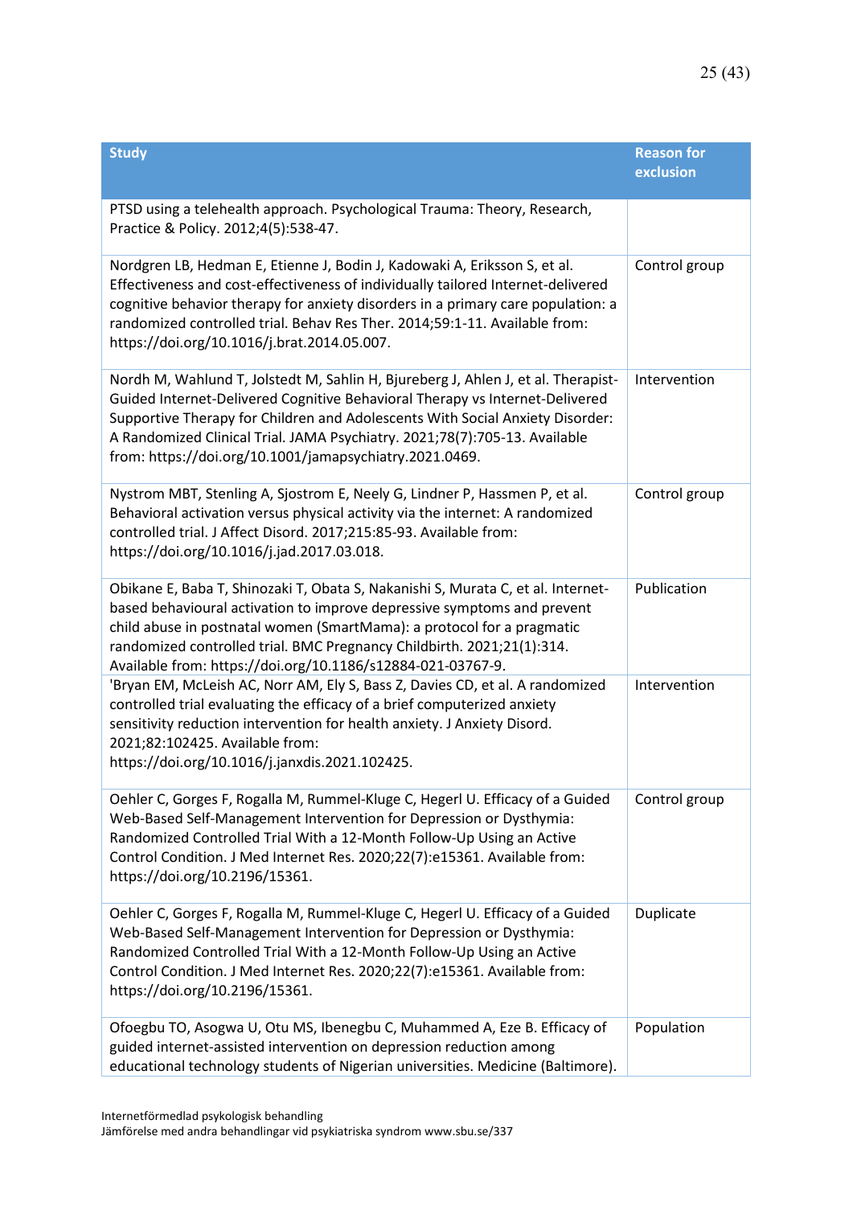| Study | Reason for exclusion |
|---|---|
| PTSD using a telehealth approach. Psychological Trauma: Theory, Research, Practice & Policy. 2012;4(5):538-47. | |
| Nordgren LB, Hedman E, Etienne J, Bodin J, Kadowaki A, Eriksson S, et al. Effectiveness and cost-effectiveness of individually tailored Internet-delivered cognitive behavior therapy for anxiety disorders in a primary care population: a randomized controlled trial. Behav Res Ther. 2014;59:1-11. Available from: https://doi.org/10.1016/j.brat.2014.05.007. | Control group |
| Nordh M, Wahlund T, Jolstedt M, Sahlin H, Bjureberg J, Ahlen J, et al. Therapist-Guided Internet-Delivered Cognitive Behavioral Therapy vs Internet-Delivered Supportive Therapy for Children and Adolescents With Social Anxiety Disorder: A Randomized Clinical Trial. JAMA Psychiatry. 2021;78(7):705-13. Available from: https://doi.org/10.1001/jamapsychiatry.2021.0469. | Intervention |
| Nystrom MBT, Stenling A, Sjostrom E, Neely G, Lindner P, Hassmen P, et al. Behavioral activation versus physical activity via the internet: A randomized controlled trial. J Affect Disord. 2017;215:85-93. Available from: https://doi.org/10.1016/j.jad.2017.03.018. | Control group |
| Obikane E, Baba T, Shinozaki T, Obata S, Nakanishi S, Murata C, et al. Internet-based behavioural activation to improve depressive symptoms and prevent child abuse in postnatal women (SmartMama): a protocol for a pragmatic randomized controlled trial. BMC Pregnancy Childbirth. 2021;21(1):314. Available from: https://doi.org/10.1186/s12884-021-03767-9. | Publication |
| 'Bryan EM, McLeish AC, Norr AM, Ely S, Bass Z, Davies CD, et al. A randomized controlled trial evaluating the efficacy of a brief computerized anxiety sensitivity reduction intervention for health anxiety. J Anxiety Disord. 2021;82:102425. Available from: https://doi.org/10.1016/j.janxdis.2021.102425. | Intervention |
| Oehler C, Gorges F, Rogalla M, Rummel-Kluge C, Hegerl U. Efficacy of a Guided Web-Based Self-Management Intervention for Depression or Dysthymia: Randomized Controlled Trial With a 12-Month Follow-Up Using an Active Control Condition. J Med Internet Res. 2020;22(7):e15361. Available from: https://doi.org/10.2196/15361. | Control group |
| Oehler C, Gorges F, Rogalla M, Rummel-Kluge C, Hegerl U. Efficacy of a Guided Web-Based Self-Management Intervention for Depression or Dysthymia: Randomized Controlled Trial With a 12-Month Follow-Up Using an Active Control Condition. J Med Internet Res. 2020;22(7):e15361. Available from: https://doi.org/10.2196/15361. | Duplicate |
| Ofoegbu TO, Asogwa U, Otu MS, Ibenegbu C, Muhammed A, Eze B. Efficacy of guided internet-assisted intervention on depression reduction among educational technology students of Nigerian universities. Medicine (Baltimore). | Population |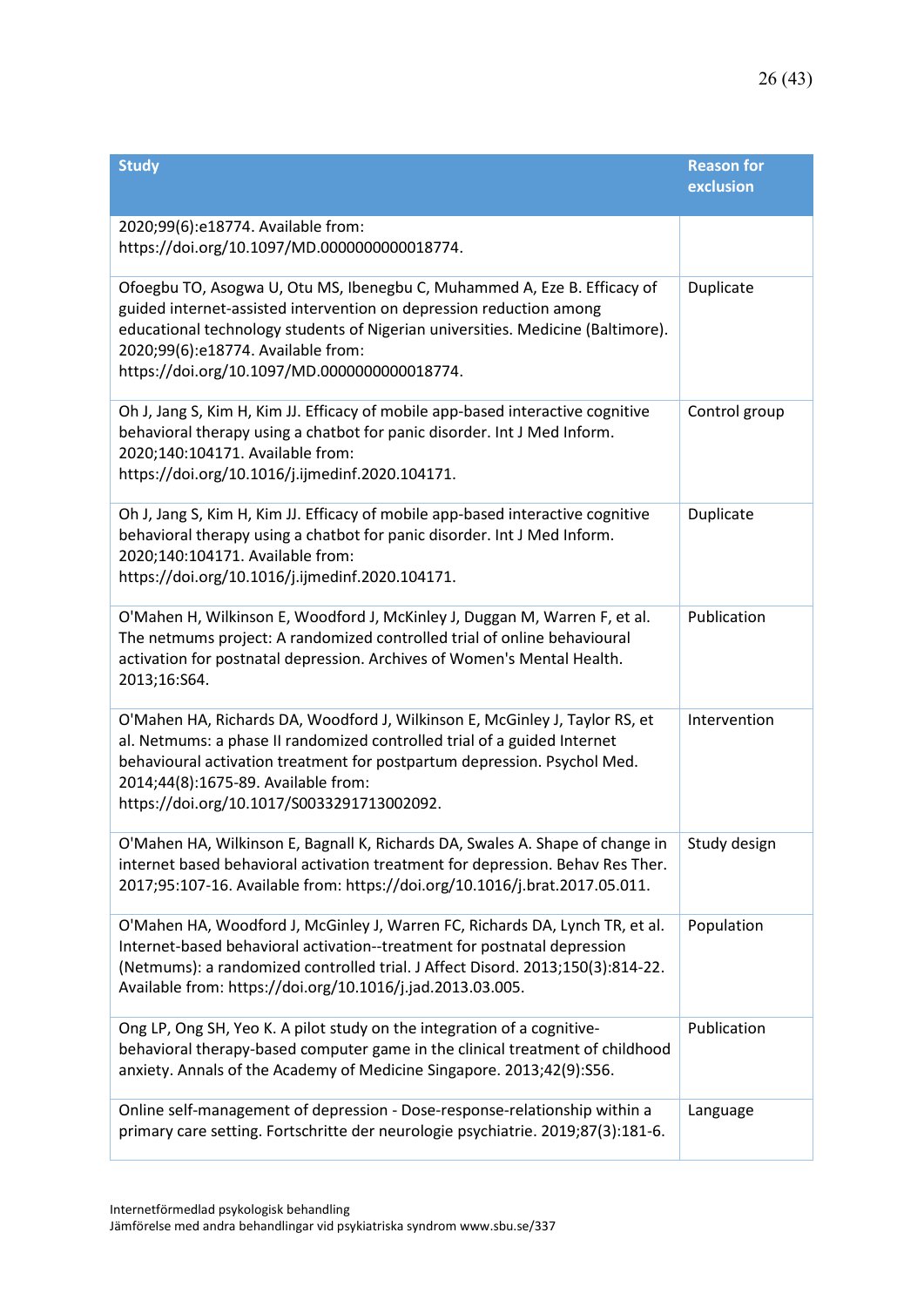| Study | Reason for exclusion |
|---|---|
| 2020;99(6):e18774. Available from: https://doi.org/10.1097/MD.0000000000018774. | |
| Ofoegbu TO, Asogwa U, Otu MS, Ibenegbu C, Muhammed A, Eze B. Efficacy of guided internet-assisted intervention on depression reduction among educational technology students of Nigerian universities. Medicine (Baltimore). 2020;99(6):e18774. Available from: https://doi.org/10.1097/MD.0000000000018774. | Duplicate |
| Oh J, Jang S, Kim H, Kim JJ. Efficacy of mobile app-based interactive cognitive behavioral therapy using a chatbot for panic disorder. Int J Med Inform. 2020;140:104171. Available from: https://doi.org/10.1016/j.ijmedinf.2020.104171. | Control group |
| Oh J, Jang S, Kim H, Kim JJ. Efficacy of mobile app-based interactive cognitive behavioral therapy using a chatbot for panic disorder. Int J Med Inform. 2020;140:104171. Available from: https://doi.org/10.1016/j.ijmedinf.2020.104171. | Duplicate |
| O'Mahen H, Wilkinson E, Woodford J, McKinley J, Duggan M, Warren F, et al. The netmums project: A randomized controlled trial of online behavioural activation for postnatal depression. Archives of Women's Mental Health. 2013;16:S64. | Publication |
| O'Mahen HA, Richards DA, Woodford J, Wilkinson E, McGinley J, Taylor RS, et al. Netmums: a phase II randomized controlled trial of a guided Internet behavioural activation treatment for postpartum depression. Psychol Med. 2014;44(8):1675-89. Available from: https://doi.org/10.1017/S0033291713002092. | Intervention |
| O'Mahen HA, Wilkinson E, Bagnall K, Richards DA, Swales A. Shape of change in internet based behavioral activation treatment for depression. Behav Res Ther. 2017;95:107-16. Available from: https://doi.org/10.1016/j.brat.2017.05.011. | Study design |
| O'Mahen HA, Woodford J, McGinley J, Warren FC, Richards DA, Lynch TR, et al. Internet-based behavioral activation--treatment for postnatal depression (Netmums): a randomized controlled trial. J Affect Disord. 2013;150(3):814-22. Available from: https://doi.org/10.1016/j.jad.2013.03.005. | Population |
| Ong LP, Ong SH, Yeo K. A pilot study on the integration of a cognitive-behavioral therapy-based computer game in the clinical treatment of childhood anxiety. Annals of the Academy of Medicine Singapore. 2013;42(9):S56. | Publication |
| Online self-management of depression - Dose-response-relationship within a primary care setting. Fortschritte der neurologie psychiatrie. 2019;87(3):181-6. | Language |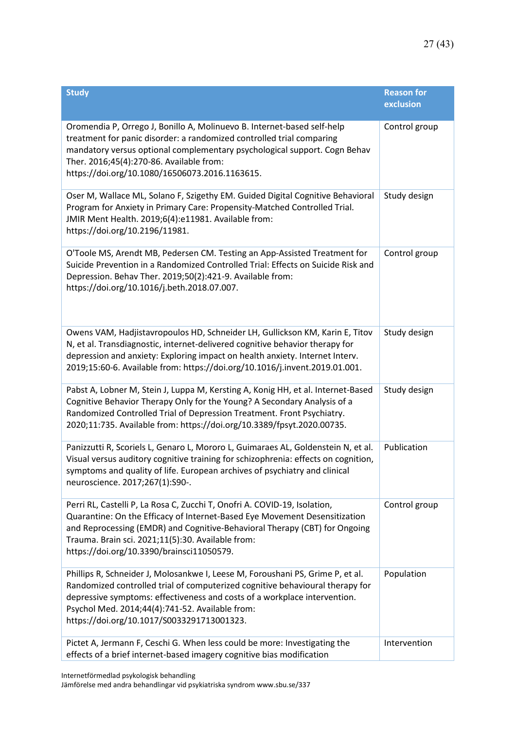| Study | Reason for exclusion |
|---|---|
| Oromendia P, Orrego J, Bonillo A, Molinuevo B. Internet-based self-help treatment for panic disorder: a randomized controlled trial comparing mandatory versus optional complementary psychological support. Cogn Behav Ther. 2016;45(4):270-86. Available from: https://doi.org/10.1080/16506073.2016.1163615. | Control group |
| Oser M, Wallace ML, Solano F, Szigethy EM. Guided Digital Cognitive Behavioral Program for Anxiety in Primary Care: Propensity-Matched Controlled Trial. JMIR Ment Health. 2019;6(4):e11981. Available from: https://doi.org/10.2196/11981. | Study design |
| O'Toole MS, Arendt MB, Pedersen CM. Testing an App-Assisted Treatment for Suicide Prevention in a Randomized Controlled Trial: Effects on Suicide Risk and Depression. Behav Ther. 2019;50(2):421-9. Available from: https://doi.org/10.1016/j.beth.2018.07.007. | Control group |
| Owens VAM, Hadjistavropoulos HD, Schneider LH, Gullickson KM, Karin E, Titov N, et al. Transdiagnostic, internet-delivered cognitive behavior therapy for depression and anxiety: Exploring impact on health anxiety. Internet Interv. 2019;15:60-6. Available from: https://doi.org/10.1016/j.invent.2019.01.001. | Study design |
| Pabst A, Lobner M, Stein J, Luppa M, Kersting A, Konig HH, et al. Internet-Based Cognitive Behavior Therapy Only for the Young? A Secondary Analysis of a Randomized Controlled Trial of Depression Treatment. Front Psychiatry. 2020;11:735. Available from: https://doi.org/10.3389/fpsyt.2020.00735. | Study design |
| Panizzutti R, Scoriels L, Genaro L, Mororo L, Guimaraes AL, Goldenstein N, et al. Visual versus auditory cognitive training for schizophrenia: effects on cognition, symptoms and quality of life. European archives of psychiatry and clinical neuroscience. 2017;267(1):S90-. | Publication |
| Perri RL, Castelli P, La Rosa C, Zucchi T, Onofri A. COVID-19, Isolation, Quarantine: On the Efficacy of Internet-Based Eye Movement Desensitization and Reprocessing (EMDR) and Cognitive-Behavioral Therapy (CBT) for Ongoing Trauma. Brain sci. 2021;11(5):30. Available from: https://doi.org/10.3390/brainsci11050579. | Control group |
| Phillips R, Schneider J, Molosankwe I, Leese M, Foroushani PS, Grime P, et al. Randomized controlled trial of computerized cognitive behavioural therapy for depressive symptoms: effectiveness and costs of a workplace intervention. Psychol Med. 2014;44(4):741-52. Available from: https://doi.org/10.1017/S0033291713001323. | Population |
| Pictet A, Jermann F, Ceschi G. When less could be more: Investigating the effects of a brief internet-based imagery cognitive bias modification | Intervention |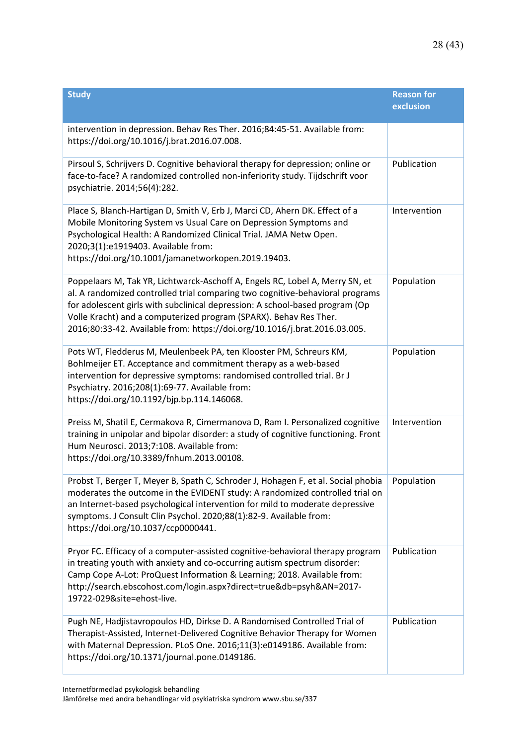| Study | Reason for exclusion |
|---|---|
| intervention in depression. Behav Res Ther. 2016;84:45-51. Available from: https://doi.org/10.1016/j.brat.2016.07.008. | |
| Pirsoul S, Schrijvers D. Cognitive behavioral therapy for depression; online or face-to-face? A randomized controlled non-inferiority study. Tijdschrift voor psychiatrie. 2014;56(4):282. | Publication |
| Place S, Blanch-Hartigan D, Smith V, Erb J, Marci CD, Ahern DK. Effect of a Mobile Monitoring System vs Usual Care on Depression Symptoms and Psychological Health: A Randomized Clinical Trial. JAMA Netw Open. 2020;3(1):e1919403. Available from: https://doi.org/10.1001/jamanetworkopen.2019.19403. | Intervention |
| Poppelaars M, Tak YR, Lichtwarck-Aschoff A, Engels RC, Lobel A, Merry SN, et al. A randomized controlled trial comparing two cognitive-behavioral programs for adolescent girls with subclinical depression: A school-based program (Op Volle Kracht) and a computerized program (SPARX). Behav Res Ther. 2016;80:33-42. Available from: https://doi.org/10.1016/j.brat.2016.03.005. | Population |
| Pots WT, Fledderus M, Meulenbeek PA, ten Klooster PM, Schreurs KM, Bohlmeijer ET. Acceptance and commitment therapy as a web-based intervention for depressive symptoms: randomised controlled trial. Br J Psychiatry. 2016;208(1):69-77. Available from: https://doi.org/10.1192/bjp.bp.114.146068. | Population |
| Preiss M, Shatil E, Cermakova R, Cimermanova D, Ram I. Personalized cognitive training in unipolar and bipolar disorder: a study of cognitive functioning. Front Hum Neurosci. 2013;7:108. Available from: https://doi.org/10.3389/fnhum.2013.00108. | Intervention |
| Probst T, Berger T, Meyer B, Spath C, Schroder J, Hohagen F, et al. Social phobia moderates the outcome in the EVIDENT study: A randomized controlled trial on an Internet-based psychological intervention for mild to moderate depressive symptoms. J Consult Clin Psychol. 2020;88(1):82-9. Available from: https://doi.org/10.1037/ccp0000441. | Population |
| Pryor FC. Efficacy of a computer-assisted cognitive-behavioral therapy program in treating youth with anxiety and co-occurring autism spectrum disorder: Camp Cope A-Lot: ProQuest Information & Learning; 2018. Available from: http://search.ebscohost.com/login.aspx?direct=true&db=psyh&AN=2017-19722-029&site=ehost-live. | Publication |
| Pugh NE, Hadjistavropoulos HD, Dirkse D. A Randomised Controlled Trial of Therapist-Assisted, Internet-Delivered Cognitive Behavior Therapy for Women with Maternal Depression. PLoS One. 2016;11(3):e0149186. Available from: https://doi.org/10.1371/journal.pone.0149186. | Publication |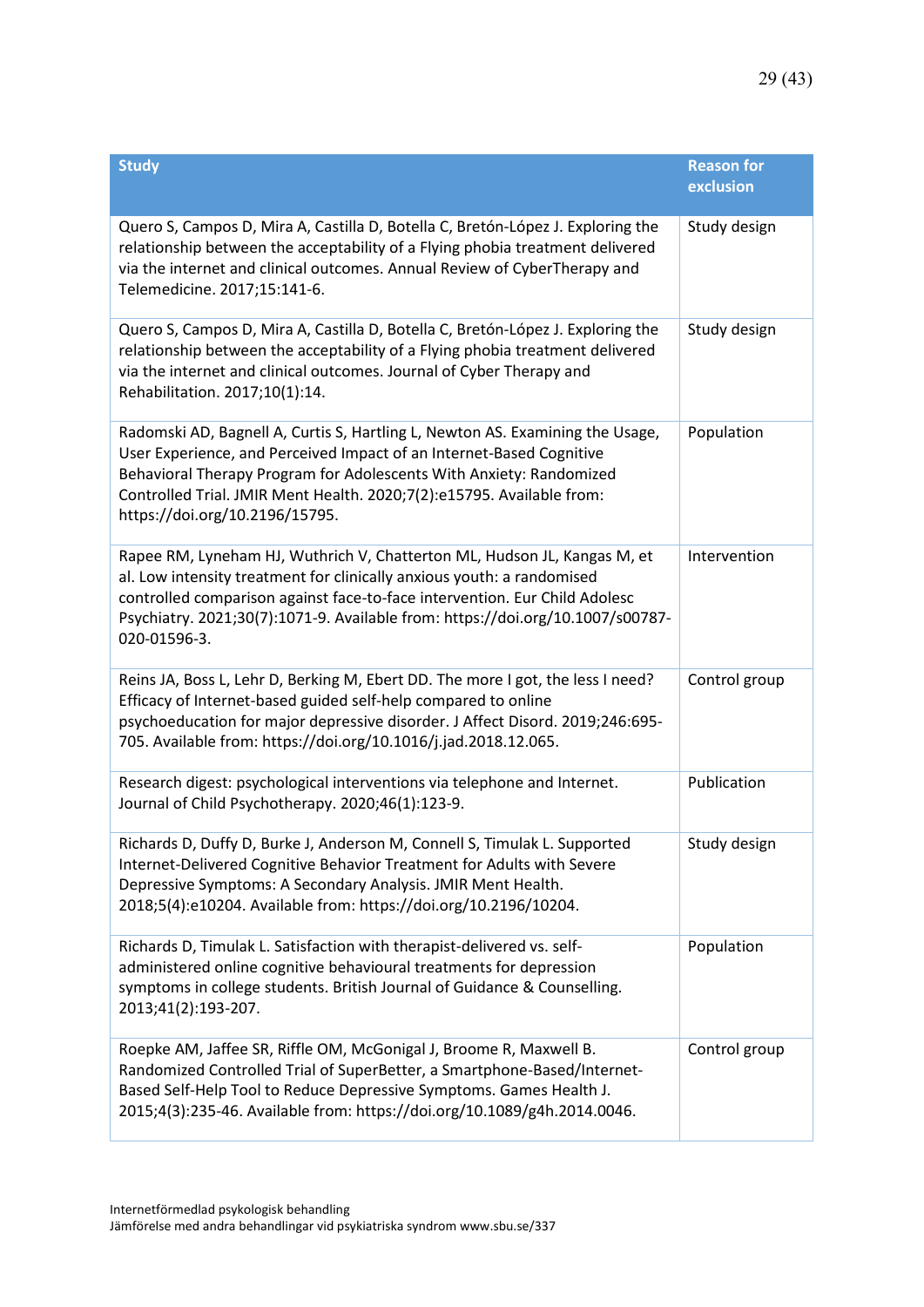| Study | Reason for exclusion |
|---|---|
| Quero S, Campos D, Mira A, Castilla D, Botella C, Bretón-López J. Exploring the relationship between the acceptability of a Flying phobia treatment delivered via the internet and clinical outcomes. Annual Review of CyberTherapy and Telemedicine. 2017;15:141-6. | Study design |
| Quero S, Campos D, Mira A, Castilla D, Botella C, Bretón-López J. Exploring the relationship between the acceptability of a Flying phobia treatment delivered via the internet and clinical outcomes. Journal of Cyber Therapy and Rehabilitation. 2017;10(1):14. | Study design |
| Radomski AD, Bagnell A, Curtis S, Hartling L, Newton AS. Examining the Usage, User Experience, and Perceived Impact of an Internet-Based Cognitive Behavioral Therapy Program for Adolescents With Anxiety: Randomized Controlled Trial. JMIR Ment Health. 2020;7(2):e15795. Available from: https://doi.org/10.2196/15795. | Population |
| Rapee RM, Lyneham HJ, Wuthrich V, Chatterton ML, Hudson JL, Kangas M, et al. Low intensity treatment for clinically anxious youth: a randomised controlled comparison against face-to-face intervention. Eur Child Adolesc Psychiatry. 2021;30(7):1071-9. Available from: https://doi.org/10.1007/s00787-020-01596-3. | Intervention |
| Reins JA, Boss L, Lehr D, Berking M, Ebert DD. The more I got, the less I need? Efficacy of Internet-based guided self-help compared to online psychoeducation for major depressive disorder. J Affect Disord. 2019;246:695-705. Available from: https://doi.org/10.1016/j.jad.2018.12.065. | Control group |
| Research digest: psychological interventions via telephone and Internet. Journal of Child Psychotherapy. 2020;46(1):123-9. | Publication |
| Richards D, Duffy D, Burke J, Anderson M, Connell S, Timulak L. Supported Internet-Delivered Cognitive Behavior Treatment for Adults with Severe Depressive Symptoms: A Secondary Analysis. JMIR Ment Health. 2018;5(4):e10204. Available from: https://doi.org/10.2196/10204. | Study design |
| Richards D, Timulak L. Satisfaction with therapist-delivered vs. self-administered online cognitive behavioural treatments for depression symptoms in college students. British Journal of Guidance & Counselling. 2013;41(2):193-207. | Population |
| Roepke AM, Jaffee SR, Riffle OM, McGonigal J, Broome R, Maxwell B. Randomized Controlled Trial of SuperBetter, a Smartphone-Based/Internet-Based Self-Help Tool to Reduce Depressive Symptoms. Games Health J. 2015;4(3):235-46. Available from: https://doi.org/10.1089/g4h.2014.0046. | Control group |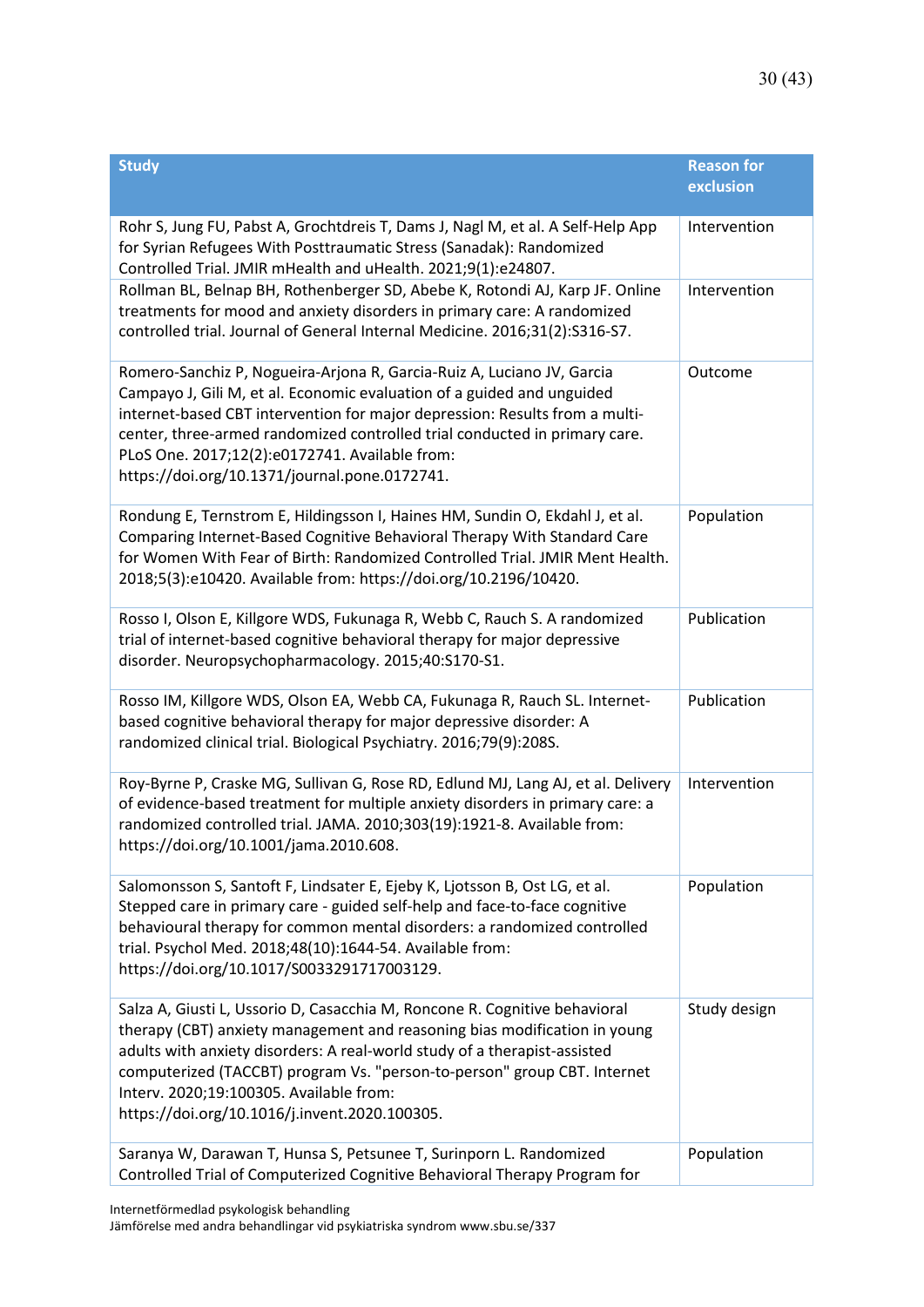| Study | Reason for exclusion |
|---|---|
| Rohr S, Jung FU, Pabst A, Grochtdreis T, Dams J, Nagl M, et al. A Self-Help App for Syrian Refugees With Posttraumatic Stress (Sanadak): Randomized Controlled Trial. JMIR mHealth and uHealth. 2021;9(1):e24807. | Intervention |
| Rollman BL, Belnap BH, Rothenberger SD, Abebe K, Rotondi AJ, Karp JF. Online treatments for mood and anxiety disorders in primary care: A randomized controlled trial. Journal of General Internal Medicine. 2016;31(2):S316-S7. | Intervention |
| Romero-Sanchiz P, Nogueira-Arjona R, Garcia-Ruiz A, Luciano JV, Garcia Campayo J, Gili M, et al. Economic evaluation of a guided and unguided internet-based CBT intervention for major depression: Results from a multi-center, three-armed randomized controlled trial conducted in primary care. PLoS One. 2017;12(2):e0172741. Available from: https://doi.org/10.1371/journal.pone.0172741. | Outcome |
| Rondung E, Ternstrom E, Hildingsson I, Haines HM, Sundin O, Ekdahl J, et al. Comparing Internet-Based Cognitive Behavioral Therapy With Standard Care for Women With Fear of Birth: Randomized Controlled Trial. JMIR Ment Health. 2018;5(3):e10420. Available from: https://doi.org/10.2196/10420. | Population |
| Rosso I, Olson E, Killgore WDS, Fukunaga R, Webb C, Rauch S. A randomized trial of internet-based cognitive behavioral therapy for major depressive disorder. Neuropsychopharmacology. 2015;40:S170-S1. | Publication |
| Rosso IM, Killgore WDS, Olson EA, Webb CA, Fukunaga R, Rauch SL. Internet-based cognitive behavioral therapy for major depressive disorder: A randomized clinical trial. Biological Psychiatry. 2016;79(9):208S. | Publication |
| Roy-Byrne P, Craske MG, Sullivan G, Rose RD, Edlund MJ, Lang AJ, et al. Delivery of evidence-based treatment for multiple anxiety disorders in primary care: a randomized controlled trial. JAMA. 2010;303(19):1921-8. Available from: https://doi.org/10.1001/jama.2010.608. | Intervention |
| Salomonsson S, Santoft F, Lindsater E, Ejeby K, Ljotsson B, Ost LG, et al. Stepped care in primary care - guided self-help and face-to-face cognitive behavioural therapy for common mental disorders: a randomized controlled trial. Psychol Med. 2018;48(10):1644-54. Available from: https://doi.org/10.1017/S0033291717003129. | Population |
| Salza A, Giusti L, Ussorio D, Casacchia M, Roncone R. Cognitive behavioral therapy (CBT) anxiety management and reasoning bias modification in young adults with anxiety disorders: A real-world study of a therapist-assisted computerized (TACCBT) program Vs. "person-to-person" group CBT. Internet Interv. 2020;19:100305. Available from: https://doi.org/10.1016/j.invent.2020.100305. | Study design |
| Saranya W, Darawan T, Hunsa S, Petsunee T, Surinporn L. Randomized Controlled Trial of Computerized Cognitive Behavioral Therapy Program for | Population |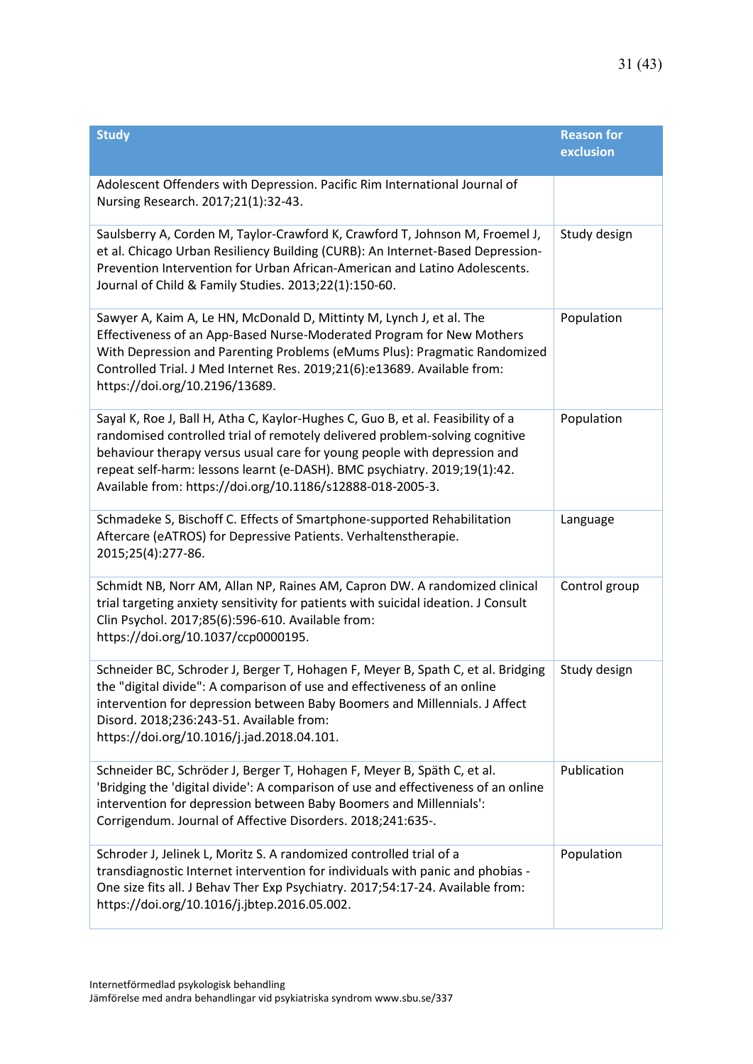| Study | Reason for exclusion |
|---|---|
| Adolescent Offenders with Depression. Pacific Rim International Journal of Nursing Research. 2017;21(1):32-43. | |
| Saulsberry A, Corden M, Taylor-Crawford K, Crawford T, Johnson M, Froemel J, et al. Chicago Urban Resiliency Building (CURB): An Internet-Based Depression-Prevention Intervention for Urban African-American and Latino Adolescents. Journal of Child & Family Studies. 2013;22(1):150-60. | Study design |
| Sawyer A, Kaim A, Le HN, McDonald D, Mittinty M, Lynch J, et al. The Effectiveness of an App-Based Nurse-Moderated Program for New Mothers With Depression and Parenting Problems (eMums Plus): Pragmatic Randomized Controlled Trial. J Med Internet Res. 2019;21(6):e13689. Available from: https://doi.org/10.2196/13689. | Population |
| Sayal K, Roe J, Ball H, Atha C, Kaylor-Hughes C, Guo B, et al. Feasibility of a randomised controlled trial of remotely delivered problem-solving cognitive behaviour therapy versus usual care for young people with depression and repeat self-harm: lessons learnt (e-DASH). BMC psychiatry. 2019;19(1):42. Available from: https://doi.org/10.1186/s12888-018-2005-3. | Population |
| Schmadeke S, Bischoff C. Effects of Smartphone-supported Rehabilitation Aftercare (eATROS) for Depressive Patients. Verhaltenstherapie. 2015;25(4):277-86. | Language |
| Schmidt NB, Norr AM, Allan NP, Raines AM, Capron DW. A randomized clinical trial targeting anxiety sensitivity for patients with suicidal ideation. J Consult Clin Psychol. 2017;85(6):596-610. Available from: https://doi.org/10.1037/ccp0000195. | Control group |
| Schneider BC, Schroder J, Berger T, Hohagen F, Meyer B, Spath C, et al. Bridging the "digital divide": A comparison of use and effectiveness of an online intervention for depression between Baby Boomers and Millennials. J Affect Disord. 2018;236:243-51. Available from: https://doi.org/10.1016/j.jad.2018.04.101. | Study design |
| Schneider BC, Schröder J, Berger T, Hohagen F, Meyer B, Späth C, et al. 'Bridging the 'digital divide': A comparison of use and effectiveness of an online intervention for depression between Baby Boomers and Millennials': Corrigendum. Journal of Affective Disorders. 2018;241:635-. | Publication |
| Schroder J, Jelinek L, Moritz S. A randomized controlled trial of a transdiagnostic Internet intervention for individuals with panic and phobias - One size fits all. J Behav Ther Exp Psychiatry. 2017;54:17-24. Available from: https://doi.org/10.1016/j.jbtep.2016.05.002. | Population |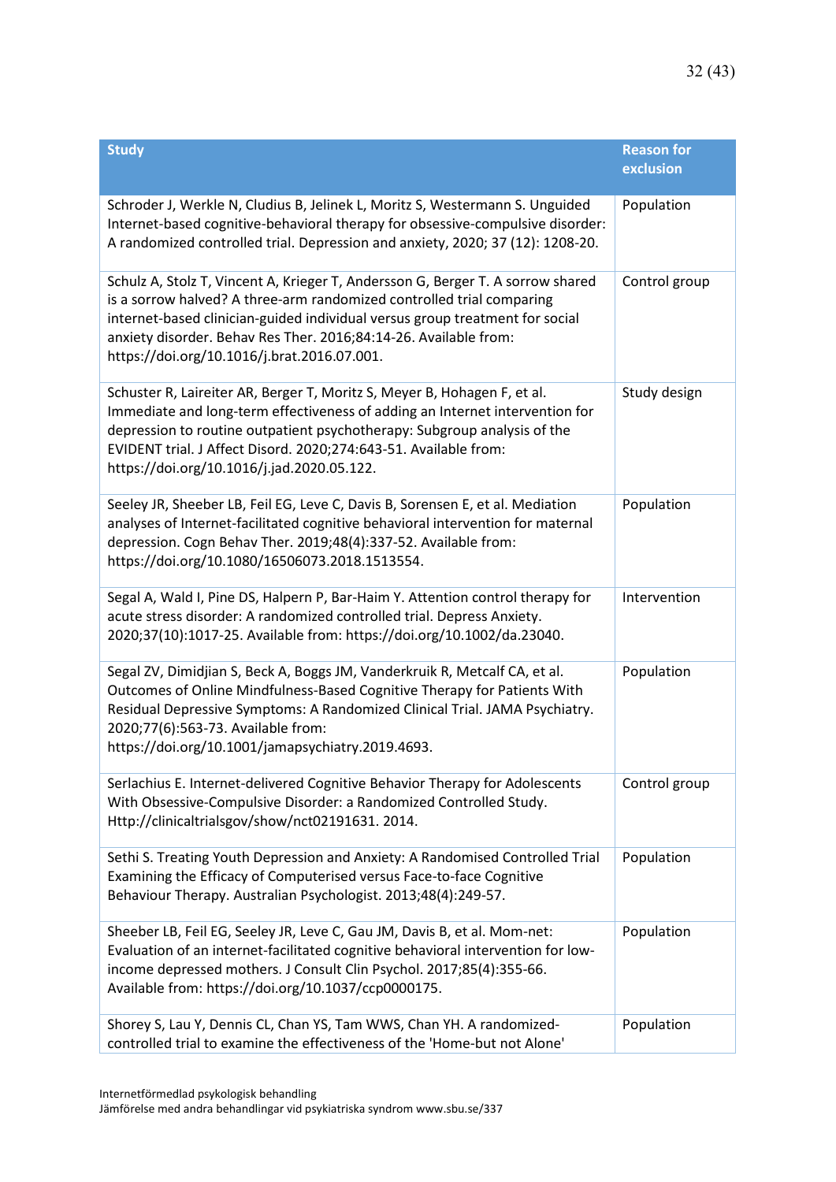| Study | Reason for exclusion |
|---|---|
| Schroder J, Werkle N, Cludius B, Jelinek L, Moritz S, Westermann S. Unguided Internet-based cognitive-behavioral therapy for obsessive-compulsive disorder: A randomized controlled trial. Depression and anxiety, 2020; 37 (12): 1208-20. | Population |
| Schulz A, Stolz T, Vincent A, Krieger T, Andersson G, Berger T. A sorrow shared is a sorrow halved? A three-arm randomized controlled trial comparing internet-based clinician-guided individual versus group treatment for social anxiety disorder. Behav Res Ther. 2016;84:14-26. Available from: https://doi.org/10.1016/j.brat.2016.07.001. | Control group |
| Schuster R, Laireiter AR, Berger T, Moritz S, Meyer B, Hohagen F, et al. Immediate and long-term effectiveness of adding an Internet intervention for depression to routine outpatient psychotherapy: Subgroup analysis of the EVIDENT trial. J Affect Disord. 2020;274:643-51. Available from: https://doi.org/10.1016/j.jad.2020.05.122. | Study design |
| Seeley JR, Sheeber LB, Feil EG, Leve C, Davis B, Sorensen E, et al. Mediation analyses of Internet-facilitated cognitive behavioral intervention for maternal depression. Cogn Behav Ther. 2019;48(4):337-52. Available from: https://doi.org/10.1080/16506073.2018.1513554. | Population |
| Segal A, Wald I, Pine DS, Halpern P, Bar-Haim Y. Attention control therapy for acute stress disorder: A randomized controlled trial. Depress Anxiety. 2020;37(10):1017-25. Available from: https://doi.org/10.1002/da.23040. | Intervention |
| Segal ZV, Dimidjian S, Beck A, Boggs JM, Vanderkruik R, Metcalf CA, et al. Outcomes of Online Mindfulness-Based Cognitive Therapy for Patients With Residual Depressive Symptoms: A Randomized Clinical Trial. JAMA Psychiatry. 2020;77(6):563-73. Available from: https://doi.org/10.1001/jamapsychiatry.2019.4693. | Population |
| Serlachius E. Internet-delivered Cognitive Behavior Therapy for Adolescents With Obsessive-Compulsive Disorder: a Randomized Controlled Study. Http://clinicaltrialsgov/show/nct02191631. 2014. | Control group |
| Sethi S. Treating Youth Depression and Anxiety: A Randomised Controlled Trial Examining the Efficacy of Computerised versus Face-to-face Cognitive Behaviour Therapy. Australian Psychologist. 2013;48(4):249-57. | Population |
| Sheeber LB, Feil EG, Seeley JR, Leve C, Gau JM, Davis B, et al. Mom-net: Evaluation of an internet-facilitated cognitive behavioral intervention for low-income depressed mothers. J Consult Clin Psychol. 2017;85(4):355-66. Available from: https://doi.org/10.1037/ccp0000175. | Population |
| Shorey S, Lau Y, Dennis CL, Chan YS, Tam WWS, Chan YH. A randomized-controlled trial to examine the effectiveness of the 'Home-but not Alone' | Population |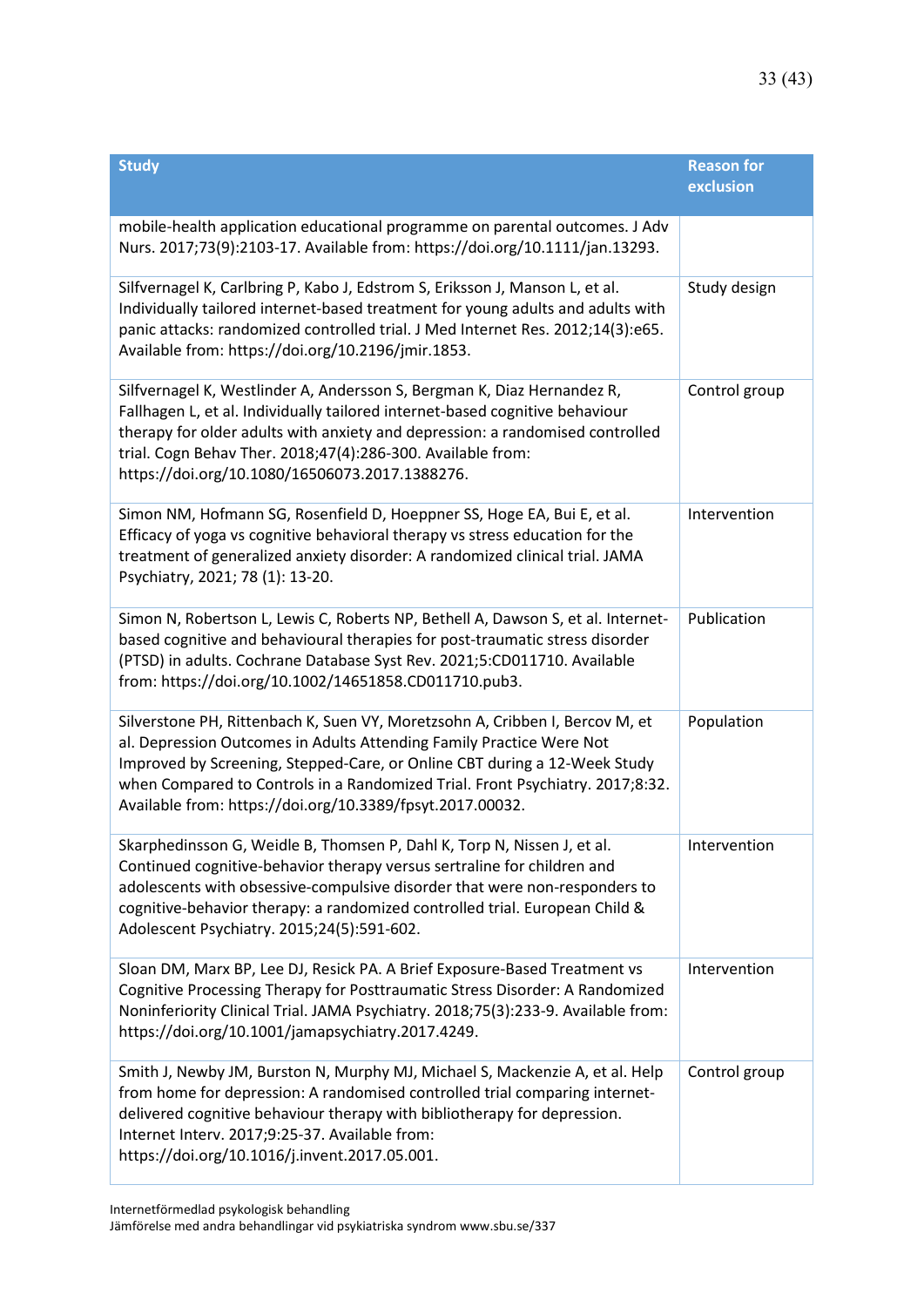| Study | Reason for exclusion |
| --- | --- |
| mobile-health application educational programme on parental outcomes. J Adv Nurs. 2017;73(9):2103-17. Available from: https://doi.org/10.1111/jan.13293. | |
| Silfvernagel K, Carlbring P, Kabo J, Edstrom S, Eriksson J, Manson L, et al. Individually tailored internet-based treatment for young adults and adults with panic attacks: randomized controlled trial. J Med Internet Res. 2012;14(3):e65. Available from: https://doi.org/10.2196/jmir.1853. | Study design |
| Silfvernagel K, Westlinder A, Andersson S, Bergman K, Diaz Hernandez R, Fallhagen L, et al. Individually tailored internet-based cognitive behaviour therapy for older adults with anxiety and depression: a randomised controlled trial. Cogn Behav Ther. 2018;47(4):286-300. Available from: https://doi.org/10.1080/16506073.2017.1388276. | Control group |
| Simon NM, Hofmann SG, Rosenfield D, Hoeppner SS, Hoge EA, Bui E, et al. Efficacy of yoga vs cognitive behavioral therapy vs stress education for the treatment of generalized anxiety disorder: A randomized clinical trial. JAMA Psychiatry, 2021; 78 (1): 13-20. | Intervention |
| Simon N, Robertson L, Lewis C, Roberts NP, Bethell A, Dawson S, et al. Internet-based cognitive and behavioural therapies for post-traumatic stress disorder (PTSD) in adults. Cochrane Database Syst Rev. 2021;5:CD011710. Available from: https://doi.org/10.1002/14651858.CD011710.pub3. | Publication |
| Silverstone PH, Rittenbach K, Suen VY, Moretzsohn A, Cribben I, Bercov M, et al. Depression Outcomes in Adults Attending Family Practice Were Not Improved by Screening, Stepped-Care, or Online CBT during a 12-Week Study when Compared to Controls in a Randomized Trial. Front Psychiatry. 2017;8:32. Available from: https://doi.org/10.3389/fpsyt.2017.00032. | Population |
| Skarphedinsson G, Weidle B, Thomsen P, Dahl K, Torp N, Nissen J, et al. Continued cognitive-behavior therapy versus sertraline for children and adolescents with obsessive-compulsive disorder that were non-responders to cognitive-behavior therapy: a randomized controlled trial. European Child & Adolescent Psychiatry. 2015;24(5):591-602. | Intervention |
| Sloan DM, Marx BP, Lee DJ, Resick PA. A Brief Exposure-Based Treatment vs Cognitive Processing Therapy for Posttraumatic Stress Disorder: A Randomized Noninferiority Clinical Trial. JAMA Psychiatry. 2018;75(3):233-9. Available from: https://doi.org/10.1001/jamapsychiatry.2017.4249. | Intervention |
| Smith J, Newby JM, Burston N, Murphy MJ, Michael S, Mackenzie A, et al. Help from home for depression: A randomised controlled trial comparing internet-delivered cognitive behaviour therapy with bibliotherapy for depression. Internet Interv. 2017;9:25-37. Available from: https://doi.org/10.1016/j.invent.2017.05.001. | Control group |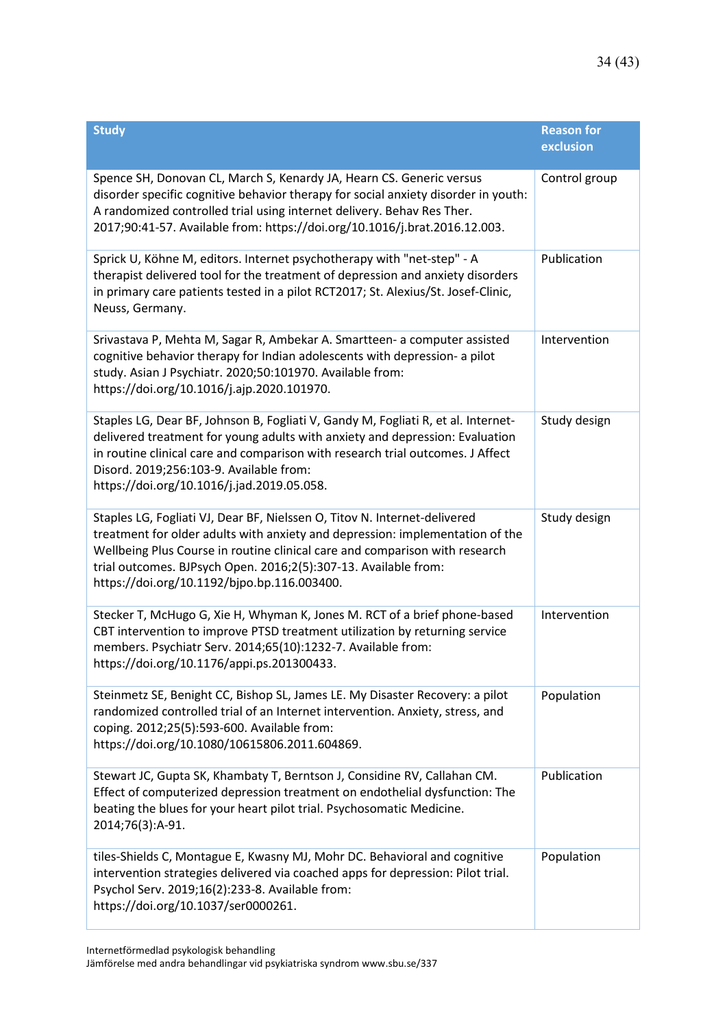| Study | Reason for exclusion |
| --- | --- |
| Spence SH, Donovan CL, March S, Kenardy JA, Hearn CS. Generic versus disorder specific cognitive behavior therapy for social anxiety disorder in youth: A randomized controlled trial using internet delivery. Behav Res Ther. 2017;90:41-57. Available from: https://doi.org/10.1016/j.brat.2016.12.003. | Control group |
| Sprick U, Köhne M, editors. Internet psychotherapy with "net-step" - A therapist delivered tool for the treatment of depression and anxiety disorders in primary care patients tested in a pilot RCT2017; St. Alexius/St. Josef-Clinic, Neuss, Germany. | Publication |
| Srivastava P, Mehta M, Sagar R, Ambekar A. Smartteen- a computer assisted cognitive behavior therapy for Indian adolescents with depression- a pilot study. Asian J Psychiatr. 2020;50:101970. Available from: https://doi.org/10.1016/j.ajp.2020.101970. | Intervention |
| Staples LG, Dear BF, Johnson B, Fogliati V, Gandy M, Fogliati R, et al. Internet-delivered treatment for young adults with anxiety and depression: Evaluation in routine clinical care and comparison with research trial outcomes. J Affect Disord. 2019;256:103-9. Available from: https://doi.org/10.1016/j.jad.2019.05.058. | Study design |
| Staples LG, Fogliati VJ, Dear BF, Nielssen O, Titov N. Internet-delivered treatment for older adults with anxiety and depression: implementation of the Wellbeing Plus Course in routine clinical care and comparison with research trial outcomes. BJPsych Open. 2016;2(5):307-13. Available from: https://doi.org/10.1192/bjpo.bp.116.003400. | Study design |
| Stecker T, McHugo G, Xie H, Whyman K, Jones M. RCT of a brief phone-based CBT intervention to improve PTSD treatment utilization by returning service members. Psychiatr Serv. 2014;65(10):1232-7. Available from: https://doi.org/10.1176/appi.ps.201300433. | Intervention |
| Steinmetz SE, Benight CC, Bishop SL, James LE. My Disaster Recovery: a pilot randomized controlled trial of an Internet intervention. Anxiety, stress, and coping. 2012;25(5):593-600. Available from: https://doi.org/10.1080/10615806.2011.604869. | Population |
| Stewart JC, Gupta SK, Khambaty T, Berntson J, Considine RV, Callahan CM. Effect of computerized depression treatment on endothelial dysfunction: The beating the blues for your heart pilot trial. Psychosomatic Medicine. 2014;76(3):A-91. | Publication |
| tiles-Shields C, Montague E, Kwasny MJ, Mohr DC. Behavioral and cognitive intervention strategies delivered via coached apps for depression: Pilot trial. Psychol Serv. 2019;16(2):233-8. Available from: https://doi.org/10.1037/ser0000261. | Population |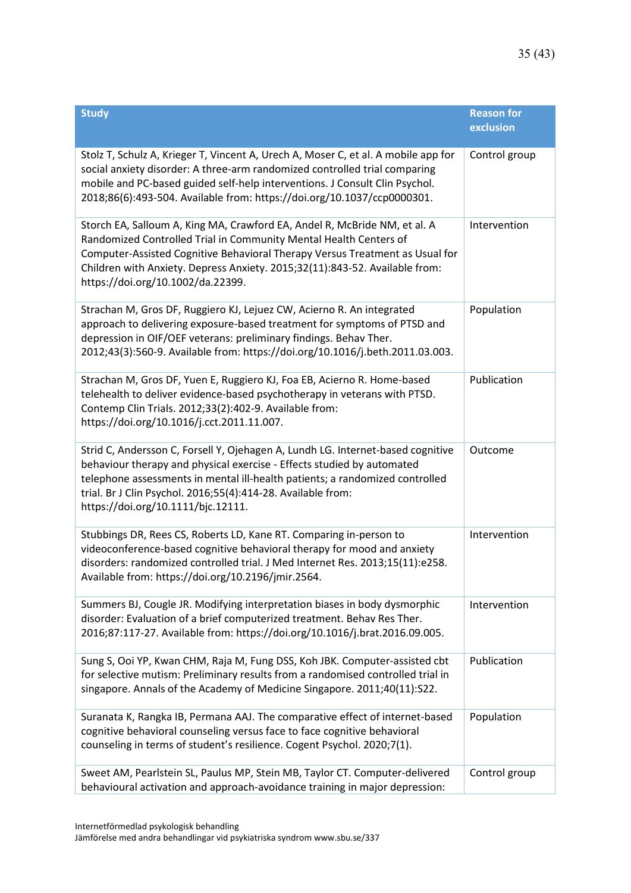| Study | Reason for exclusion |
|---|---|
| Stolz T, Schulz A, Krieger T, Vincent A, Urech A, Moser C, et al. A mobile app for social anxiety disorder: A three-arm randomized controlled trial comparing mobile and PC-based guided self-help interventions. J Consult Clin Psychol. 2018;86(6):493-504. Available from: https://doi.org/10.1037/ccp0000301. | Control group |
| Storch EA, Salloum A, King MA, Crawford EA, Andel R, McBride NM, et al. A Randomized Controlled Trial in Community Mental Health Centers of Computer-Assisted Cognitive Behavioral Therapy Versus Treatment as Usual for Children with Anxiety. Depress Anxiety. 2015;32(11):843-52. Available from: https://doi.org/10.1002/da.22399. | Intervention |
| Strachan M, Gros DF, Ruggiero KJ, Lejuez CW, Acierno R. An integrated approach to delivering exposure-based treatment for symptoms of PTSD and depression in OIF/OEF veterans: preliminary findings. Behav Ther. 2012;43(3):560-9. Available from: https://doi.org/10.1016/j.beth.2011.03.003. | Population |
| Strachan M, Gros DF, Yuen E, Ruggiero KJ, Foa EB, Acierno R. Home-based telehealth to deliver evidence-based psychotherapy in veterans with PTSD. Contemp Clin Trials. 2012;33(2):402-9. Available from: https://doi.org/10.1016/j.cct.2011.11.007. | Publication |
| Strid C, Andersson C, Forsell Y, Ojehagen A, Lundh LG. Internet-based cognitive behaviour therapy and physical exercise - Effects studied by automated telephone assessments in mental ill-health patients; a randomized controlled trial. Br J Clin Psychol. 2016;55(4):414-28. Available from: https://doi.org/10.1111/bjc.12111. | Outcome |
| Stubbings DR, Rees CS, Roberts LD, Kane RT. Comparing in-person to videoconference-based cognitive behavioral therapy for mood and anxiety disorders: randomized controlled trial. J Med Internet Res. 2013;15(11):e258. Available from: https://doi.org/10.2196/jmir.2564. | Intervention |
| Summers BJ, Cougle JR. Modifying interpretation biases in body dysmorphic disorder: Evaluation of a brief computerized treatment. Behav Res Ther. 2016;87:117-27. Available from: https://doi.org/10.1016/j.brat.2016.09.005. | Intervention |
| Sung S, Ooi YP, Kwan CHM, Raja M, Fung DSS, Koh JBK. Computer-assisted cbt for selective mutism: Preliminary results from a randomised controlled trial in singapore. Annals of the Academy of Medicine Singapore. 2011;40(11):S22. | Publication |
| Suranata K, Rangka IB, Permana AAJ. The comparative effect of internet-based cognitive behavioral counseling versus face to face cognitive behavioral counseling in terms of student's resilience. Cogent Psychol. 2020;7(1). | Population |
| Sweet AM, Pearlstein SL, Paulus MP, Stein MB, Taylor CT. Computer-delivered behavioural activation and approach-avoidance training in major depression: | Control group |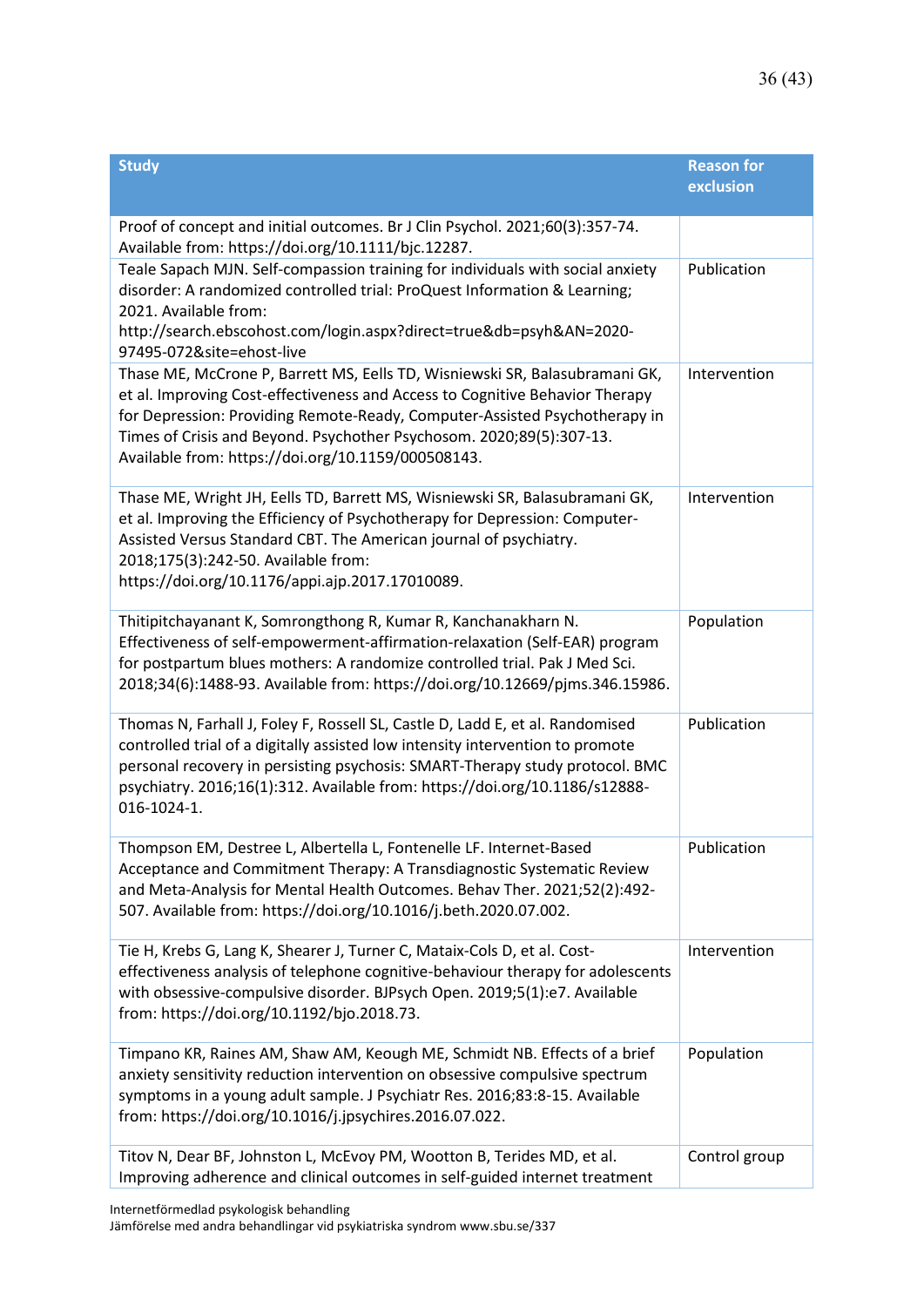| Study | Reason for exclusion |
| --- | --- |
| Proof of concept and initial outcomes. Br J Clin Psychol. 2021;60(3):357-74. Available from: https://doi.org/10.1111/bjc.12287. | |
| Teale Sapach MJN. Self-compassion training for individuals with social anxiety disorder: A randomized controlled trial: ProQuest Information & Learning; 2021. Available from: http://search.ebscohost.com/login.aspx?direct=true&db=psyh&AN=2020-97495-072&site=ehost-live | Publication |
| Thase ME, McCrone P, Barrett MS, Eells TD, Wisniewski SR, Balasubramani GK, et al. Improving Cost-effectiveness and Access to Cognitive Behavior Therapy for Depression: Providing Remote-Ready, Computer-Assisted Psychotherapy in Times of Crisis and Beyond. Psychother Psychosom. 2020;89(5):307-13. Available from: https://doi.org/10.1159/000508143. | Intervention |
| Thase ME, Wright JH, Eells TD, Barrett MS, Wisniewski SR, Balasubramani GK, et al. Improving the Efficiency of Psychotherapy for Depression: Computer-Assisted Versus Standard CBT. The American journal of psychiatry. 2018;175(3):242-50. Available from: https://doi.org/10.1176/appi.ajp.2017.17010089. | Intervention |
| Thitipitchayanant K, Somrongthong R, Kumar R, Kanchanakharn N. Effectiveness of self-empowerment-affirmation-relaxation (Self-EAR) program for postpartum blues mothers: A randomize controlled trial. Pak J Med Sci. 2018;34(6):1488-93. Available from: https://doi.org/10.12669/pjms.346.15986. | Population |
| Thomas N, Farhall J, Foley F, Rossell SL, Castle D, Ladd E, et al. Randomised controlled trial of a digitally assisted low intensity intervention to promote personal recovery in persisting psychosis: SMART-Therapy study protocol. BMC psychiatry. 2016;16(1):312. Available from: https://doi.org/10.1186/s12888-016-1024-1. | Publication |
| Thompson EM, Destree L, Albertella L, Fontenelle LF. Internet-Based Acceptance and Commitment Therapy: A Transdiagnostic Systematic Review and Meta-Analysis for Mental Health Outcomes. Behav Ther. 2021;52(2):492-507. Available from: https://doi.org/10.1016/j.beth.2020.07.002. | Publication |
| Tie H, Krebs G, Lang K, Shearer J, Turner C, Mataix-Cols D, et al. Cost-effectiveness analysis of telephone cognitive-behaviour therapy for adolescents with obsessive-compulsive disorder. BJPsych Open. 2019;5(1):e7. Available from: https://doi.org/10.1192/bjo.2018.73. | Intervention |
| Timpano KR, Raines AM, Shaw AM, Keough ME, Schmidt NB. Effects of a brief anxiety sensitivity reduction intervention on obsessive compulsive spectrum symptoms in a young adult sample. J Psychiatr Res. 2016;83:8-15. Available from: https://doi.org/10.1016/j.jpsychires.2016.07.022. | Population |
| Titov N, Dear BF, Johnston L, McEvoy PM, Wootton B, Terides MD, et al. Improving adherence and clinical outcomes in self-guided internet treatment | Control group |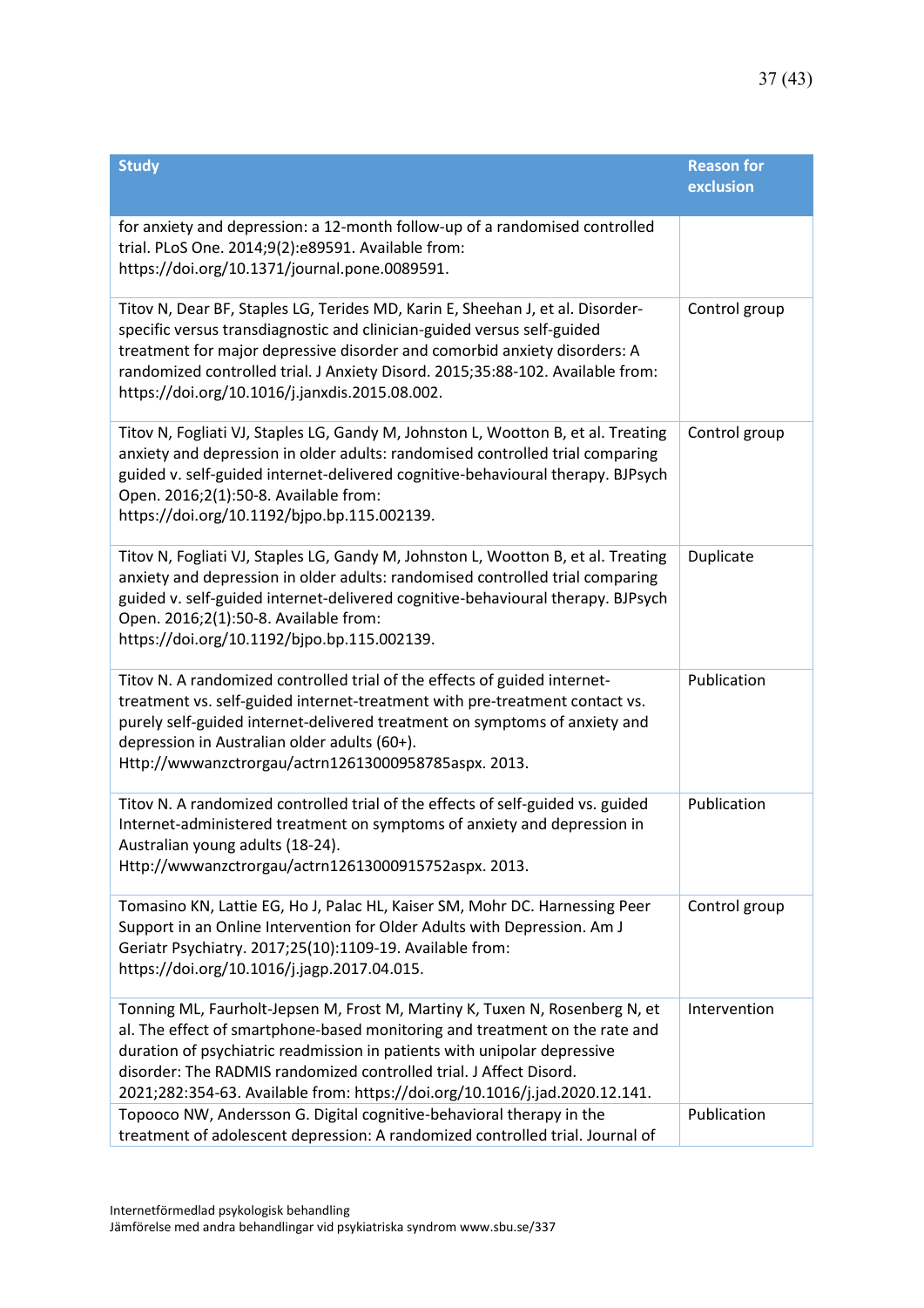| Study | Reason for exclusion |
|---|---|
| for anxiety and depression: a 12-month follow-up of a randomised controlled trial. PLoS One. 2014;9(2):e89591. Available from: https://doi.org/10.1371/journal.pone.0089591. | |
| Titov N, Dear BF, Staples LG, Terides MD, Karin E, Sheehan J, et al. Disorder-specific versus transdiagnostic and clinician-guided versus self-guided treatment for major depressive disorder and comorbid anxiety disorders: A randomized controlled trial. J Anxiety Disord. 2015;35:88-102. Available from: https://doi.org/10.1016/j.janxdis.2015.08.002. | Control group |
| Titov N, Fogliati VJ, Staples LG, Gandy M, Johnston L, Wootton B, et al. Treating anxiety and depression in older adults: randomised controlled trial comparing guided v. self-guided internet-delivered cognitive-behavioural therapy. BJPsych Open. 2016;2(1):50-8. Available from: https://doi.org/10.1192/bjpo.bp.115.002139. | Control group |
| Titov N, Fogliati VJ, Staples LG, Gandy M, Johnston L, Wootton B, et al. Treating anxiety and depression in older adults: randomised controlled trial comparing guided v. self-guided internet-delivered cognitive-behavioural therapy. BJPsych Open. 2016;2(1):50-8. Available from: https://doi.org/10.1192/bjpo.bp.115.002139. | Duplicate |
| Titov N. A randomized controlled trial of the effects of guided internet-treatment vs. self-guided internet-treatment with pre-treatment contact vs. purely self-guided internet-delivered treatment on symptoms of anxiety and depression in Australian older adults (60+). Http://wwwanzctrorgau/actrn12613000958785aspx. 2013. | Publication |
| Titov N. A randomized controlled trial of the effects of self-guided vs. guided Internet-administered treatment on symptoms of anxiety and depression in Australian young adults (18-24). Http://wwwanzctrorgau/actrn12613000915752aspx. 2013. | Publication |
| Tomasino KN, Lattie EG, Ho J, Palac HL, Kaiser SM, Mohr DC. Harnessing Peer Support in an Online Intervention for Older Adults with Depression. Am J Geriatr Psychiatry. 2017;25(10):1109-19. Available from: https://doi.org/10.1016/j.jagp.2017.04.015. | Control group |
| Tonning ML, Faurholt-Jepsen M, Frost M, Martiny K, Tuxen N, Rosenberg N, et al. The effect of smartphone-based monitoring and treatment on the rate and duration of psychiatric readmission in patients with unipolar depressive disorder: The RADMIS randomized controlled trial. J Affect Disord. 2021;282:354-63. Available from: https://doi.org/10.1016/j.jad.2020.12.141. | Intervention |
| Topooco NW, Andersson G. Digital cognitive-behavioral therapy in the treatment of adolescent depression: A randomized controlled trial. Journal of | Publication |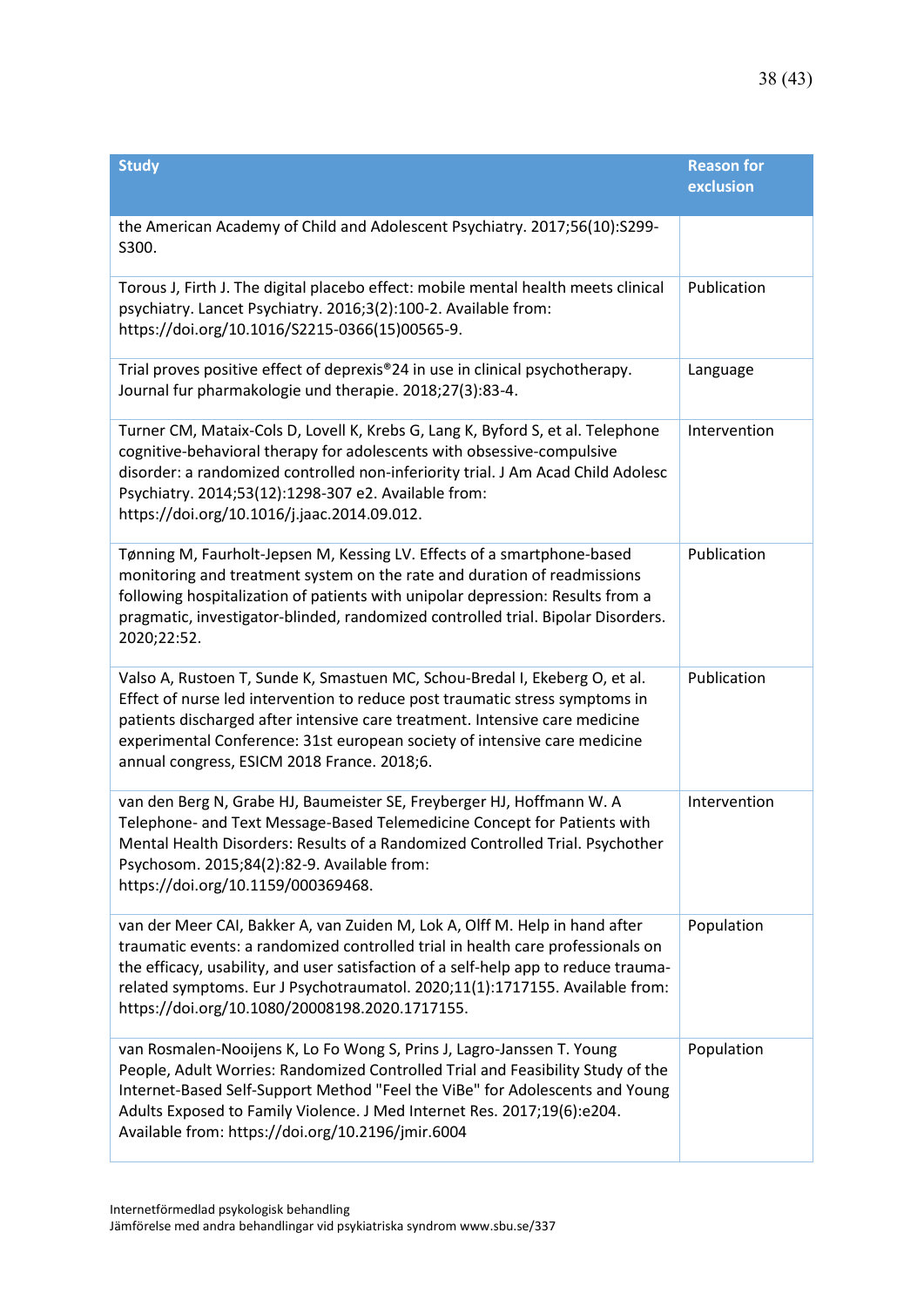| Study | Reason for exclusion |
| --- | --- |
| the American Academy of Child and Adolescent Psychiatry. 2017;56(10):S299-S300. | |
| Torous J, Firth J. The digital placebo effect: mobile mental health meets clinical psychiatry. Lancet Psychiatry. 2016;3(2):100-2. Available from: https://doi.org/10.1016/S2215-0366(15)00565-9. | Publication |
| Trial proves positive effect of deprexis®24 in use in clinical psychotherapy. Journal fur pharmakologie und therapie. 2018;27(3):83-4. | Language |
| Turner CM, Mataix-Cols D, Lovell K, Krebs G, Lang K, Byford S, et al. Telephone cognitive-behavioral therapy for adolescents with obsessive-compulsive disorder: a randomized controlled non-inferiority trial. J Am Acad Child Adolesc Psychiatry. 2014;53(12):1298-307 e2. Available from: https://doi.org/10.1016/j.jaac.2014.09.012. | Intervention |
| Tønning M, Faurholt-Jepsen M, Kessing LV. Effects of a smartphone-based monitoring and treatment system on the rate and duration of readmissions following hospitalization of patients with unipolar depression: Results from a pragmatic, investigator-blinded, randomized controlled trial. Bipolar Disorders. 2020;22:52. | Publication |
| Valso A, Rustoen T, Sunde K, Smastuen MC, Schou-Bredal I, Ekeberg O, et al. Effect of nurse led intervention to reduce post traumatic stress symptoms in patients discharged after intensive care treatment. Intensive care medicine experimental Conference: 31st european society of intensive care medicine annual congress, ESICM 2018 France. 2018;6. | Publication |
| van den Berg N, Grabe HJ, Baumeister SE, Freyberger HJ, Hoffmann W. A Telephone- and Text Message-Based Telemedicine Concept for Patients with Mental Health Disorders: Results of a Randomized Controlled Trial. Psychother Psychosom. 2015;84(2):82-9. Available from: https://doi.org/10.1159/000369468. | Intervention |
| van der Meer CAI, Bakker A, van Zuiden M, Lok A, Olff M. Help in hand after traumatic events: a randomized controlled trial in health care professionals on the efficacy, usability, and user satisfaction of a self-help app to reduce trauma-related symptoms. Eur J Psychotraumatol. 2020;11(1):1717155. Available from: https://doi.org/10.1080/20008198.2020.1717155. | Population |
| van Rosmalen-Nooijens K, Lo Fo Wong S, Prins J, Lagro-Janssen T. Young People, Adult Worries: Randomized Controlled Trial and Feasibility Study of the Internet-Based Self-Support Method "Feel the ViBe" for Adolescents and Young Adults Exposed to Family Violence. J Med Internet Res. 2017;19(6):e204. Available from: https://doi.org/10.2196/jmir.6004 | Population |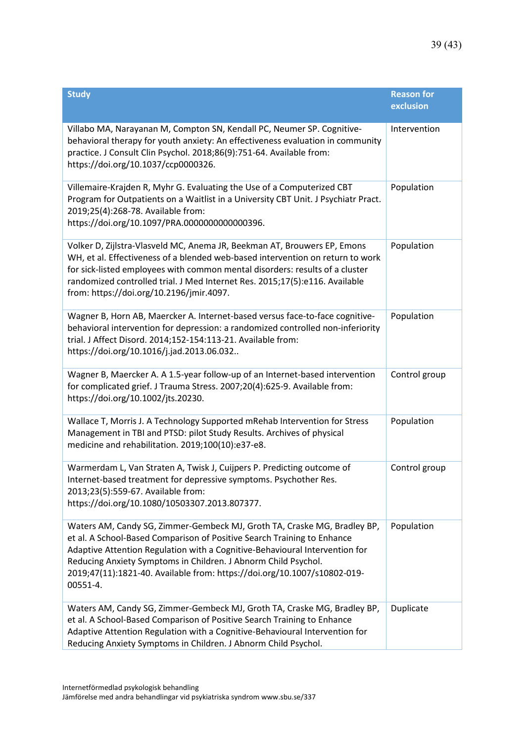| Study | Reason for exclusion |
|---|---|
| Villabo MA, Narayanan M, Compton SN, Kendall PC, Neumer SP. Cognitive-behavioral therapy for youth anxiety: An effectiveness evaluation in community practice. J Consult Clin Psychol. 2018;86(9):751-64. Available from: https://doi.org/10.1037/ccp0000326. | Intervention |
| Villemaire-Krajden R, Myhr G. Evaluating the Use of a Computerized CBT Program for Outpatients on a Waitlist in a University CBT Unit. J Psychiatr Pract. 2019;25(4):268-78. Available from: https://doi.org/10.1097/PRA.0000000000000396. | Population |
| Volker D, Zijlstra-Vlasveld MC, Anema JR, Beekman AT, Brouwers EP, Emons WH, et al. Effectiveness of a blended web-based intervention on return to work for sick-listed employees with common mental disorders: results of a cluster randomized controlled trial. J Med Internet Res. 2015;17(5):e116. Available from: https://doi.org/10.2196/jmir.4097. | Population |
| Wagner B, Horn AB, Maercker A. Internet-based versus face-to-face cognitive-behavioral intervention for depression: a randomized controlled non-inferiority trial. J Affect Disord. 2014;152-154:113-21. Available from: https://doi.org/10.1016/j.jad.2013.06.032.. | Population |
| Wagner B, Maercker A. A 1.5-year follow-up of an Internet-based intervention for complicated grief. J Trauma Stress. 2007;20(4):625-9. Available from: https://doi.org/10.1002/jts.20230. | Control group |
| Wallace T, Morris J. A Technology Supported mRehab Intervention for Stress Management in TBI and PTSD: pilot Study Results. Archives of physical medicine and rehabilitation. 2019;100(10):e37-e8. | Population |
| Warmerdam L, Van Straten A, Twisk J, Cuijpers P. Predicting outcome of Internet-based treatment for depressive symptoms. Psychother Res. 2013;23(5):559-67. Available from: https://doi.org/10.1080/10503307.2013.807377. | Control group |
| Waters AM, Candy SG, Zimmer-Gembeck MJ, Groth TA, Craske MG, Bradley BP, et al. A School-Based Comparison of Positive Search Training to Enhance Adaptive Attention Regulation with a Cognitive-Behavioural Intervention for Reducing Anxiety Symptoms in Children. J Abnorm Child Psychol. 2019;47(11):1821-40. Available from: https://doi.org/10.1007/s10802-019-00551-4. | Population |
| Waters AM, Candy SG, Zimmer-Gembeck MJ, Groth TA, Craske MG, Bradley BP, et al. A School-Based Comparison of Positive Search Training to Enhance Adaptive Attention Regulation with a Cognitive-Behavioural Intervention for Reducing Anxiety Symptoms in Children. J Abnorm Child Psychol. | Duplicate |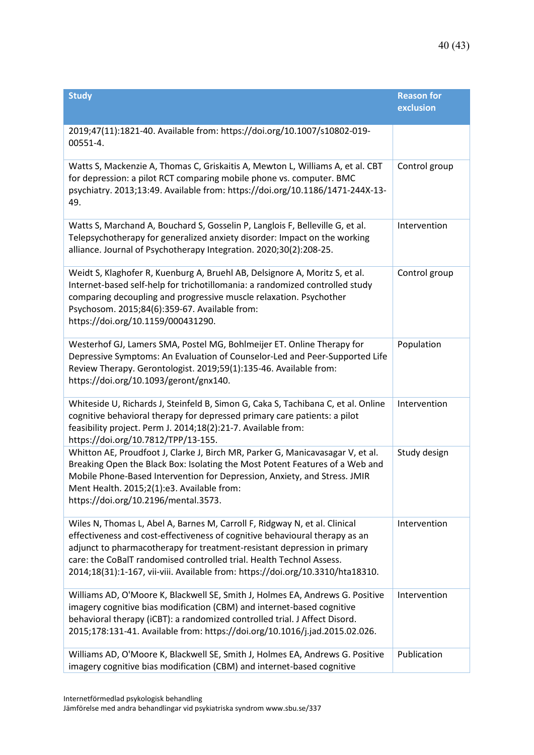| Study | Reason for exclusion |
| --- | --- |
| 2019;47(11):1821-40. Available from: https://doi.org/10.1007/s10802-019-00551-4. | |
| Watts S, Mackenzie A, Thomas C, Griskaitis A, Mewton L, Williams A, et al. CBT for depression: a pilot RCT comparing mobile phone vs. computer. BMC psychiatry. 2013;13:49. Available from: https://doi.org/10.1186/1471-244X-13-49. | Control group |
| Watts S, Marchand A, Bouchard S, Gosselin P, Langlois F, Belleville G, et al. Telepsychotherapy for generalized anxiety disorder: Impact on the working alliance. Journal of Psychotherapy Integration. 2020;30(2):208-25. | Intervention |
| Weidt S, Klaghofer R, Kuenburg A, Bruehl AB, Delsignore A, Moritz S, et al. Internet-based self-help for trichotillomania: a randomized controlled study comparing decoupling and progressive muscle relaxation. Psychother Psychosom. 2015;84(6):359-67. Available from: https://doi.org/10.1159/000431290. | Control group |
| Westerhof GJ, Lamers SMA, Postel MG, Bohlmeijer ET. Online Therapy for Depressive Symptoms: An Evaluation of Counselor-Led and Peer-Supported Life Review Therapy. Gerontologist. 2019;59(1):135-46. Available from: https://doi.org/10.1093/geront/gnx140. | Population |
| Whiteside U, Richards J, Steinfeld B, Simon G, Caka S, Tachibana C, et al. Online cognitive behavioral therapy for depressed primary care patients: a pilot feasibility project. Perm J. 2014;18(2):21-7. Available from: https://doi.org/10.7812/TPP/13-155. | Intervention |
| Whitton AE, Proudfoot J, Clarke J, Birch MR, Parker G, Manicavasagar V, et al. Breaking Open the Black Box: Isolating the Most Potent Features of a Web and Mobile Phone-Based Intervention for Depression, Anxiety, and Stress. JMIR Ment Health. 2015;2(1):e3. Available from: https://doi.org/10.2196/mental.3573. | Study design |
| Wiles N, Thomas L, Abel A, Barnes M, Carroll F, Ridgway N, et al. Clinical effectiveness and cost-effectiveness of cognitive behavioural therapy as an adjunct to pharmacotherapy for treatment-resistant depression in primary care: the CoBalT randomised controlled trial. Health Technol Assess. 2014;18(31):1-167, vii-viii. Available from: https://doi.org/10.3310/hta18310. | Intervention |
| Williams AD, O'Moore K, Blackwell SE, Smith J, Holmes EA, Andrews G. Positive imagery cognitive bias modification (CBM) and internet-based cognitive behavioral therapy (iCBT): a randomized controlled trial. J Affect Disord. 2015;178:131-41. Available from: https://doi.org/10.1016/j.jad.2015.02.026. | Intervention |
| Williams AD, O'Moore K, Blackwell SE, Smith J, Holmes EA, Andrews G. Positive imagery cognitive bias modification (CBM) and internet-based cognitive | Publication |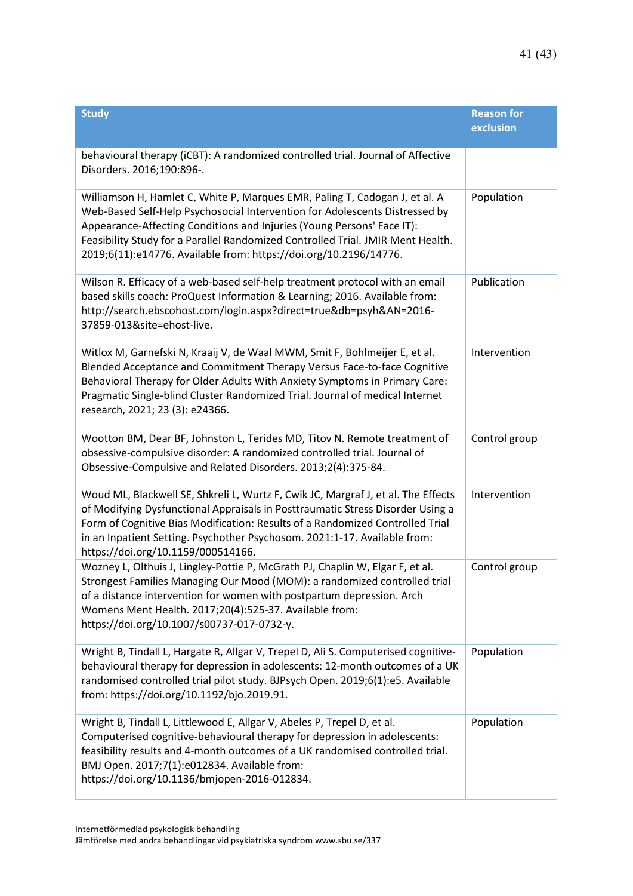| Study | Reason for exclusion |
|---|---|
| behavioural therapy (iCBT): A randomized controlled trial. Journal of Affective Disorders. 2016;190:896-. | |
| Williamson H, Hamlet C, White P, Marques EMR, Paling T, Cadogan J, et al. A Web-Based Self-Help Psychosocial Intervention for Adolescents Distressed by Appearance-Affecting Conditions and Injuries (Young Persons' Face IT): Feasibility Study for a Parallel Randomized Controlled Trial. JMIR Ment Health. 2019;6(11):e14776. Available from: https://doi.org/10.2196/14776. | Population |
| Wilson R. Efficacy of a web-based self-help treatment protocol with an email based skills coach: ProQuest Information & Learning; 2016. Available from: http://search.ebscohost.com/login.aspx?direct=true&db=psyh&AN=2016-37859-013&site=ehost-live. | Publication |
| Witlox M, Garnefski N, Kraaij V, de Waal MWM, Smit F, Bohlmeijer E, et al. Blended Acceptance and Commitment Therapy Versus Face-to-face Cognitive Behavioral Therapy for Older Adults With Anxiety Symptoms in Primary Care: Pragmatic Single-blind Cluster Randomized Trial. Journal of medical Internet research, 2021; 23 (3): e24366. | Intervention |
| Wootton BM, Dear BF, Johnston L, Terides MD, Titov N. Remote treatment of obsessive-compulsive disorder: A randomized controlled trial. Journal of Obsessive-Compulsive and Related Disorders. 2013;2(4):375-84. | Control group |
| Woud ML, Blackwell SE, Shkreli L, Wurtz F, Cwik JC, Margraf J, et al. The Effects of Modifying Dysfunctional Appraisals in Posttraumatic Stress Disorder Using a Form of Cognitive Bias Modification: Results of a Randomized Controlled Trial in an Inpatient Setting. Psychother Psychosom. 2021:1-17. Available from: https://doi.org/10.1159/000514166. | Intervention |
| Wozney L, Olthuis J, Lingley-Pottie P, McGrath PJ, Chaplin W, Elgar F, et al. Strongest Families Managing Our Mood (MOM): a randomized controlled trial of a distance intervention for women with postpartum depression. Arch Womens Ment Health. 2017;20(4):525-37. Available from: https://doi.org/10.1007/s00737-017-0732-y. | Control group |
| Wright B, Tindall L, Hargate R, Allgar V, Trepel D, Ali S. Computerised cognitive-behavioural therapy for depression in adolescents: 12-month outcomes of a UK randomised controlled trial pilot study. BJPsych Open. 2019;6(1):e5. Available from: https://doi.org/10.1192/bjo.2019.91. | Population |
| Wright B, Tindall L, Littlewood E, Allgar V, Abeles P, Trepel D, et al. Computerised cognitive-behavioural therapy for depression in adolescents: feasibility results and 4-month outcomes of a UK randomised controlled trial. BMJ Open. 2017;7(1):e012834. Available from: https://doi.org/10.1136/bmjopen-2016-012834. | Population |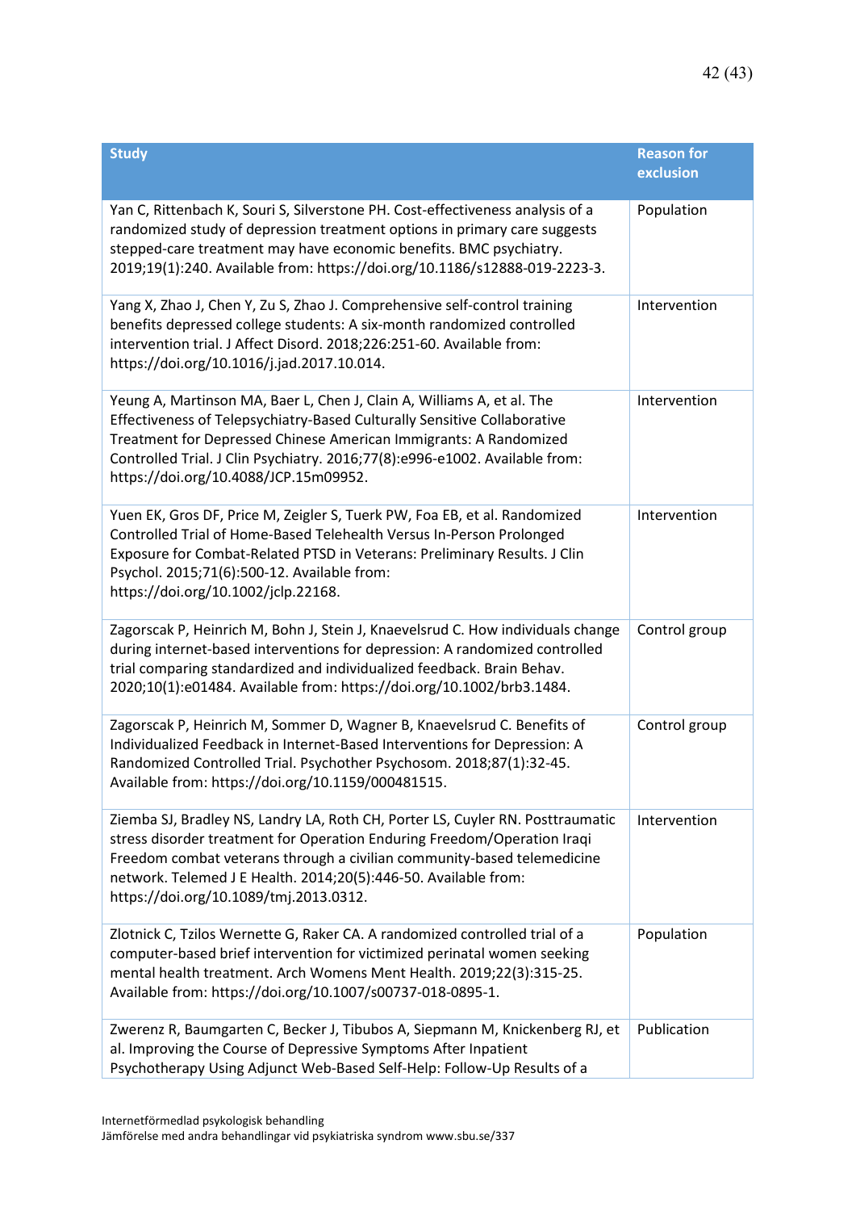| Study | Reason for exclusion |
|---|---|
| Yan C, Rittenbach K, Souri S, Silverstone PH. Cost-effectiveness analysis of a randomized study of depression treatment options in primary care suggests stepped-care treatment may have economic benefits. BMC psychiatry. 2019;19(1):240. Available from: https://doi.org/10.1186/s12888-019-2223-3. | Population |
| Yang X, Zhao J, Chen Y, Zu S, Zhao J. Comprehensive self-control training benefits depressed college students: A six-month randomized controlled intervention trial. J Affect Disord. 2018;226:251-60. Available from: https://doi.org/10.1016/j.jad.2017.10.014. | Intervention |
| Yeung A, Martinson MA, Baer L, Chen J, Clain A, Williams A, et al. The Effectiveness of Telepsychiatry-Based Culturally Sensitive Collaborative Treatment for Depressed Chinese American Immigrants: A Randomized Controlled Trial. J Clin Psychiatry. 2016;77(8):e996-e1002. Available from: https://doi.org/10.4088/JCP.15m09952. | Intervention |
| Yuen EK, Gros DF, Price M, Zeigler S, Tuerk PW, Foa EB, et al. Randomized Controlled Trial of Home-Based Telehealth Versus In-Person Prolonged Exposure for Combat-Related PTSD in Veterans: Preliminary Results. J Clin Psychol. 2015;71(6):500-12. Available from: https://doi.org/10.1002/jclp.22168. | Intervention |
| Zagorscak P, Heinrich M, Bohn J, Stein J, Knaevelsrud C. How individuals change during internet-based interventions for depression: A randomized controlled trial comparing standardized and individualized feedback. Brain Behav. 2020;10(1):e01484. Available from: https://doi.org/10.1002/brb3.1484. | Control group |
| Zagorscak P, Heinrich M, Sommer D, Wagner B, Knaevelsrud C. Benefits of Individualized Feedback in Internet-Based Interventions for Depression: A Randomized Controlled Trial. Psychother Psychosom. 2018;87(1):32-45. Available from: https://doi.org/10.1159/000481515. | Control group |
| Ziemba SJ, Bradley NS, Landry LA, Roth CH, Porter LS, Cuyler RN. Posttraumatic stress disorder treatment for Operation Enduring Freedom/Operation Iraqi Freedom combat veterans through a civilian community-based telemedicine network. Telemed J E Health. 2014;20(5):446-50. Available from: https://doi.org/10.1089/tmj.2013.0312. | Intervention |
| Zlotnick C, Tzilos Wernette G, Raker CA. A randomized controlled trial of a computer-based brief intervention for victimized perinatal women seeking mental health treatment. Arch Womens Ment Health. 2019;22(3):315-25. Available from: https://doi.org/10.1007/s00737-018-0895-1. | Population |
| Zwerenz R, Baumgarten C, Becker J, Tibubos A, Siepmann M, Knickenberg RJ, et al. Improving the Course of Depressive Symptoms After Inpatient Psychotherapy Using Adjunct Web-Based Self-Help: Follow-Up Results of a | Publication |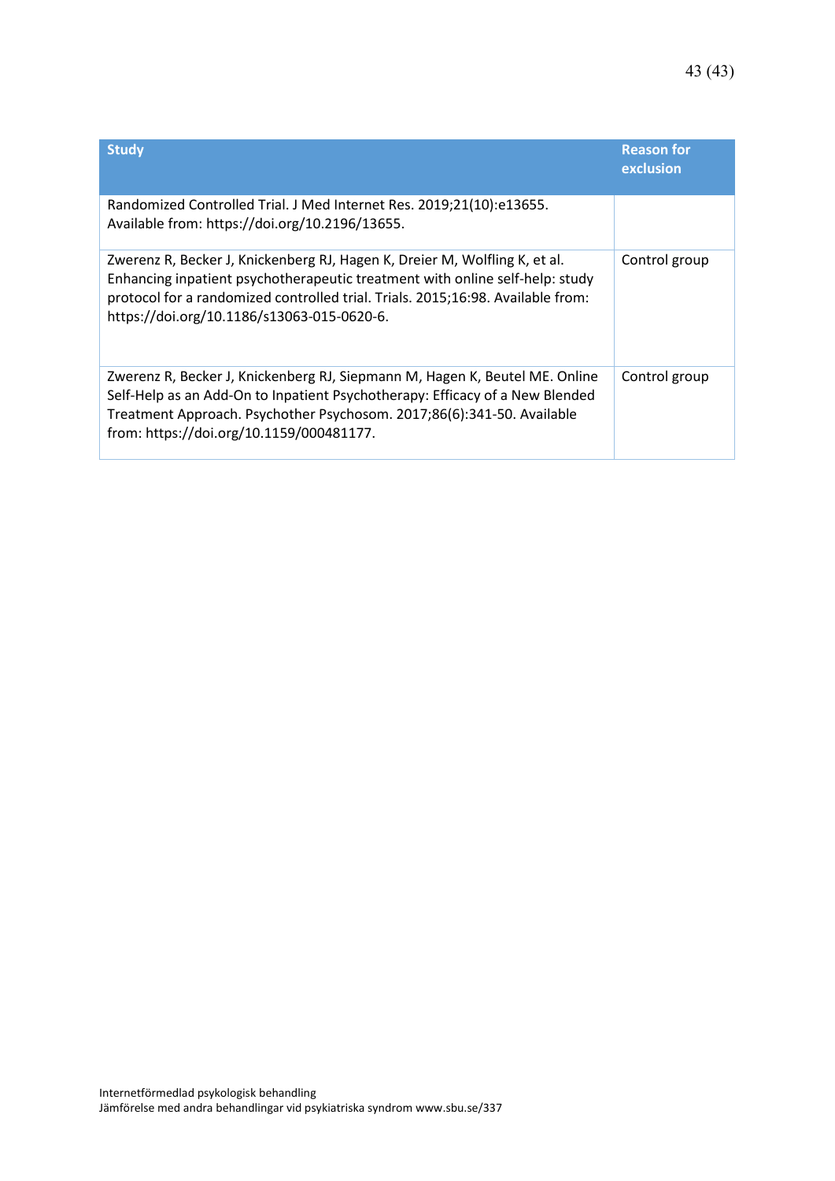| Study | Reason for exclusion |
| --- | --- |
| Randomized Controlled Trial. J Med Internet Res. 2019;21(10):e13655. Available from: https://doi.org/10.2196/13655. | |
| Zwerenz R, Becker J, Knickenberg RJ, Hagen K, Dreier M, Wolfling K, et al. Enhancing inpatient psychotherapeutic treatment with online self-help: study protocol for a randomized controlled trial. Trials. 2015;16:98. Available from: https://doi.org/10.1186/s13063-015-0620-6. | Control group |
| Zwerenz R, Becker J, Knickenberg RJ, Siepmann M, Hagen K, Beutel ME. Online Self-Help as an Add-On to Inpatient Psychotherapy: Efficacy of a New Blended Treatment Approach. Psychother Psychosom. 2017;86(6):341-50. Available from: https://doi.org/10.1159/000481177. | Control group |